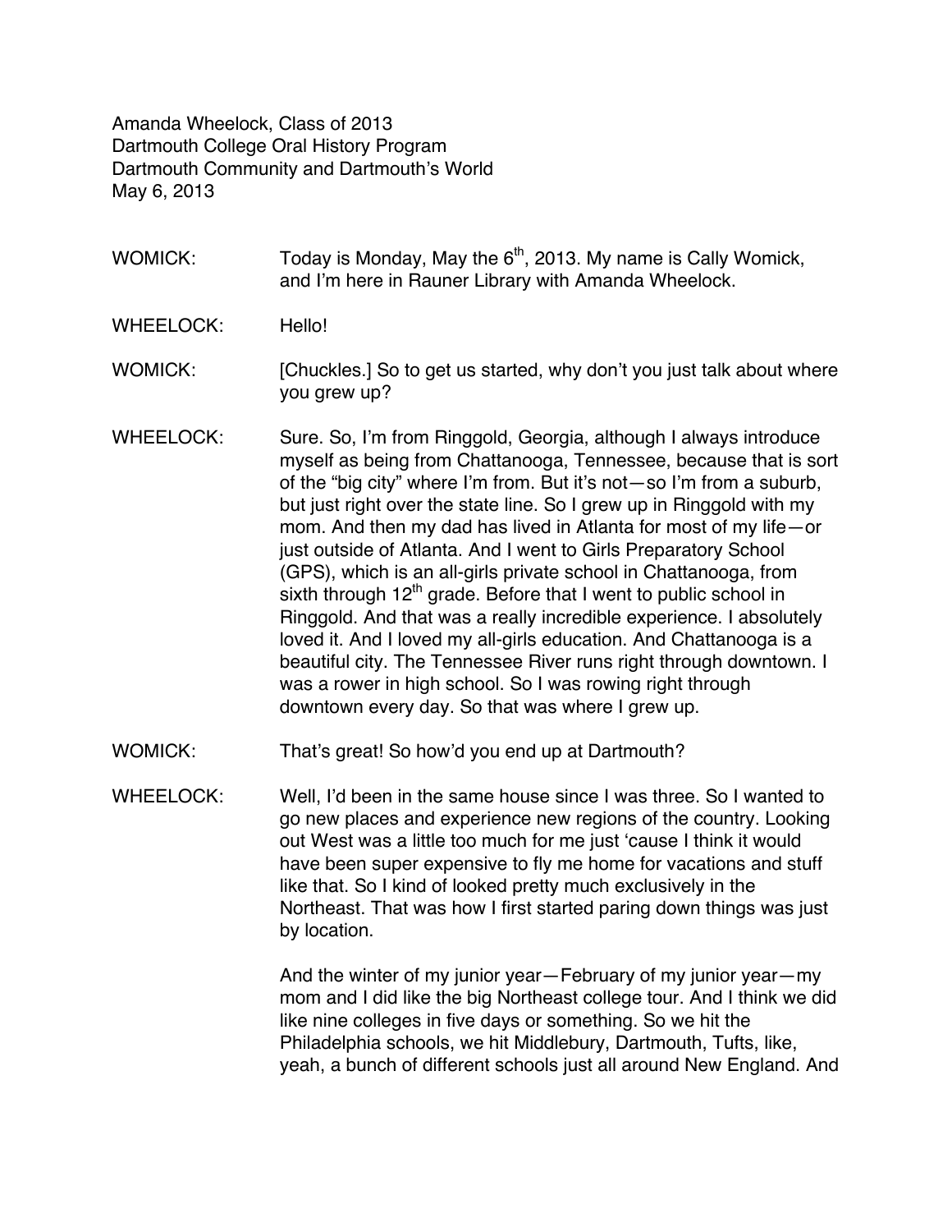Amanda Wheelock, Class of 2013
Dartmouth College Oral History Program
Dartmouth Community and Dartmouth's World
May 6, 2013

WOMICK: Today is Monday, May the 6th, 2013. My name is Cally Womick, and I'm here in Rauner Library with Amanda Wheelock.

WHEELOCK: Hello!

WOMICK: [Chuckles.] So to get us started, why don't you just talk about where you grew up?

WHEELOCK: Sure. So, I'm from Ringgold, Georgia, although I always introduce myself as being from Chattanooga, Tennessee, because that is sort of the "big city" where I'm from. But it's not—so I'm from a suburb, but just right over the state line. So I grew up in Ringgold with my mom. And then my dad has lived in Atlanta for most of my life—or just outside of Atlanta. And I went to Girls Preparatory School (GPS), which is an all-girls private school in Chattanooga, from sixth through 12th grade. Before that I went to public school in Ringgold. And that was a really incredible experience. I absolutely loved it. And I loved my all-girls education. And Chattanooga is a beautiful city. The Tennessee River runs right through downtown. I was a rower in high school. So I was rowing right through downtown every day. So that was where I grew up.

WOMICK: That's great! So how'd you end up at Dartmouth?

WHEELOCK: Well, I'd been in the same house since I was three. So I wanted to go new places and experience new regions of the country. Looking out West was a little too much for me just 'cause I think it would have been super expensive to fly me home for vacations and stuff like that. So I kind of looked pretty much exclusively in the Northeast. That was how I first started paring down things was just by location.

And the winter of my junior year—February of my junior year—my mom and I did like the big Northeast college tour. And I think we did like nine colleges in five days or something. So we hit the Philadelphia schools, we hit Middlebury, Dartmouth, Tufts, like, yeah, a bunch of different schools just all around New England. And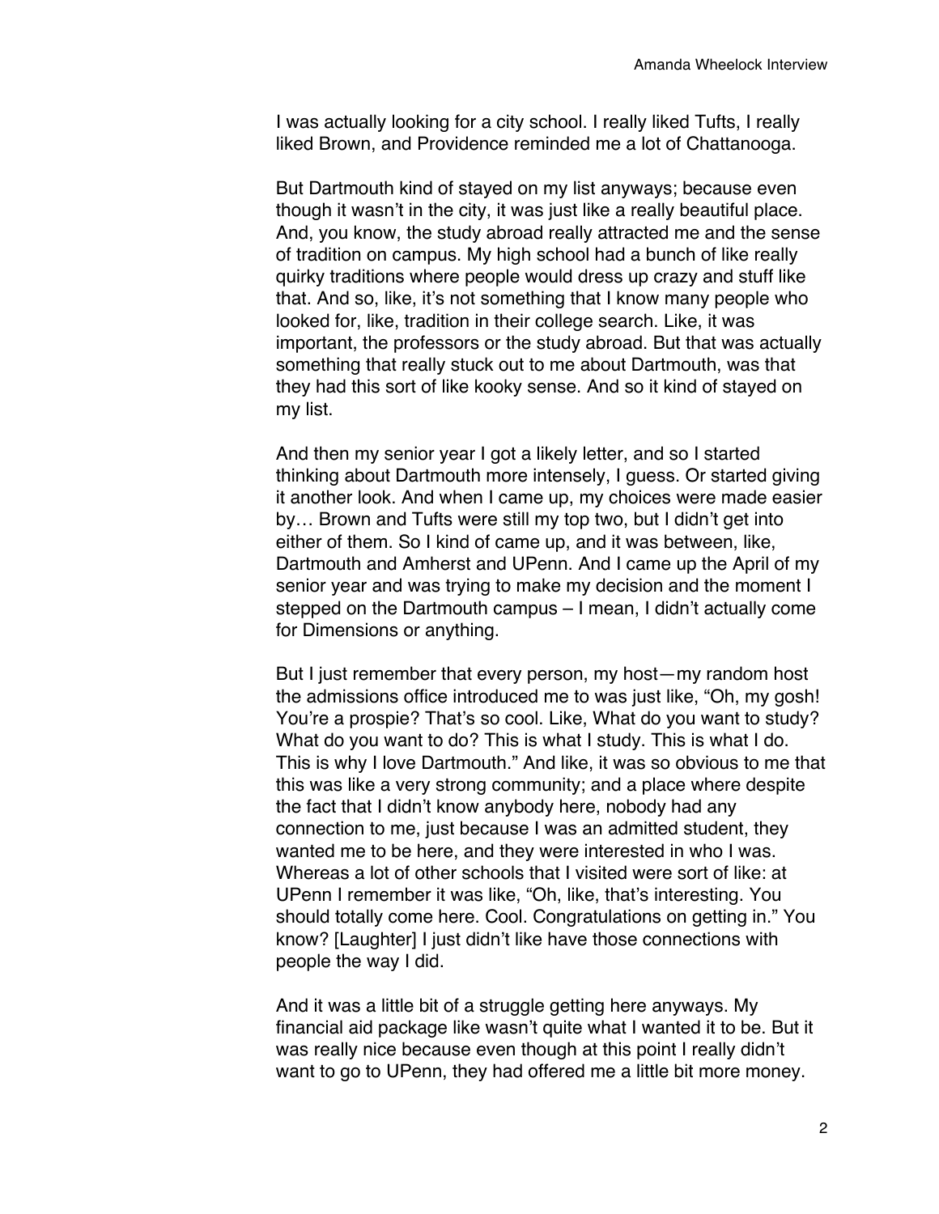I was actually looking for a city school. I really liked Tufts, I really liked Brown, and Providence reminded me a lot of Chattanooga.

But Dartmouth kind of stayed on my list anyways; because even though it wasn't in the city, it was just like a really beautiful place. And, you know, the study abroad really attracted me and the sense of tradition on campus. My high school had a bunch of like really quirky traditions where people would dress up crazy and stuff like that. And so, like, it's not something that I know many people who looked for, like, tradition in their college search. Like, it was important, the professors or the study abroad. But that was actually something that really stuck out to me about Dartmouth, was that they had this sort of like kooky sense. And so it kind of stayed on my list.

And then my senior year I got a likely letter, and so I started thinking about Dartmouth more intensely, I guess. Or started giving it another look. And when I came up, my choices were made easier by… Brown and Tufts were still my top two, but I didn't get into either of them. So I kind of came up, and it was between, like, Dartmouth and Amherst and UPenn. And I came up the April of my senior year and was trying to make my decision and the moment I stepped on the Dartmouth campus – I mean, I didn't actually come for Dimensions or anything.

But I just remember that every person, my host—my random host the admissions office introduced me to was just like, "Oh, my gosh! You're a prospie? That's so cool. Like, What do you want to study? What do you want to do? This is what I study. This is what I do. This is why I love Dartmouth." And like, it was so obvious to me that this was like a very strong community; and a place where despite the fact that I didn't know anybody here, nobody had any connection to me, just because I was an admitted student, they wanted me to be here, and they were interested in who I was. Whereas a lot of other schools that I visited were sort of like: at UPenn I remember it was like, "Oh, like, that's interesting. You should totally come here. Cool. Congratulations on getting in." You know? [Laughter] I just didn't like have those connections with people the way I did.

And it was a little bit of a struggle getting here anyways. My financial aid package like wasn't quite what I wanted it to be. But it was really nice because even though at this point I really didn't want to go to UPenn, they had offered me a little bit more money.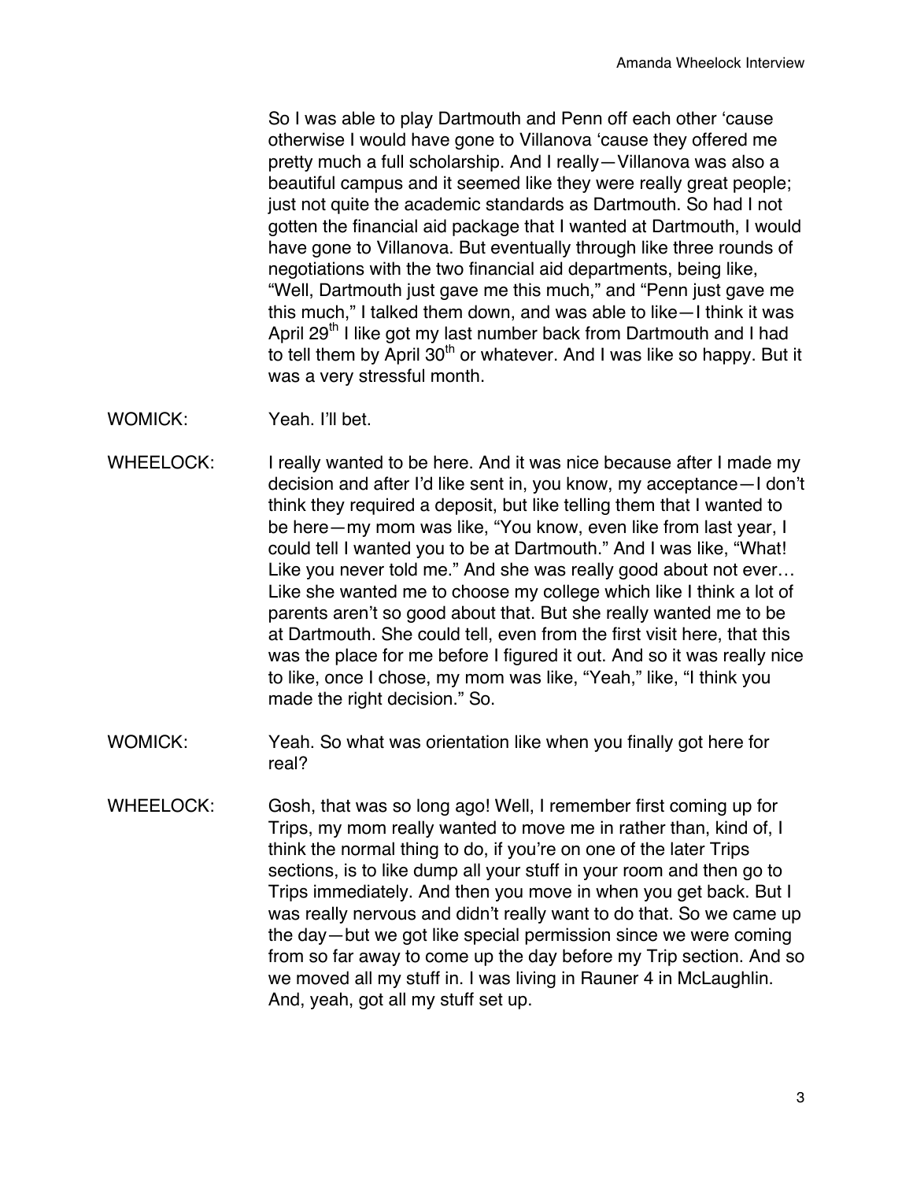So I was able to play Dartmouth and Penn off each other 'cause otherwise I would have gone to Villanova 'cause they offered me pretty much a full scholarship. And I really—Villanova was also a beautiful campus and it seemed like they were really great people; just not quite the academic standards as Dartmouth. So had I not gotten the financial aid package that I wanted at Dartmouth, I would have gone to Villanova. But eventually through like three rounds of negotiations with the two financial aid departments, being like, "Well, Dartmouth just gave me this much," and "Penn just gave me this much," I talked them down, and was able to like—I think it was April 29th I like got my last number back from Dartmouth and I had to tell them by April 30th or whatever. And I was like so happy. But it was a very stressful month.

WOMICK: Yeah. I'll bet.

WHEELOCK: I really wanted to be here. And it was nice because after I made my decision and after I'd like sent in, you know, my acceptance—I don't think they required a deposit, but like telling them that I wanted to be here—my mom was like, "You know, even like from last year, I could tell I wanted you to be at Dartmouth." And I was like, "What! Like you never told me." And she was really good about not ever… Like she wanted me to choose my college which like I think a lot of parents aren't so good about that. But she really wanted me to be at Dartmouth. She could tell, even from the first visit here, that this was the place for me before I figured it out. And so it was really nice to like, once I chose, my mom was like, "Yeah," like, "I think you made the right decision." So.

WOMICK: Yeah. So what was orientation like when you finally got here for real?

WHEELOCK: Gosh, that was so long ago! Well, I remember first coming up for Trips, my mom really wanted to move me in rather than, kind of, I think the normal thing to do, if you're on one of the later Trips sections, is to like dump all your stuff in your room and then go to Trips immediately. And then you move in when you get back. But I was really nervous and didn't really want to do that. So we came up the day—but we got like special permission since we were coming from so far away to come up the day before my Trip section. And so we moved all my stuff in. I was living in Rauner 4 in McLaughlin. And, yeah, got all my stuff set up.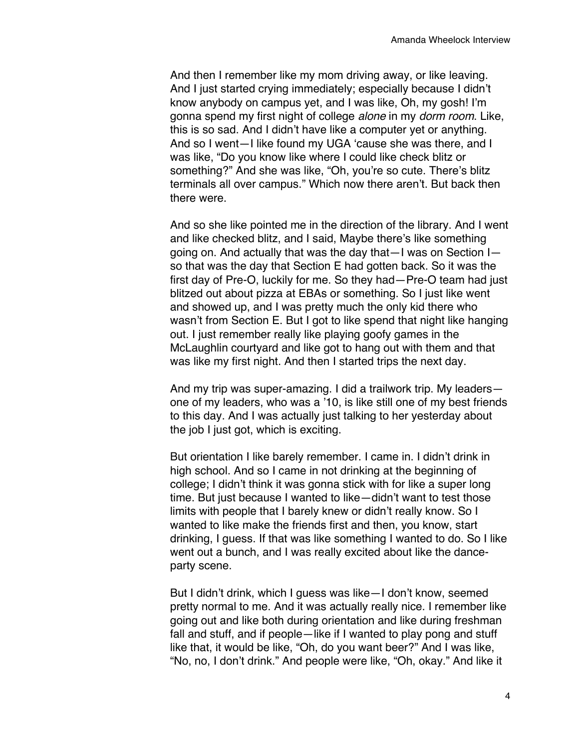And then I remember like my mom driving away, or like leaving. And I just started crying immediately; especially because I didn't know anybody on campus yet, and I was like, Oh, my gosh! I'm gonna spend my first night of college *alone* in my *dorm room*. Like, this is so sad. And I didn't have like a computer yet or anything. And so I went—I like found my UGA 'cause she was there, and I was like, "Do you know like where I could like check blitz or something?" And she was like, "Oh, you're so cute. There's blitz terminals all over campus." Which now there aren't. But back then there were.

And so she like pointed me in the direction of the library. And I went and like checked blitz, and I said, Maybe there's like something going on. And actually that was the day that—I was on Section I—so that was the day that Section E had gotten back. So it was the first day of Pre-O, luckily for me. So they had—Pre-O team had just blitzed out about pizza at EBAs or something. So I just like went and showed up, and I was pretty much the only kid there who wasn't from Section E. But I got to like spend that night like hanging out. I just remember really like playing goofy games in the McLaughlin courtyard and like got to hang out with them and that was like my first night. And then I started trips the next day.

And my trip was super-amazing. I did a trailwork trip. My leaders—one of my leaders, who was a '10, is like still one of my best friends to this day. And I was actually just talking to her yesterday about the job I just got, which is exciting.

But orientation I like barely remember. I came in. I didn't drink in high school. And so I came in not drinking at the beginning of college; I didn't think it was gonna stick with for like a super long time. But just because I wanted to like—didn't want to test those limits with people that I barely knew or didn't really know. So I wanted to like make the friends first and then, you know, start drinking, I guess. If that was like something I wanted to do. So I like went out a bunch, and I was really excited about like the dance-party scene.

But I didn't drink, which I guess was like—I don't know, seemed pretty normal to me. And it was actually really nice. I remember like going out and like both during orientation and like during freshman fall and stuff, and if people—like if I wanted to play pong and stuff like that, it would be like, "Oh, do you want beer?" And I was like, "No, no, I don't drink." And people were like, "Oh, okay." And like it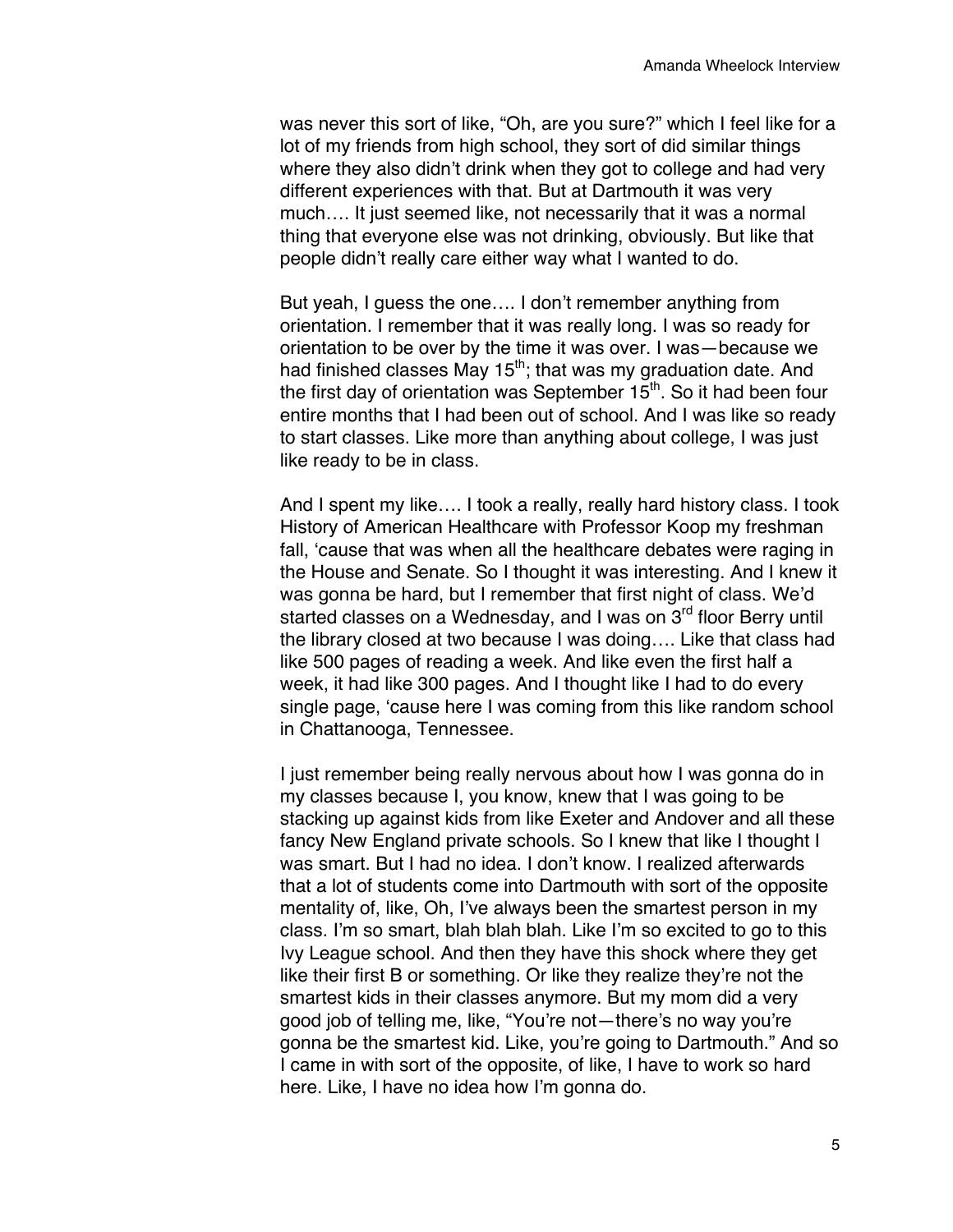was never this sort of like, "Oh, are you sure?" which I feel like for a lot of my friends from high school, they sort of did similar things where they also didn't drink when they got to college and had very different experiences with that. But at Dartmouth it was very much…. It just seemed like, not necessarily that it was a normal thing that everyone else was not drinking, obviously. But like that people didn't really care either way what I wanted to do.

But yeah, I guess the one…. I don't remember anything from orientation. I remember that it was really long. I was so ready for orientation to be over by the time it was over. I was—because we had finished classes May 15th; that was my graduation date. And the first day of orientation was September 15th. So it had been four entire months that I had been out of school. And I was like so ready to start classes. Like more than anything about college, I was just like ready to be in class.

And I spent my like…. I took a really, really hard history class. I took History of American Healthcare with Professor Koop my freshman fall, 'cause that was when all the healthcare debates were raging in the House and Senate. So I thought it was interesting. And I knew it was gonna be hard, but I remember that first night of class. We'd started classes on a Wednesday, and I was on 3rd floor Berry until the library closed at two because I was doing…. Like that class had like 500 pages of reading a week. And like even the first half a week, it had like 300 pages. And I thought like I had to do every single page, 'cause here I was coming from this like random school in Chattanooga, Tennessee.

I just remember being really nervous about how I was gonna do in my classes because I, you know, knew that I was going to be stacking up against kids from like Exeter and Andover and all these fancy New England private schools. So I knew that like I thought I was smart. But I had no idea. I don't know. I realized afterwards that a lot of students come into Dartmouth with sort of the opposite mentality of, like, Oh, I've always been the smartest person in my class. I'm so smart, blah blah blah. Like I'm so excited to go to this Ivy League school. And then they have this shock where they get like their first B or something. Or like they realize they're not the smartest kids in their classes anymore. But my mom did a very good job of telling me, like, "You're not—there's no way you're gonna be the smartest kid. Like, you're going to Dartmouth." And so I came in with sort of the opposite, of like, I have to work so hard here. Like, I have no idea how I'm gonna do.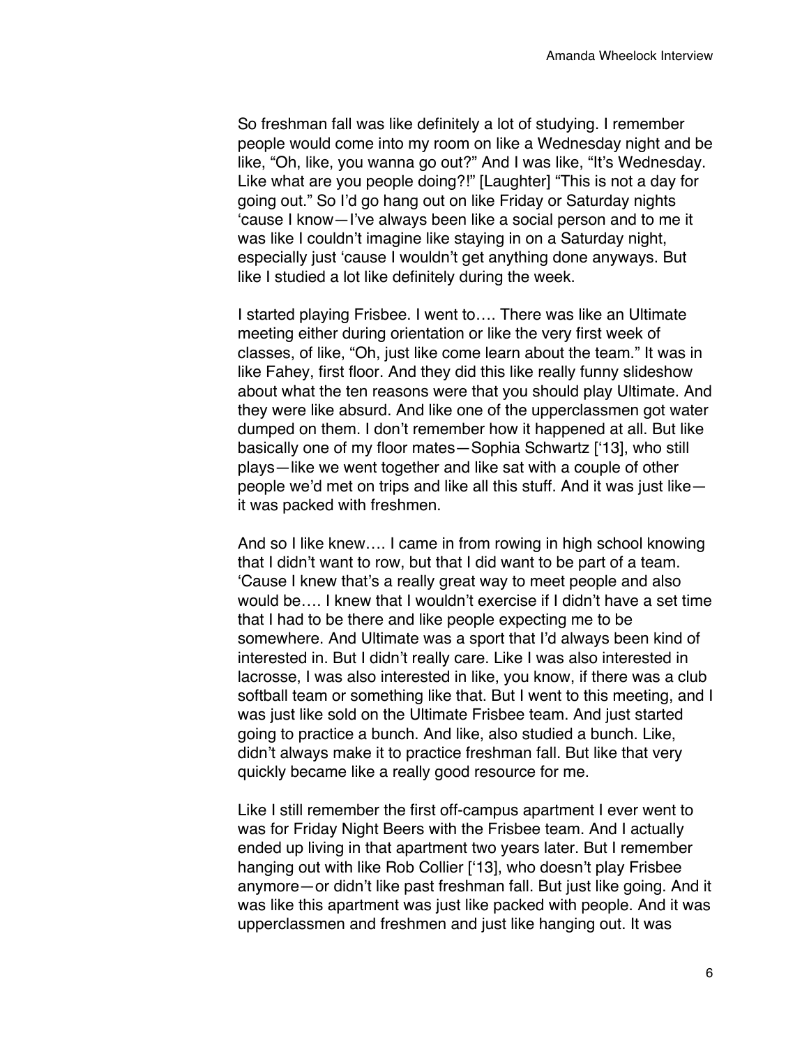So freshman fall was like definitely a lot of studying. I remember people would come into my room on like a Wednesday night and be like, "Oh, like, you wanna go out?" And I was like, "It's Wednesday. Like what are you people doing?!" [Laughter] "This is not a day for going out." So I'd go hang out on like Friday or Saturday nights 'cause I know—I've always been like a social person and to me it was like I couldn't imagine like staying in on a Saturday night, especially just 'cause I wouldn't get anything done anyways. But like I studied a lot like definitely during the week.

I started playing Frisbee. I went to…. There was like an Ultimate meeting either during orientation or like the very first week of classes, of like, "Oh, just like come learn about the team." It was in like Fahey, first floor. And they did this like really funny slideshow about what the ten reasons were that you should play Ultimate. And they were like absurd. And like one of the upperclassmen got water dumped on them. I don't remember how it happened at all. But like basically one of my floor mates—Sophia Schwartz ['13], who still plays—like we went together and like sat with a couple of other people we'd met on trips and like all this stuff. And it was just like—it was packed with freshmen.

And so I like knew…. I came in from rowing in high school knowing that I didn't want to row, but that I did want to be part of a team. 'Cause I knew that's a really great way to meet people and also would be…. I knew that I wouldn't exercise if I didn't have a set time that I had to be there and like people expecting me to be somewhere. And Ultimate was a sport that I'd always been kind of interested in. But I didn't really care. Like I was also interested in lacrosse, I was also interested in like, you know, if there was a club softball team or something like that. But I went to this meeting, and I was just like sold on the Ultimate Frisbee team. And just started going to practice a bunch. And like, also studied a bunch. Like, didn't always make it to practice freshman fall. But like that very quickly became like a really good resource for me.

Like I still remember the first off-campus apartment I ever went to was for Friday Night Beers with the Frisbee team. And I actually ended up living in that apartment two years later. But I remember hanging out with like Rob Collier ['13], who doesn't play Frisbee anymore—or didn't like past freshman fall. But just like going. And it was like this apartment was just like packed with people. And it was upperclassmen and freshmen and just like hanging out. It was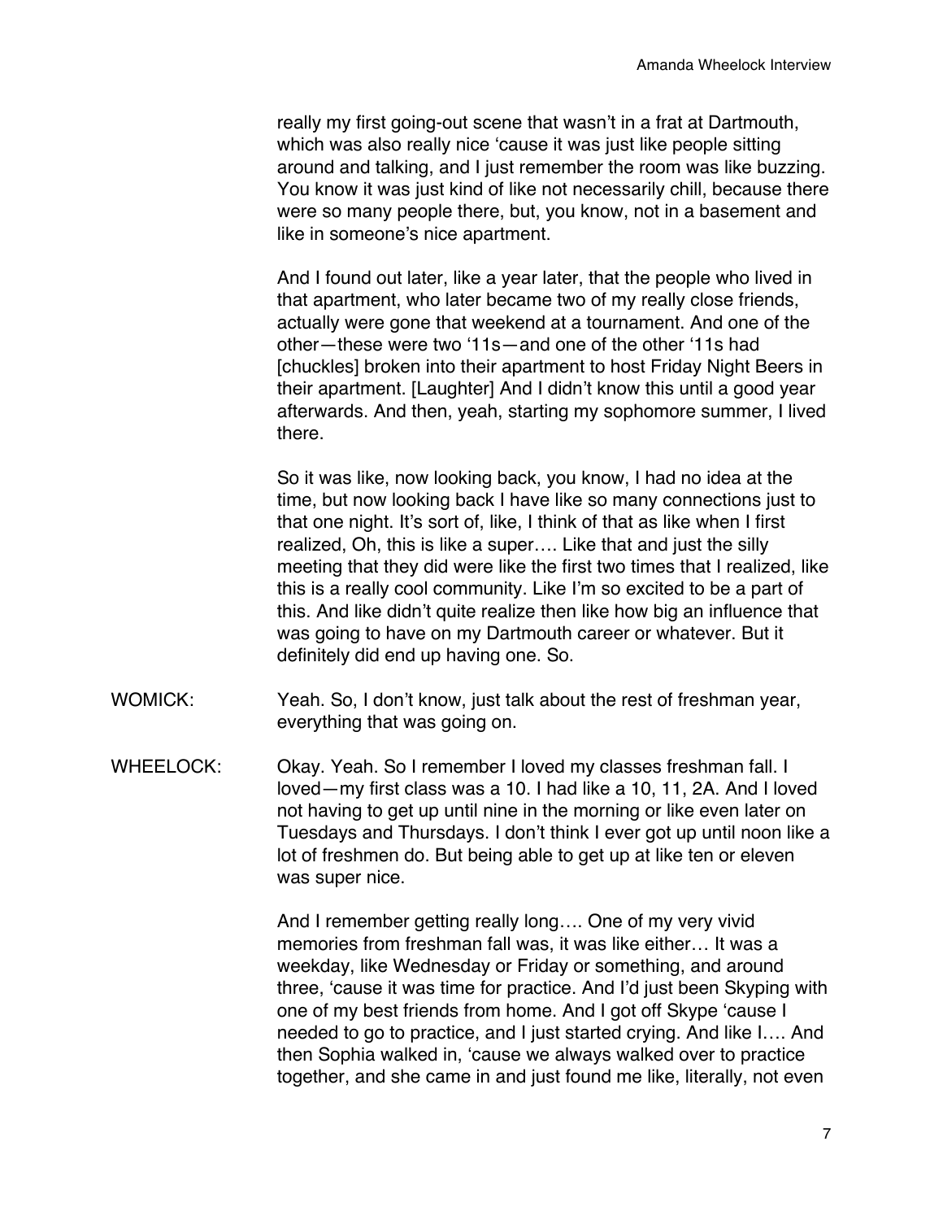really my first going-out scene that wasn't in a frat at Dartmouth, which was also really nice 'cause it was just like people sitting around and talking, and I just remember the room was like buzzing. You know it was just kind of like not necessarily chill, because there were so many people there, but, you know, not in a basement and like in someone's nice apartment.

And I found out later, like a year later, that the people who lived in that apartment, who later became two of my really close friends, actually were gone that weekend at a tournament. And one of the other—these were two '11s—and one of the other '11s had [chuckles] broken into their apartment to host Friday Night Beers in their apartment. [Laughter] And I didn't know this until a good year afterwards. And then, yeah, starting my sophomore summer, I lived there.

So it was like, now looking back, you know, I had no idea at the time, but now looking back I have like so many connections just to that one night. It's sort of, like, I think of that as like when I first realized, Oh, this is like a super…. Like that and just the silly meeting that they did were like the first two times that I realized, like this is a really cool community. Like I'm so excited to be a part of this. And like didn't quite realize then like how big an influence that was going to have on my Dartmouth career or whatever. But it definitely did end up having one. So.

WOMICK: Yeah. So, I don't know, just talk about the rest of freshman year, everything that was going on.

WHEELOCK: Okay. Yeah. So I remember I loved my classes freshman fall. I loved—my first class was a 10. I had like a 10, 11, 2A. And I loved not having to get up until nine in the morning or like even later on Tuesdays and Thursdays. I don't think I ever got up until noon like a lot of freshmen do. But being able to get up at like ten or eleven was super nice.

And I remember getting really long…. One of my very vivid memories from freshman fall was, it was like either… It was a weekday, like Wednesday or Friday or something, and around three, 'cause it was time for practice. And I'd just been Skyping with one of my best friends from home. And I got off Skype 'cause I needed to go to practice, and I just started crying. And like I…. And then Sophia walked in, 'cause we always walked over to practice together, and she came in and just found me like, literally, not even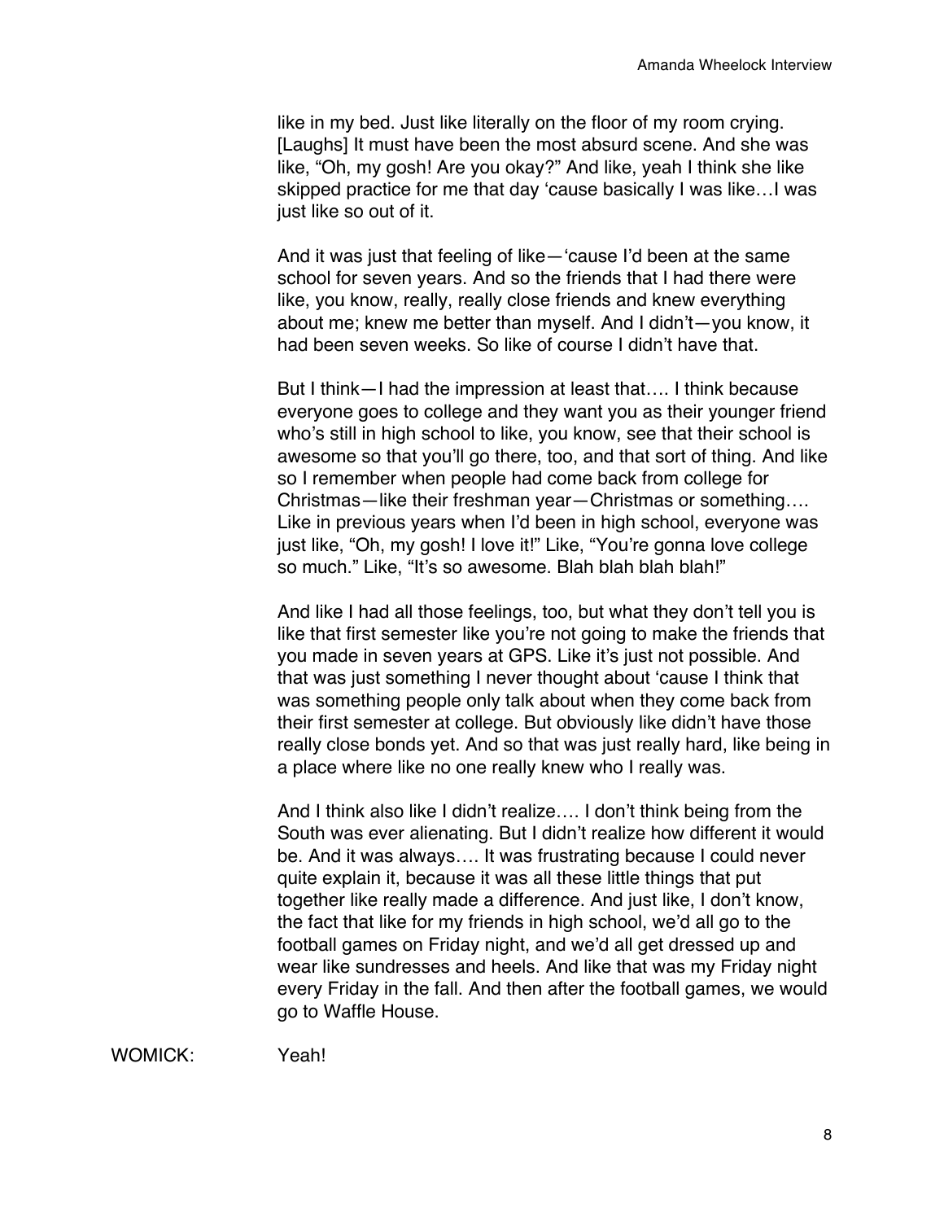like in my bed. Just like literally on the floor of my room crying. [Laughs] It must have been the most absurd scene. And she was like, "Oh, my gosh! Are you okay?" And like, yeah I think she like skipped practice for me that day 'cause basically I was like…I was just like so out of it.

And it was just that feeling of like—'cause I'd been at the same school for seven years. And so the friends that I had there were like, you know, really, really close friends and knew everything about me; knew me better than myself. And I didn't—you know, it had been seven weeks. So like of course I didn't have that.

But I think—I had the impression at least that…. I think because everyone goes to college and they want you as their younger friend who's still in high school to like, you know, see that their school is awesome so that you'll go there, too, and that sort of thing. And like so I remember when people had come back from college for Christmas—like their freshman year—Christmas or something…. Like in previous years when I'd been in high school, everyone was just like, "Oh, my gosh! I love it!" Like, "You're gonna love college so much." Like, "It's so awesome. Blah blah blah blah!"

And like I had all those feelings, too, but what they don't tell you is like that first semester like you're not going to make the friends that you made in seven years at GPS. Like it's just not possible. And that was just something I never thought about 'cause I think that was something people only talk about when they come back from their first semester at college. But obviously like didn't have those really close bonds yet. And so that was just really hard, like being in a place where like no one really knew who I really was.

And I think also like I didn't realize…. I don't think being from the South was ever alienating. But I didn't realize how different it would be. And it was always…. It was frustrating because I could never quite explain it, because it was all these little things that put together like really made a difference. And just like, I don't know, the fact that like for my friends in high school, we'd all go to the football games on Friday night, and we'd all get dressed up and wear like sundresses and heels. And like that was my Friday night every Friday in the fall. And then after the football games, we would go to Waffle House.

WOMICK: Yeah!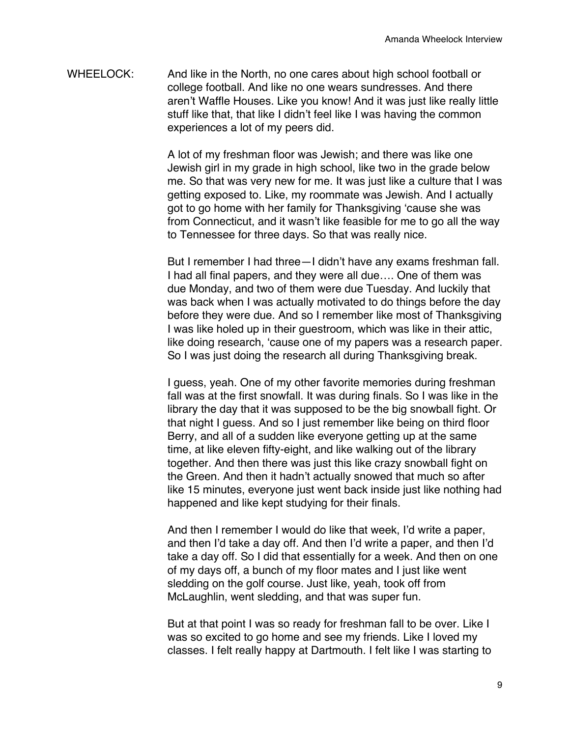WHEELOCK: And like in the North, no one cares about high school football or college football. And like no one wears sundresses. And there aren't Waffle Houses. Like you know! And it was just like really little stuff like that, that like I didn't feel like I was having the common experiences a lot of my peers did.

A lot of my freshman floor was Jewish; and there was like one Jewish girl in my grade in high school, like two in the grade below me. So that was very new for me. It was just like a culture that I was getting exposed to. Like, my roommate was Jewish. And I actually got to go home with her family for Thanksgiving 'cause she was from Connecticut, and it wasn't like feasible for me to go all the way to Tennessee for three days. So that was really nice.

But I remember I had three—I didn't have any exams freshman fall. I had all final papers, and they were all due…. One of them was due Monday, and two of them were due Tuesday. And luckily that was back when I was actually motivated to do things before the day before they were due. And so I remember like most of Thanksgiving I was like holed up in their guestroom, which was like in their attic, like doing research, 'cause one of my papers was a research paper. So I was just doing the research all during Thanksgiving break.

I guess, yeah. One of my other favorite memories during freshman fall was at the first snowfall. It was during finals. So I was like in the library the day that it was supposed to be the big snowball fight. Or that night I guess. And so I just remember like being on third floor Berry, and all of a sudden like everyone getting up at the same time, at like eleven fifty-eight, and like walking out of the library together. And then there was just this like crazy snowball fight on the Green. And then it hadn't actually snowed that much so after like 15 minutes, everyone just went back inside just like nothing had happened and like kept studying for their finals.

And then I remember I would do like that week, I'd write a paper, and then I'd take a day off. And then I'd write a paper, and then I'd take a day off. So I did that essentially for a week. And then on one of my days off, a bunch of my floor mates and I just like went sledding on the golf course. Just like, yeah, took off from McLaughlin, went sledding, and that was super fun.

But at that point I was so ready for freshman fall to be over. Like I was so excited to go home and see my friends. Like I loved my classes. I felt really happy at Dartmouth. I felt like I was starting to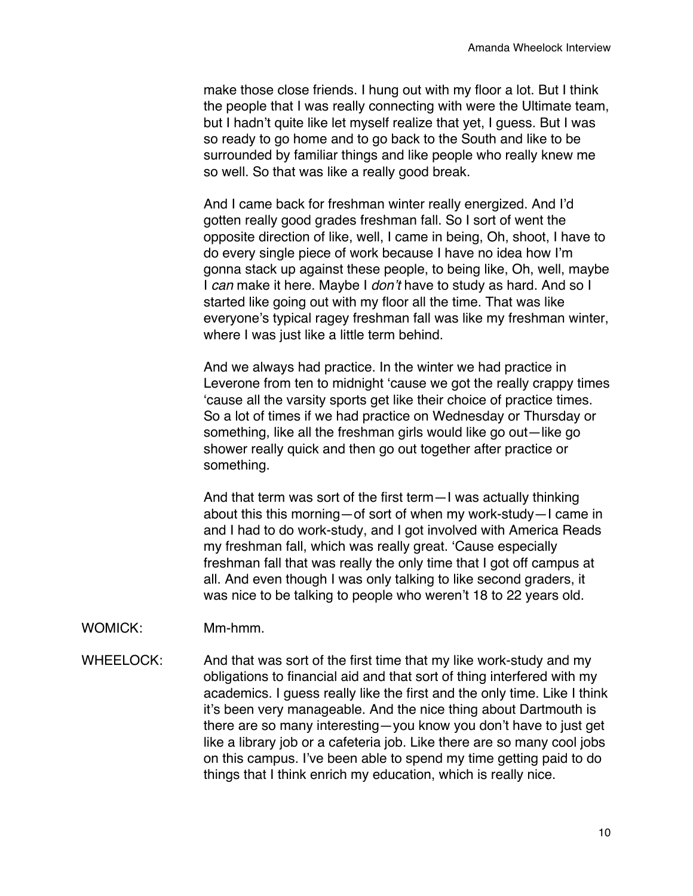make those close friends. I hung out with my floor a lot. But I think the people that I was really connecting with were the Ultimate team, but I hadn't quite like let myself realize that yet, I guess. But I was so ready to go home and to go back to the South and like to be surrounded by familiar things and like people who really knew me so well. So that was like a really good break.

And I came back for freshman winter really energized. And I'd gotten really good grades freshman fall. So I sort of went the opposite direction of like, well, I came in being, Oh, shoot, I have to do every single piece of work because I have no idea how I'm gonna stack up against these people, to being like, Oh, well, maybe I *can* make it here. Maybe I *don't* have to study as hard. And so I started like going out with my floor all the time. That was like everyone's typical ragey freshman fall was like my freshman winter, where I was just like a little term behind.

And we always had practice. In the winter we had practice in Leverone from ten to midnight 'cause we got the really crappy times 'cause all the varsity sports get like their choice of practice times. So a lot of times if we had practice on Wednesday or Thursday or something, like all the freshman girls would like go out—like go shower really quick and then go out together after practice or something.

And that term was sort of the first term—I was actually thinking about this this morning—of sort of when my work-study—I came in and I had to do work-study, and I got involved with America Reads my freshman fall, which was really great. 'Cause especially freshman fall that was really the only time that I got off campus at all. And even though I was only talking to like second graders, it was nice to be talking to people who weren't 18 to 22 years old.

WOMICK: Mm-hmm.

WHEELOCK: And that was sort of the first time that my like work-study and my obligations to financial aid and that sort of thing interfered with my academics. I guess really like the first and the only time. Like I think it's been very manageable. And the nice thing about Dartmouth is there are so many interesting—you know you don't have to just get like a library job or a cafeteria job. Like there are so many cool jobs on this campus. I've been able to spend my time getting paid to do things that I think enrich my education, which is really nice.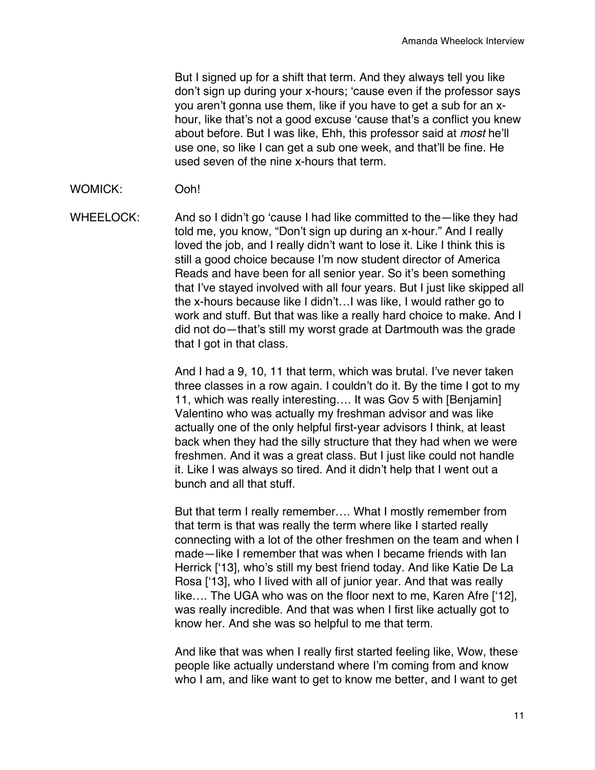But I signed up for a shift that term. And they always tell you like don't sign up during your x-hours; 'cause even if the professor says you aren't gonna use them, like if you have to get a sub for an x-hour, like that's not a good excuse 'cause that's a conflict you knew about before. But I was like, Ehh, this professor said at *most* he'll use one, so like I can get a sub one week, and that'll be fine. He used seven of the nine x-hours that term.

WOMICK: Ooh!

WHEELOCK: And so I didn't go 'cause I had like committed to the—like they had told me, you know, "Don't sign up during an x-hour." And I really loved the job, and I really didn't want to lose it. Like I think this is still a good choice because I'm now student director of America Reads and have been for all senior year. So it's been something that I've stayed involved with all four years. But I just like skipped all the x-hours because like I didn't…I was like, I would rather go to work and stuff. But that was like a really hard choice to make. And I did not do—that's still my worst grade at Dartmouth was the grade that I got in that class.

And I had a 9, 10, 11 that term, which was brutal. I've never taken three classes in a row again. I couldn't do it. By the time I got to my 11, which was really interesting…. It was Gov 5 with [Benjamin] Valentino who was actually my freshman advisor and was like actually one of the only helpful first-year advisors I think, at least back when they had the silly structure that they had when we were freshmen. And it was a great class. But I just like could not handle it. Like I was always so tired. And it didn't help that I went out a bunch and all that stuff.

But that term I really remember…. What I mostly remember from that term is that was really the term where like I started really connecting with a lot of the other freshmen on the team and when I made—like I remember that was when I became friends with Ian Herrick ['13], who's still my best friend today. And like Katie De La Rosa ['13], who I lived with all of junior year. And that was really like…. The UGA who was on the floor next to me, Karen Afre ['12], was really incredible. And that was when I first like actually got to know her. And she was so helpful to me that term.

And like that was when I really first started feeling like, Wow, these people like actually understand where I'm coming from and know who I am, and like want to get to know me better, and I want to get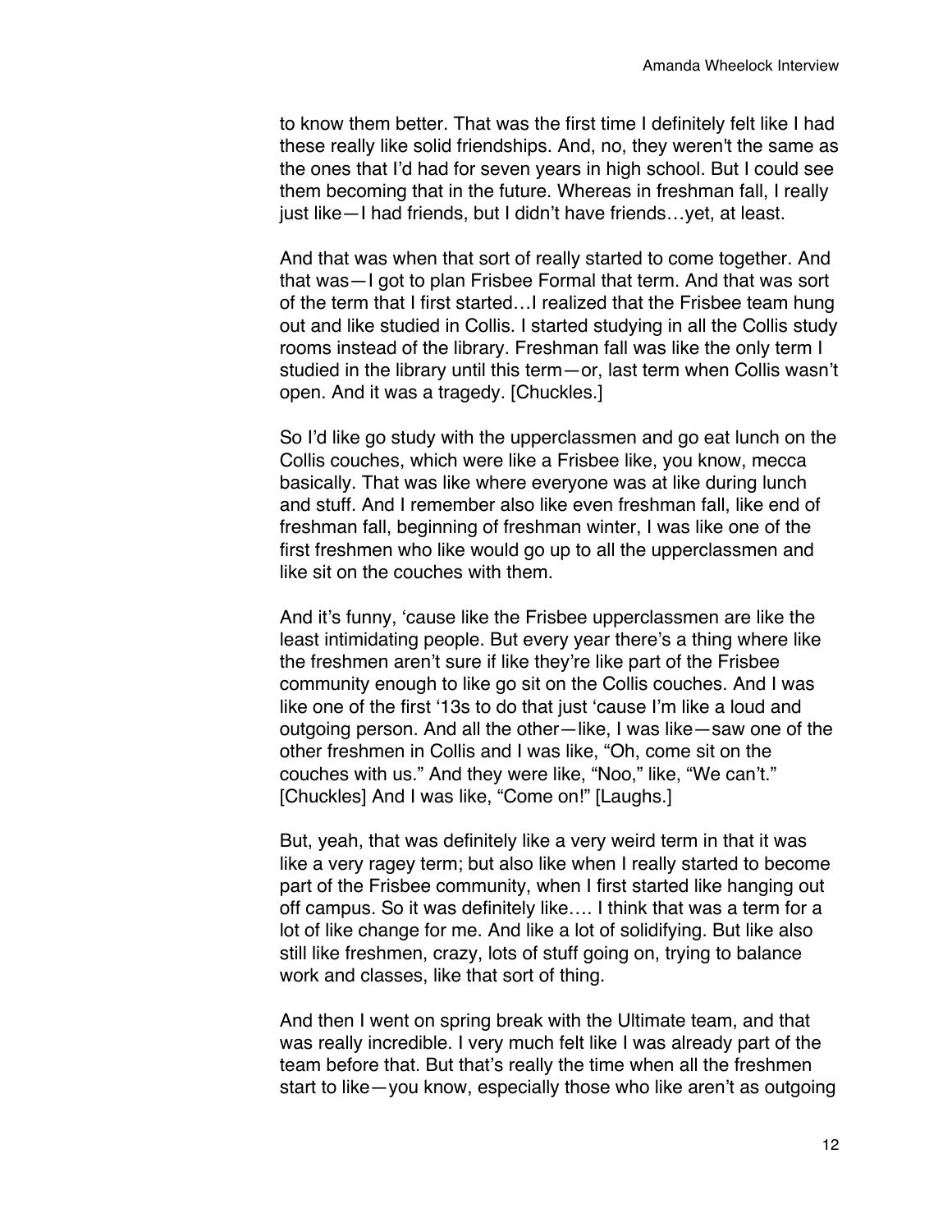to know them better. That was the first time I definitely felt like I had these really like solid friendships. And, no, they weren't the same as the ones that I'd had for seven years in high school. But I could see them becoming that in the future. Whereas in freshman fall, I really just like—I had friends, but I didn't have friends…yet, at least.

And that was when that sort of really started to come together. And that was—I got to plan Frisbee Formal that term. And that was sort of the term that I first started…I realized that the Frisbee team hung out and like studied in Collis. I started studying in all the Collis study rooms instead of the library. Freshman fall was like the only term I studied in the library until this term—or, last term when Collis wasn't open. And it was a tragedy. [Chuckles.]

So I'd like go study with the upperclassmen and go eat lunch on the Collis couches, which were like a Frisbee like, you know, mecca basically. That was like where everyone was at like during lunch and stuff. And I remember also like even freshman fall, like end of freshman fall, beginning of freshman winter, I was like one of the first freshmen who like would go up to all the upperclassmen and like sit on the couches with them.

And it's funny, 'cause like the Frisbee upperclassmen are like the least intimidating people. But every year there's a thing where like the freshmen aren't sure if like they're like part of the Frisbee community enough to like go sit on the Collis couches. And I was like one of the first '13s to do that just 'cause I'm like a loud and outgoing person. And all the other—like, I was like—saw one of the other freshmen in Collis and I was like, "Oh, come sit on the couches with us." And they were like, "Noo," like, "We can't." [Chuckles] And I was like, "Come on!" [Laughs.]

But, yeah, that was definitely like a very weird term in that it was like a very ragey term; but also like when I really started to become part of the Frisbee community, when I first started like hanging out off campus. So it was definitely like…. I think that was a term for a lot of like change for me. And like a lot of solidifying. But like also still like freshmen, crazy, lots of stuff going on, trying to balance work and classes, like that sort of thing.

And then I went on spring break with the Ultimate team, and that was really incredible. I very much felt like I was already part of the team before that. But that's really the time when all the freshmen start to like—you know, especially those who like aren't as outgoing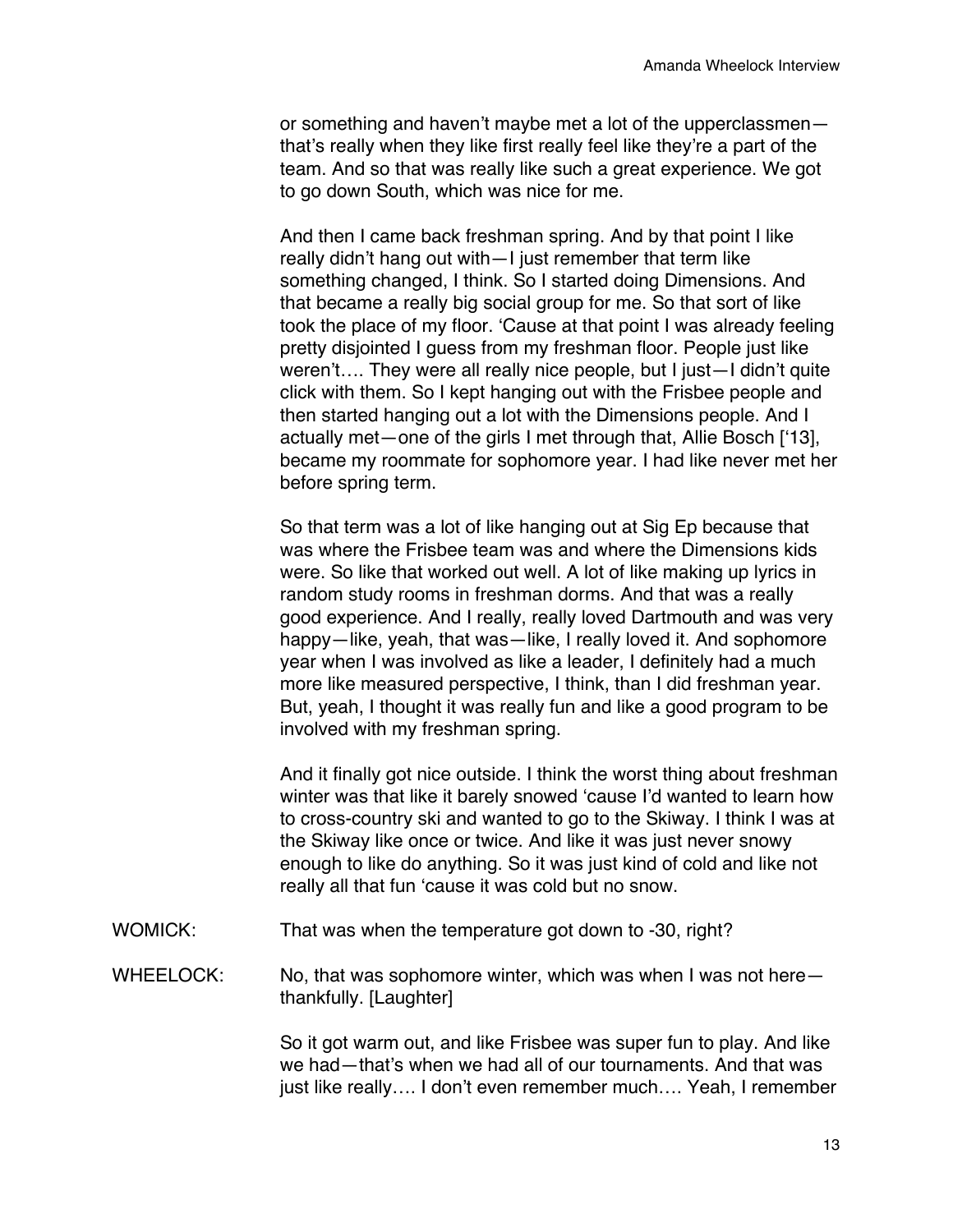or something and haven't maybe met a lot of the upperclassmen—that's really when they like first really feel like they're a part of the team. And so that was really like such a great experience. We got to go down South, which was nice for me.

And then I came back freshman spring. And by that point I like really didn't hang out with—I just remember that term like something changed, I think. So I started doing Dimensions. And that became a really big social group for me. So that sort of like took the place of my floor. 'Cause at that point I was already feeling pretty disjointed I guess from my freshman floor. People just like weren't…. They were all really nice people, but I just—I didn't quite click with them. So I kept hanging out with the Frisbee people and then started hanging out a lot with the Dimensions people. And I actually met—one of the girls I met through that, Allie Bosch ['13], became my roommate for sophomore year. I had like never met her before spring term.

So that term was a lot of like hanging out at Sig Ep because that was where the Frisbee team was and where the Dimensions kids were. So like that worked out well. A lot of like making up lyrics in random study rooms in freshman dorms. And that was a really good experience. And I really, really loved Dartmouth and was very happy—like, yeah, that was—like, I really loved it. And sophomore year when I was involved as like a leader, I definitely had a much more like measured perspective, I think, than I did freshman year. But, yeah, I thought it was really fun and like a good program to be involved with my freshman spring.

And it finally got nice outside. I think the worst thing about freshman winter was that like it barely snowed 'cause I'd wanted to learn how to cross-country ski and wanted to go to the Skiway. I think I was at the Skiway like once or twice. And like it was just never snowy enough to like do anything. So it was just kind of cold and like not really all that fun 'cause it was cold but no snow.

WOMICK: That was when the temperature got down to -30, right?

WHEELOCK: No, that was sophomore winter, which was when I was not here—thankfully. [Laughter]

So it got warm out, and like Frisbee was super fun to play. And like we had—that's when we had all of our tournaments. And that was just like really…. I don't even remember much…. Yeah, I remember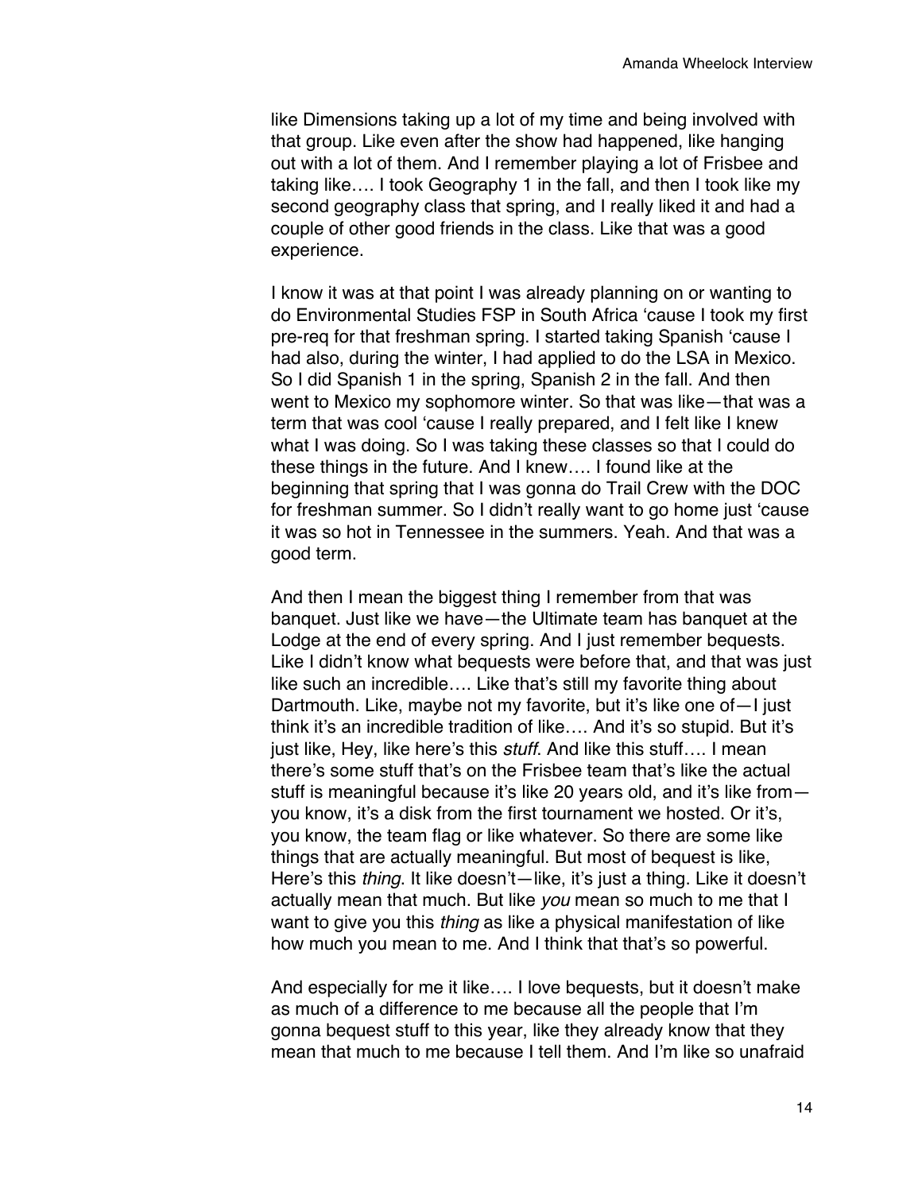like Dimensions taking up a lot of my time and being involved with that group. Like even after the show had happened, like hanging out with a lot of them. And I remember playing a lot of Frisbee and taking like…. I took Geography 1 in the fall, and then I took like my second geography class that spring, and I really liked it and had a couple of other good friends in the class. Like that was a good experience.

I know it was at that point I was already planning on or wanting to do Environmental Studies FSP in South Africa 'cause I took my first pre-req for that freshman spring. I started taking Spanish 'cause I had also, during the winter, I had applied to do the LSA in Mexico. So I did Spanish 1 in the spring, Spanish 2 in the fall. And then went to Mexico my sophomore winter. So that was like—that was a term that was cool 'cause I really prepared, and I felt like I knew what I was doing. So I was taking these classes so that I could do these things in the future. And I knew…. I found like at the beginning that spring that I was gonna do Trail Crew with the DOC for freshman summer. So I didn't really want to go home just 'cause it was so hot in Tennessee in the summers. Yeah. And that was a good term.

And then I mean the biggest thing I remember from that was banquet. Just like we have—the Ultimate team has banquet at the Lodge at the end of every spring. And I just remember bequests. Like I didn't know what bequests were before that, and that was just like such an incredible…. Like that's still my favorite thing about Dartmouth. Like, maybe not my favorite, but it's like one of—I just think it's an incredible tradition of like…. And it's so stupid. But it's just like, Hey, like here's this *stuff*. And like this stuff…. I mean there's some stuff that's on the Frisbee team that's like the actual stuff is meaningful because it's like 20 years old, and it's like from—you know, it's a disk from the first tournament we hosted. Or it's, you know, the team flag or like whatever. So there are some like things that are actually meaningful. But most of bequest is like, Here's this *thing*. It like doesn't—like, it's just a thing. Like it doesn't actually mean that much. But like *you* mean so much to me that I want to give you this *thing* as like a physical manifestation of like how much you mean to me. And I think that that's so powerful.

And especially for me it like…. I love bequests, but it doesn't make as much of a difference to me because all the people that I'm gonna bequest stuff to this year, like they already know that they mean that much to me because I tell them. And I'm like so unafraid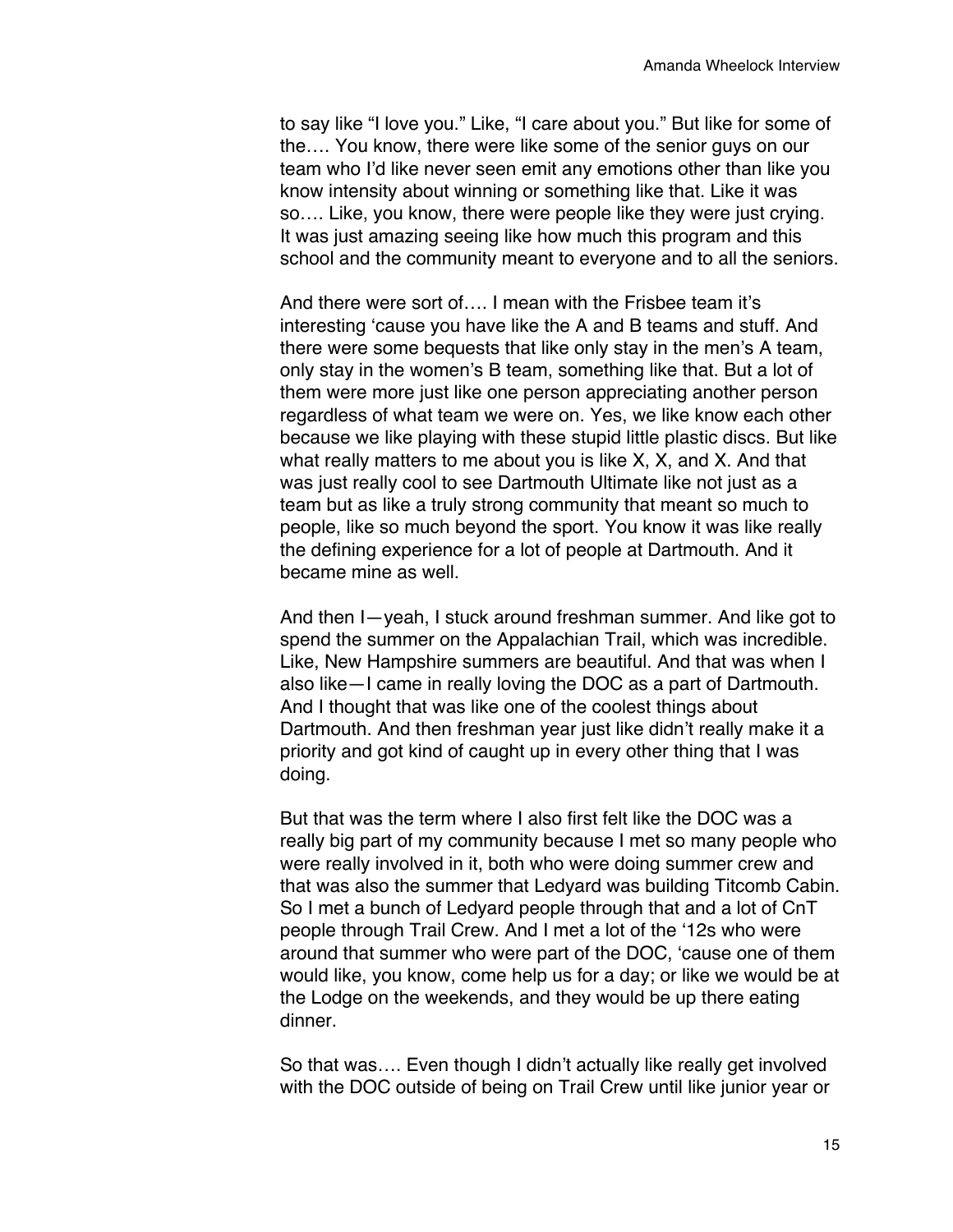to say like "I love you." Like, "I care about you." But like for some of the…. You know, there were like some of the senior guys on our team who I'd like never seen emit any emotions other than like you know intensity about winning or something like that. Like it was so…. Like, you know, there were people like they were just crying. It was just amazing seeing like how much this program and this school and the community meant to everyone and to all the seniors.

And there were sort of…. I mean with the Frisbee team it's interesting 'cause you have like the A and B teams and stuff. And there were some bequests that like only stay in the men's A team, only stay in the women's B team, something like that. But a lot of them were more just like one person appreciating another person regardless of what team we were on. Yes, we like know each other because we like playing with these stupid little plastic discs. But like what really matters to me about you is like X, X, and X. And that was just really cool to see Dartmouth Ultimate like not just as a team but as like a truly strong community that meant so much to people, like so much beyond the sport. You know it was like really the defining experience for a lot of people at Dartmouth. And it became mine as well.

And then I—yeah, I stuck around freshman summer. And like got to spend the summer on the Appalachian Trail, which was incredible. Like, New Hampshire summers are beautiful. And that was when I also like—I came in really loving the DOC as a part of Dartmouth. And I thought that was like one of the coolest things about Dartmouth. And then freshman year just like didn't really make it a priority and got kind of caught up in every other thing that I was doing.

But that was the term where I also first felt like the DOC was a really big part of my community because I met so many people who were really involved in it, both who were doing summer crew and that was also the summer that Ledyard was building Titcomb Cabin. So I met a bunch of Ledyard people through that and a lot of CnT people through Trail Crew. And I met a lot of the '12s who were around that summer who were part of the DOC, 'cause one of them would like, you know, come help us for a day; or like we would be at the Lodge on the weekends, and they would be up there eating dinner.

So that was…. Even though I didn't actually like really get involved with the DOC outside of being on Trail Crew until like junior year or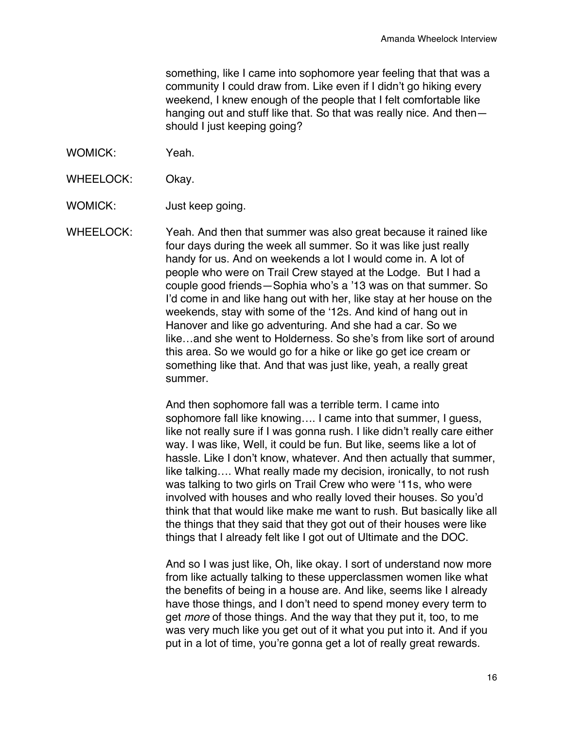something, like I came into sophomore year feeling that that was a community I could draw from. Like even if I didn't go hiking every weekend, I knew enough of the people that I felt comfortable like hanging out and stuff like that. So that was really nice. And then—should I just keeping going?

WOMICK: Yeah.

WHEELOCK: Okay.

WOMICK: Just keep going.

WHEELOCK: Yeah. And then that summer was also great because it rained like four days during the week all summer. So it was like just really handy for us. And on weekends a lot I would come in. A lot of people who were on Trail Crew stayed at the Lodge. But I had a couple good friends—Sophia who's a '13 was on that summer. So I'd come in and like hang out with her, like stay at her house on the weekends, stay with some of the '12s. And kind of hang out in Hanover and like go adventuring. And she had a car. So we like…and she went to Holderness. So she's from like sort of around this area. So we would go for a hike or like go get ice cream or something like that. And that was just like, yeah, a really great summer.

And then sophomore fall was a terrible term. I came into sophomore fall like knowing…. I came into that summer, I guess, like not really sure if I was gonna rush. I like didn't really care either way. I was like, Well, it could be fun. But like, seems like a lot of hassle. Like I don't know, whatever. And then actually that summer, like talking…. What really made my decision, ironically, to not rush was talking to two girls on Trail Crew who were '11s, who were involved with houses and who really loved their houses. So you'd think that that would like make me want to rush. But basically like all the things that they said that they got out of their houses were like things that I already felt like I got out of Ultimate and the DOC.

And so I was just like, Oh, like okay. I sort of understand now more from like actually talking to these upperclassmen women like what the benefits of being in a house are. And like, seems like I already have those things, and I don't need to spend money every term to get *more* of those things. And the way that they put it, too, to me was very much like you get out of it what you put into it. And if you put in a lot of time, you're gonna get a lot of really great rewards.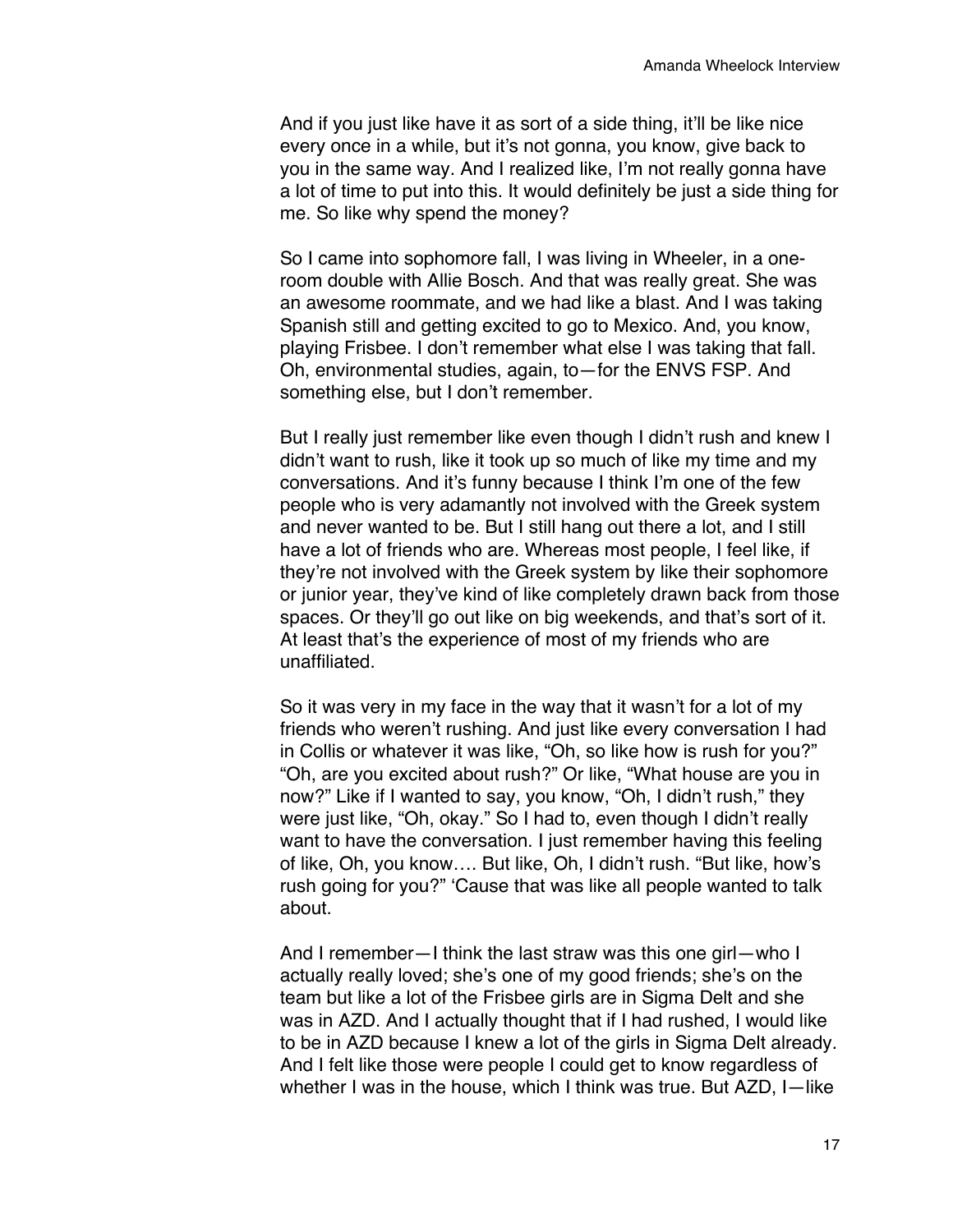And if you just like have it as sort of a side thing, it'll be like nice every once in a while, but it's not gonna, you know, give back to you in the same way. And I realized like, I'm not really gonna have a lot of time to put into this. It would definitely be just a side thing for me. So like why spend the money?

So I came into sophomore fall, I was living in Wheeler, in a one-room double with Allie Bosch. And that was really great. She was an awesome roommate, and we had like a blast. And I was taking Spanish still and getting excited to go to Mexico. And, you know, playing Frisbee. I don't remember what else I was taking that fall. Oh, environmental studies, again, to—for the ENVS FSP. And something else, but I don't remember.

But I really just remember like even though I didn't rush and knew I didn't want to rush, like it took up so much of like my time and my conversations. And it's funny because I think I'm one of the few people who is very adamantly not involved with the Greek system and never wanted to be. But I still hang out there a lot, and I still have a lot of friends who are. Whereas most people, I feel like, if they're not involved with the Greek system by like their sophomore or junior year, they've kind of like completely drawn back from those spaces. Or they'll go out like on big weekends, and that's sort of it. At least that's the experience of most of my friends who are unaffiliated.

So it was very in my face in the way that it wasn't for a lot of my friends who weren't rushing. And just like every conversation I had in Collis or whatever it was like, "Oh, so like how is rush for you?" "Oh, are you excited about rush?" Or like, "What house are you in now?" Like if I wanted to say, you know, "Oh, I didn't rush," they were just like, "Oh, okay." So I had to, even though I didn't really want to have the conversation. I just remember having this feeling of like, Oh, you know…. But like, Oh, I didn't rush. "But like, how's rush going for you?" 'Cause that was like all people wanted to talk about.

And I remember—I think the last straw was this one girl—who I actually really loved; she's one of my good friends; she's on the team but like a lot of the Frisbee girls are in Sigma Delt and she was in AZD. And I actually thought that if I had rushed, I would like to be in AZD because I knew a lot of the girls in Sigma Delt already. And I felt like those were people I could get to know regardless of whether I was in the house, which I think was true. But AZD, I—like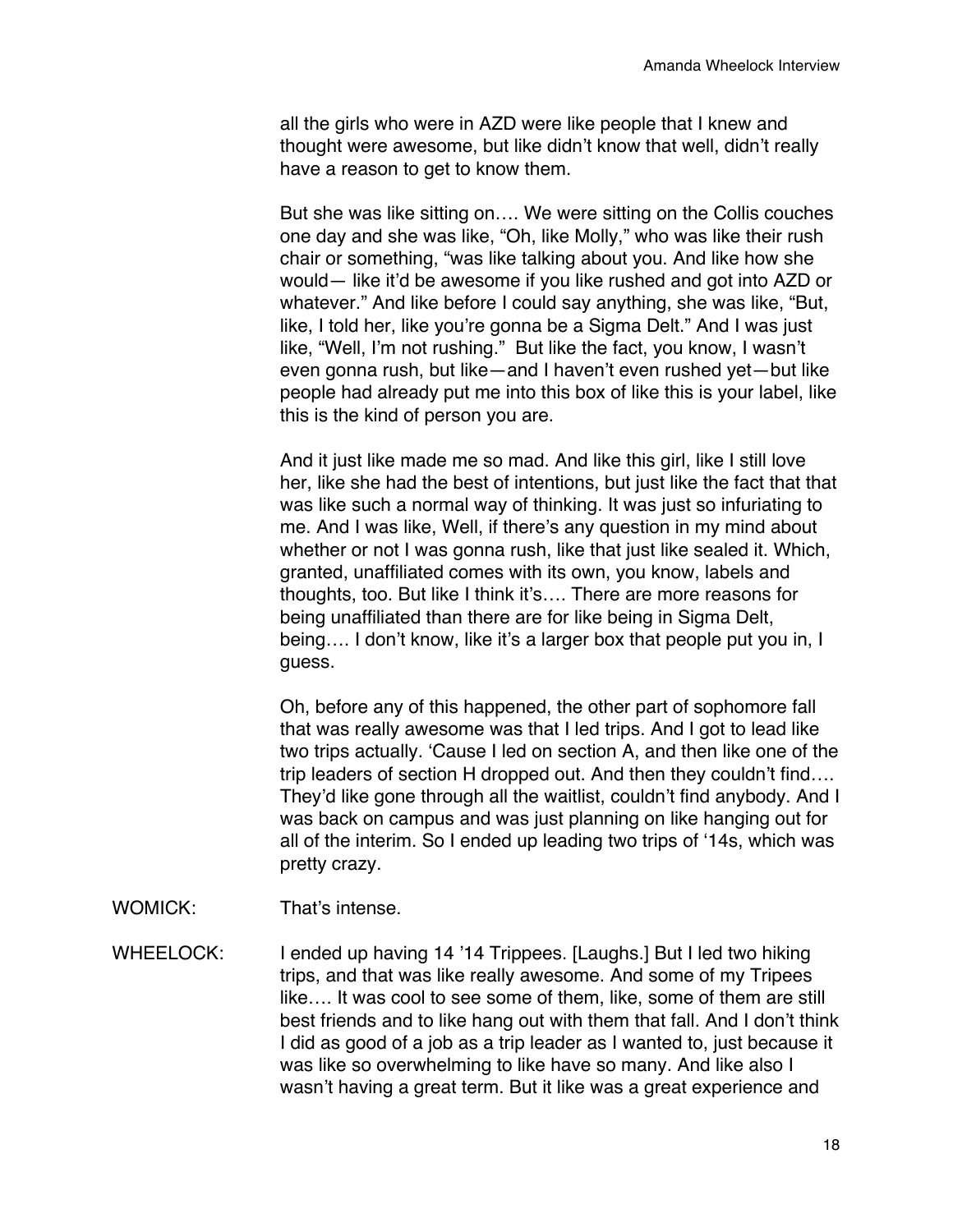all the girls who were in AZD were like people that I knew and thought were awesome, but like didn't know that well, didn't really have a reason to get to know them.

But she was like sitting on…. We were sitting on the Collis couches one day and she was like, "Oh, like Molly," who was like their rush chair or something, "was like talking about you. And like how she would— like it'd be awesome if you like rushed and got into AZD or whatever." And like before I could say anything, she was like, "But, like, I told her, like you're gonna be a Sigma Delt." And I was just like, "Well, I'm not rushing." But like the fact, you know, I wasn't even gonna rush, but like—and I haven't even rushed yet—but like people had already put me into this box of like this is your label, like this is the kind of person you are.

And it just like made me so mad. And like this girl, like I still love her, like she had the best of intentions, but just like the fact that that was like such a normal way of thinking. It was just so infuriating to me. And I was like, Well, if there's any question in my mind about whether or not I was gonna rush, like that just like sealed it. Which, granted, unaffiliated comes with its own, you know, labels and thoughts, too. But like I think it's…. There are more reasons for being unaffiliated than there are for like being in Sigma Delt, being…. I don't know, like it's a larger box that people put you in, I guess.

Oh, before any of this happened, the other part of sophomore fall that was really awesome was that I led trips. And I got to lead like two trips actually. 'Cause I led on section A, and then like one of the trip leaders of section H dropped out. And then they couldn't find…. They'd like gone through all the waitlist, couldn't find anybody. And I was back on campus and was just planning on like hanging out for all of the interim. So I ended up leading two trips of '14s, which was pretty crazy.

WOMICK: That's intense.

WHEELOCK: I ended up having 14 '14 Trippees. [Laughs.] But I led two hiking trips, and that was like really awesome. And some of my Tripees like…. It was cool to see some of them, like, some of them are still best friends and to like hang out with them that fall. And I don't think I did as good of a job as a trip leader as I wanted to, just because it was like so overwhelming to like have so many. And like also I wasn't having a great term. But it like was a great experience and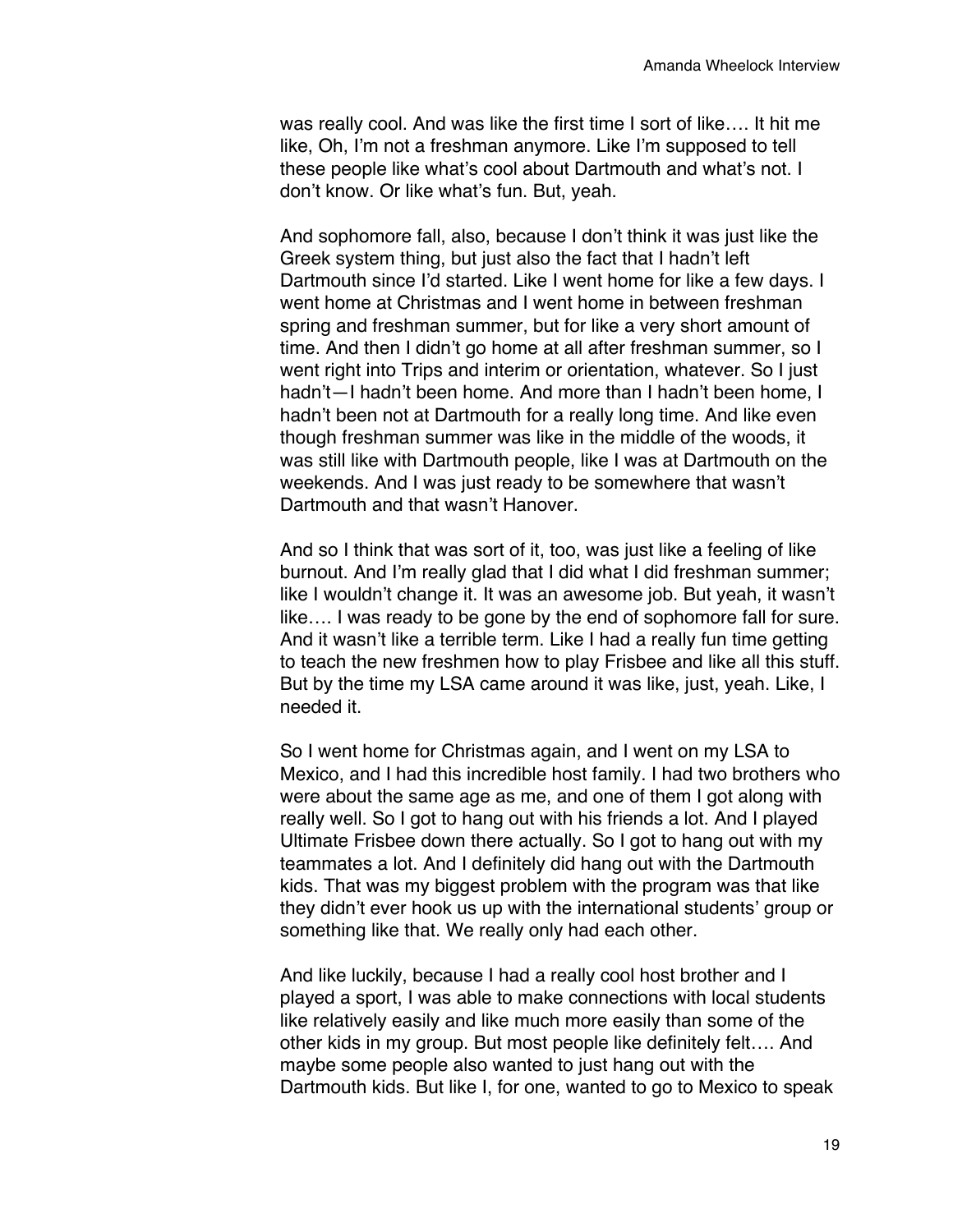was really cool. And was like the first time I sort of like…. It hit me like, Oh, I'm not a freshman anymore. Like I'm supposed to tell these people like what's cool about Dartmouth and what's not. I don't know. Or like what's fun. But, yeah.

And sophomore fall, also, because I don't think it was just like the Greek system thing, but just also the fact that I hadn't left Dartmouth since I'd started. Like I went home for like a few days. I went home at Christmas and I went home in between freshman spring and freshman summer, but for like a very short amount of time. And then I didn't go home at all after freshman summer, so I went right into Trips and interim or orientation, whatever. So I just hadn't—I hadn't been home. And more than I hadn't been home, I hadn't been not at Dartmouth for a really long time. And like even though freshman summer was like in the middle of the woods, it was still like with Dartmouth people, like I was at Dartmouth on the weekends. And I was just ready to be somewhere that wasn't Dartmouth and that wasn't Hanover.

And so I think that was sort of it, too, was just like a feeling of like burnout. And I'm really glad that I did what I did freshman summer; like I wouldn't change it. It was an awesome job. But yeah, it wasn't like…. I was ready to be gone by the end of sophomore fall for sure. And it wasn't like a terrible term. Like I had a really fun time getting to teach the new freshmen how to play Frisbee and like all this stuff. But by the time my LSA came around it was like, just, yeah. Like, I needed it.

So I went home for Christmas again, and I went on my LSA to Mexico, and I had this incredible host family. I had two brothers who were about the same age as me, and one of them I got along with really well. So I got to hang out with his friends a lot. And I played Ultimate Frisbee down there actually. So I got to hang out with my teammates a lot. And I definitely did hang out with the Dartmouth kids. That was my biggest problem with the program was that like they didn't ever hook us up with the international students' group or something like that. We really only had each other.

And like luckily, because I had a really cool host brother and I played a sport, I was able to make connections with local students like relatively easily and like much more easily than some of the other kids in my group. But most people like definitely felt…. And maybe some people also wanted to just hang out with the Dartmouth kids. But like I, for one, wanted to go to Mexico to speak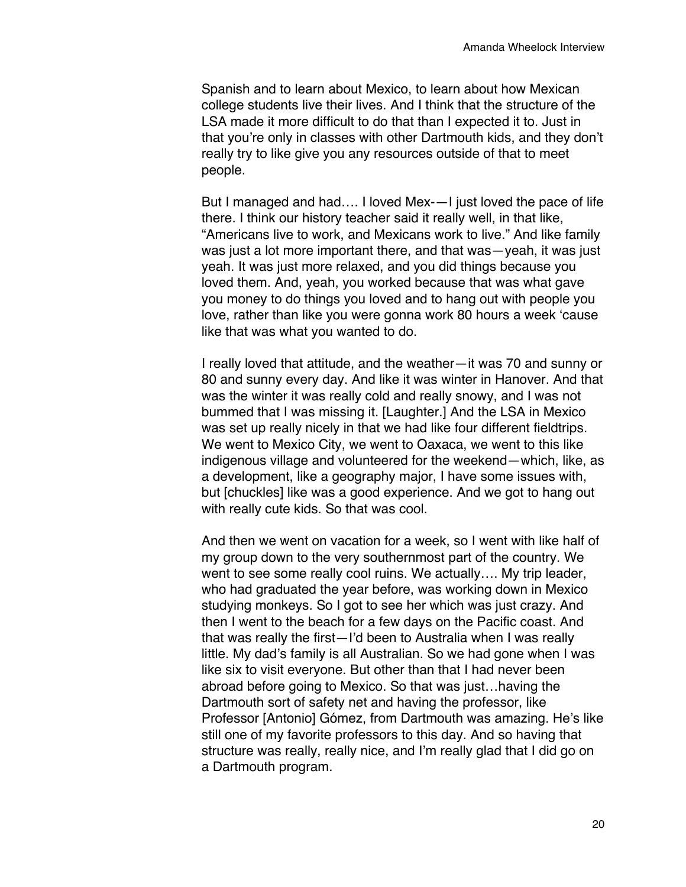Spanish and to learn about Mexico, to learn about how Mexican college students live their lives. And I think that the structure of the LSA made it more difficult to do that than I expected it to. Just in that you're only in classes with other Dartmouth kids, and they don't really try to like give you any resources outside of that to meet people.

But I managed and had…. I loved Mex-—I just loved the pace of life there. I think our history teacher said it really well, in that like, "Americans live to work, and Mexicans work to live." And like family was just a lot more important there, and that was—yeah, it was just yeah. It was just more relaxed, and you did things because you loved them. And, yeah, you worked because that was what gave you money to do things you loved and to hang out with people you love, rather than like you were gonna work 80 hours a week 'cause like that was what you wanted to do.

I really loved that attitude, and the weather—it was 70 and sunny or 80 and sunny every day. And like it was winter in Hanover. And that was the winter it was really cold and really snowy, and I was not bummed that I was missing it. [Laughter.] And the LSA in Mexico was set up really nicely in that we had like four different fieldtrips. We went to Mexico City, we went to Oaxaca, we went to this like indigenous village and volunteered for the weekend—which, like, as a development, like a geography major, I have some issues with, but [chuckles] like was a good experience. And we got to hang out with really cute kids. So that was cool.

And then we went on vacation for a week, so I went with like half of my group down to the very southernmost part of the country. We went to see some really cool ruins. We actually…. My trip leader, who had graduated the year before, was working down in Mexico studying monkeys. So I got to see her which was just crazy. And then I went to the beach for a few days on the Pacific coast. And that was really the first—I'd been to Australia when I was really little. My dad's family is all Australian. So we had gone when I was like six to visit everyone. But other than that I had never been abroad before going to Mexico. So that was just…having the Dartmouth sort of safety net and having the professor, like Professor [Antonio] Gómez, from Dartmouth was amazing. He's like still one of my favorite professors to this day. And so having that structure was really, really nice, and I'm really glad that I did go on a Dartmouth program.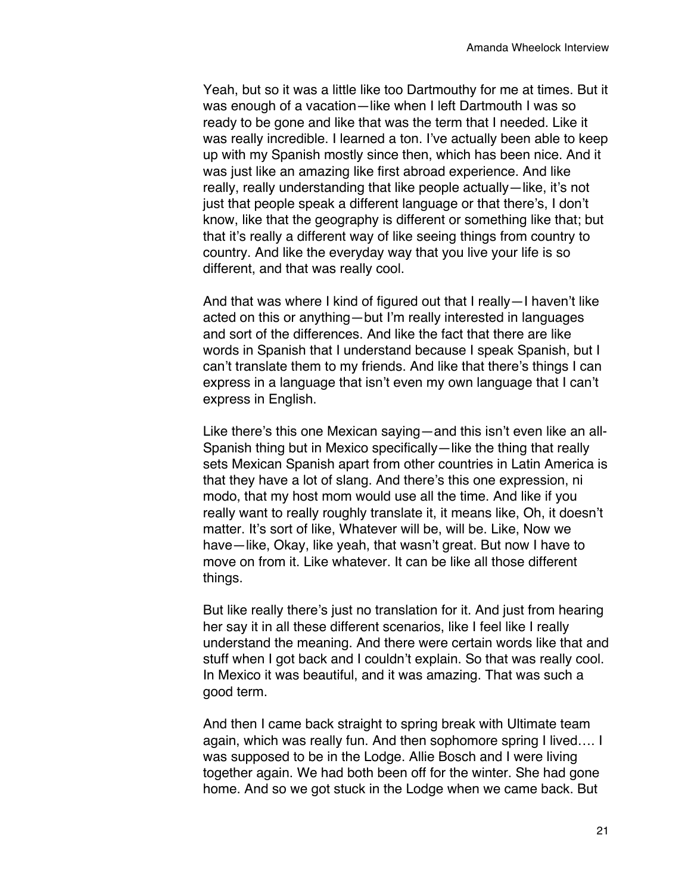Yeah, but so it was a little like too Dartmouthy for me at times. But it was enough of a vacation—like when I left Dartmouth I was so ready to be gone and like that was the term that I needed. Like it was really incredible. I learned a ton. I've actually been able to keep up with my Spanish mostly since then, which has been nice. And it was just like an amazing like first abroad experience. And like really, really understanding that like people actually—like, it's not just that people speak a different language or that there's, I don't know, like that the geography is different or something like that; but that it's really a different way of like seeing things from country to country. And like the everyday way that you live your life is so different, and that was really cool.

And that was where I kind of figured out that I really—I haven't like acted on this or anything—but I'm really interested in languages and sort of the differences. And like the fact that there are like words in Spanish that I understand because I speak Spanish, but I can't translate them to my friends. And like that there's things I can express in a language that isn't even my own language that I can't express in English.

Like there's this one Mexican saying—and this isn't even like an all-Spanish thing but in Mexico specifically—like the thing that really sets Mexican Spanish apart from other countries in Latin America is that they have a lot of slang. And there's this one expression, ni modo, that my host mom would use all the time. And like if you really want to really roughly translate it, it means like, Oh, it doesn't matter. It's sort of like, Whatever will be, will be. Like, Now we have—like, Okay, like yeah, that wasn't great. But now I have to move on from it. Like whatever. It can be like all those different things.

But like really there's just no translation for it. And just from hearing her say it in all these different scenarios, like I feel like I really understand the meaning. And there were certain words like that and stuff when I got back and I couldn't explain. So that was really cool. In Mexico it was beautiful, and it was amazing. That was such a good term.

And then I came back straight to spring break with Ultimate team again, which was really fun. And then sophomore spring I lived…. I was supposed to be in the Lodge. Allie Bosch and I were living together again. We had both been off for the winter. She had gone home. And so we got stuck in the Lodge when we came back. But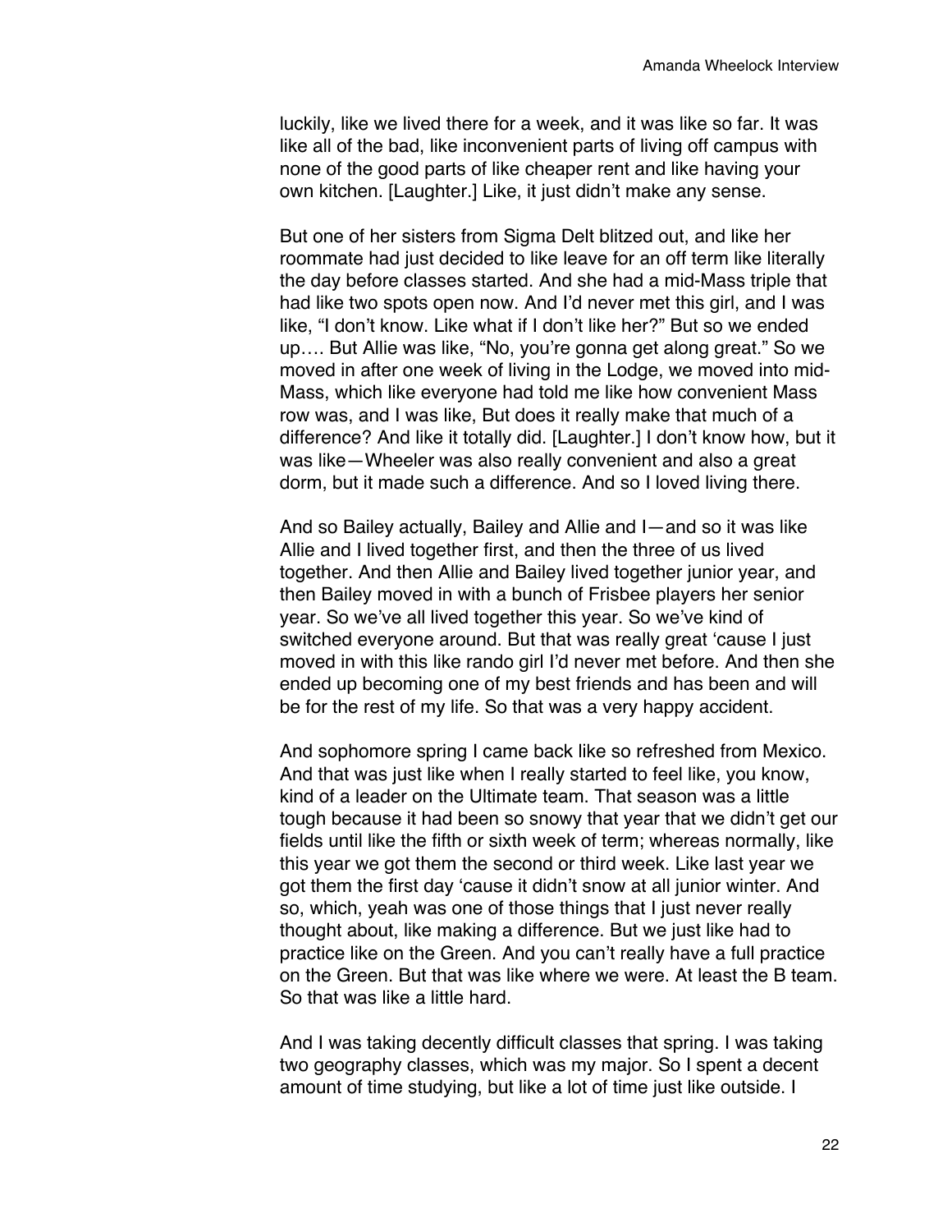luckily, like we lived there for a week, and it was like so far. It was like all of the bad, like inconvenient parts of living off campus with none of the good parts of like cheaper rent and like having your own kitchen. [Laughter.] Like, it just didn't make any sense.

But one of her sisters from Sigma Delt blitzed out, and like her roommate had just decided to like leave for an off term like literally the day before classes started. And she had a mid-Mass triple that had like two spots open now. And I'd never met this girl, and I was like, "I don't know. Like what if I don't like her?" But so we ended up…. But Allie was like, "No, you're gonna get along great." So we moved in after one week of living in the Lodge, we moved into mid-Mass, which like everyone had told me like how convenient Mass row was, and I was like, But does it really make that much of a difference? And like it totally did. [Laughter.] I don't know how, but it was like—Wheeler was also really convenient and also a great dorm, but it made such a difference. And so I loved living there.

And so Bailey actually, Bailey and Allie and I—and so it was like Allie and I lived together first, and then the three of us lived together. And then Allie and Bailey lived together junior year, and then Bailey moved in with a bunch of Frisbee players her senior year. So we've all lived together this year. So we've kind of switched everyone around. But that was really great 'cause I just moved in with this like rando girl I'd never met before. And then she ended up becoming one of my best friends and has been and will be for the rest of my life. So that was a very happy accident.

And sophomore spring I came back like so refreshed from Mexico. And that was just like when I really started to feel like, you know, kind of a leader on the Ultimate team. That season was a little tough because it had been so snowy that year that we didn't get our fields until like the fifth or sixth week of term; whereas normally, like this year we got them the second or third week. Like last year we got them the first day 'cause it didn't snow at all junior winter. And so, which, yeah was one of those things that I just never really thought about, like making a difference. But we just like had to practice like on the Green. And you can't really have a full practice on the Green. But that was like where we were. At least the B team. So that was like a little hard.

And I was taking decently difficult classes that spring. I was taking two geography classes, which was my major. So I spent a decent amount of time studying, but like a lot of time just like outside. I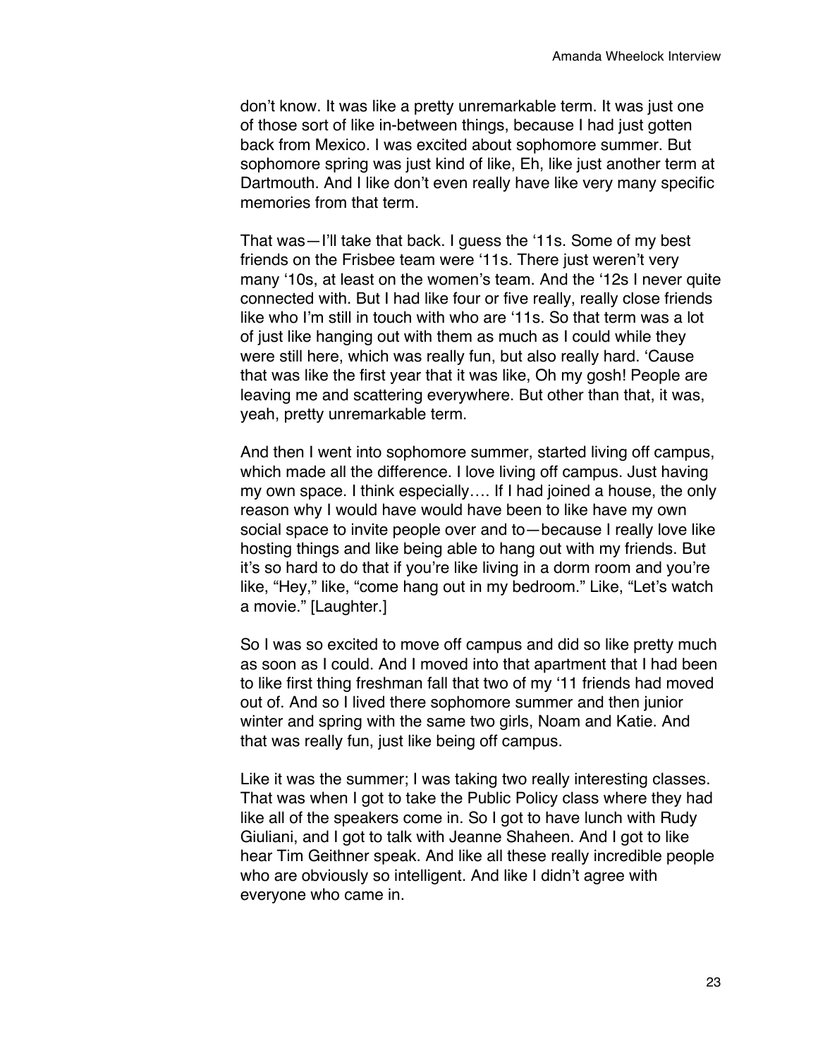don't know. It was like a pretty unremarkable term. It was just one of those sort of like in-between things, because I had just gotten back from Mexico. I was excited about sophomore summer. But sophomore spring was just kind of like, Eh, like just another term at Dartmouth. And I like don't even really have like very many specific memories from that term.

That was—I'll take that back. I guess the '11s. Some of my best friends on the Frisbee team were '11s. There just weren't very many '10s, at least on the women's team. And the '12s I never quite connected with. But I had like four or five really, really close friends like who I'm still in touch with who are '11s. So that term was a lot of just like hanging out with them as much as I could while they were still here, which was really fun, but also really hard. 'Cause that was like the first year that it was like, Oh my gosh! People are leaving me and scattering everywhere. But other than that, it was, yeah, pretty unremarkable term.

And then I went into sophomore summer, started living off campus, which made all the difference. I love living off campus. Just having my own space. I think especially…. If I had joined a house, the only reason why I would have would have been to like have my own social space to invite people over and to—because I really love like hosting things and like being able to hang out with my friends. But it's so hard to do that if you're like living in a dorm room and you're like, "Hey," like, "come hang out in my bedroom." Like, "Let's watch a movie." [Laughter.]

So I was so excited to move off campus and did so like pretty much as soon as I could. And I moved into that apartment that I had been to like first thing freshman fall that two of my '11 friends had moved out of. And so I lived there sophomore summer and then junior winter and spring with the same two girls, Noam and Katie. And that was really fun, just like being off campus.

Like it was the summer; I was taking two really interesting classes. That was when I got to take the Public Policy class where they had like all of the speakers come in. So I got to have lunch with Rudy Giuliani, and I got to talk with Jeanne Shaheen. And I got to like hear Tim Geithner speak. And like all these really incredible people who are obviously so intelligent. And like I didn't agree with everyone who came in.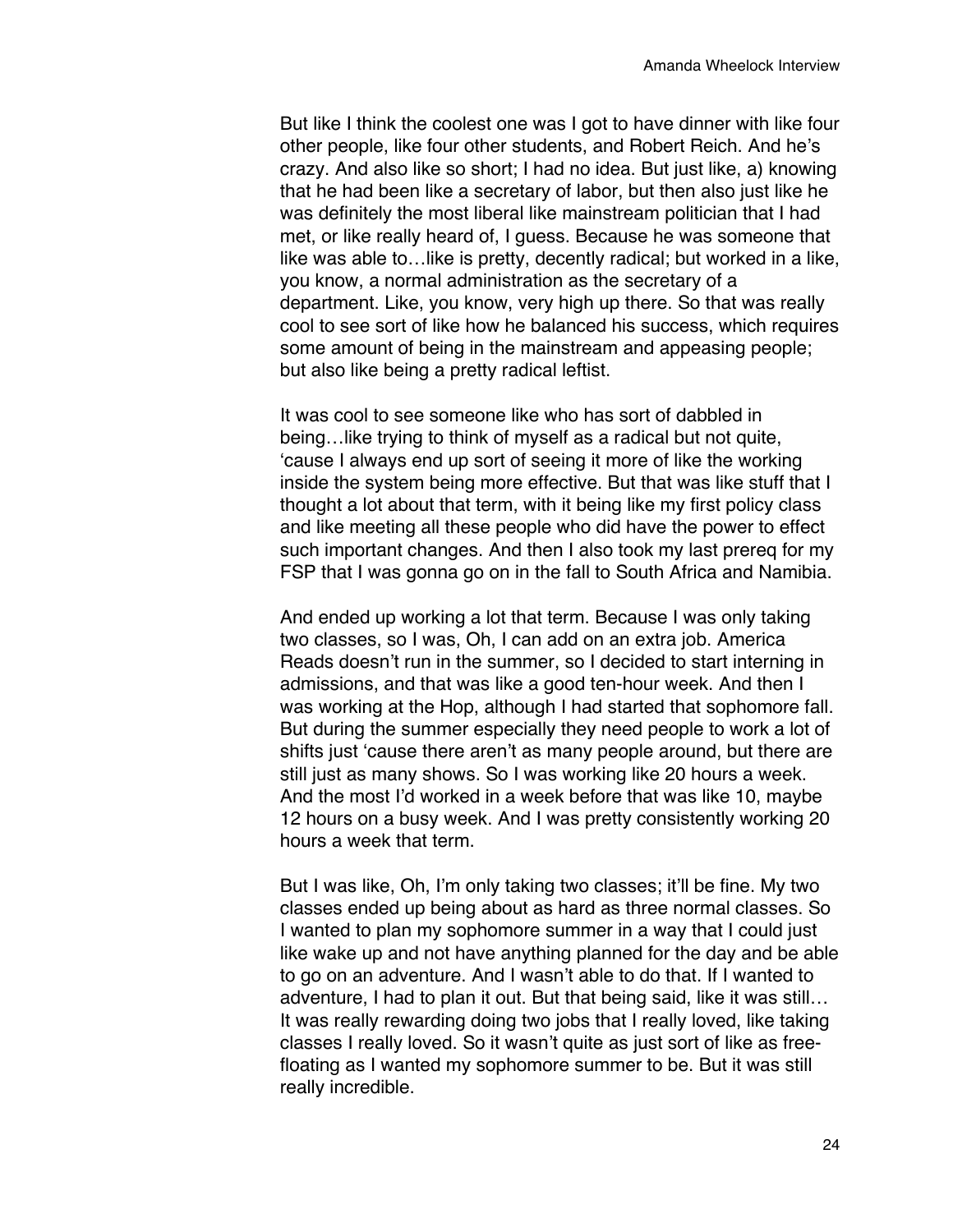But like I think the coolest one was I got to have dinner with like four other people, like four other students, and Robert Reich. And he's crazy. And also like so short; I had no idea. But just like, a) knowing that he had been like a secretary of labor, but then also just like he was definitely the most liberal like mainstream politician that I had met, or like really heard of, I guess. Because he was someone that like was able to…like is pretty, decently radical; but worked in a like, you know, a normal administration as the secretary of a department. Like, you know, very high up there. So that was really cool to see sort of like how he balanced his success, which requires some amount of being in the mainstream and appeasing people; but also like being a pretty radical leftist.

It was cool to see someone like who has sort of dabbled in being…like trying to think of myself as a radical but not quite, 'cause I always end up sort of seeing it more of like the working inside the system being more effective. But that was like stuff that I thought a lot about that term, with it being like my first policy class and like meeting all these people who did have the power to effect such important changes. And then I also took my last prereq for my FSP that I was gonna go on in the fall to South Africa and Namibia.

And ended up working a lot that term. Because I was only taking two classes, so I was, Oh, I can add on an extra job. America Reads doesn't run in the summer, so I decided to start interning in admissions, and that was like a good ten-hour week. And then I was working at the Hop, although I had started that sophomore fall. But during the summer especially they need people to work a lot of shifts just 'cause there aren't as many people around, but there are still just as many shows. So I was working like 20 hours a week. And the most I'd worked in a week before that was like 10, maybe 12 hours on a busy week. And I was pretty consistently working 20 hours a week that term.

But I was like, Oh, I'm only taking two classes; it'll be fine. My two classes ended up being about as hard as three normal classes. So I wanted to plan my sophomore summer in a way that I could just like wake up and not have anything planned for the day and be able to go on an adventure. And I wasn't able to do that. If I wanted to adventure, I had to plan it out. But that being said, like it was still… It was really rewarding doing two jobs that I really loved, like taking classes I really loved. So it wasn't quite as just sort of like as free-floating as I wanted my sophomore summer to be. But it was still really incredible.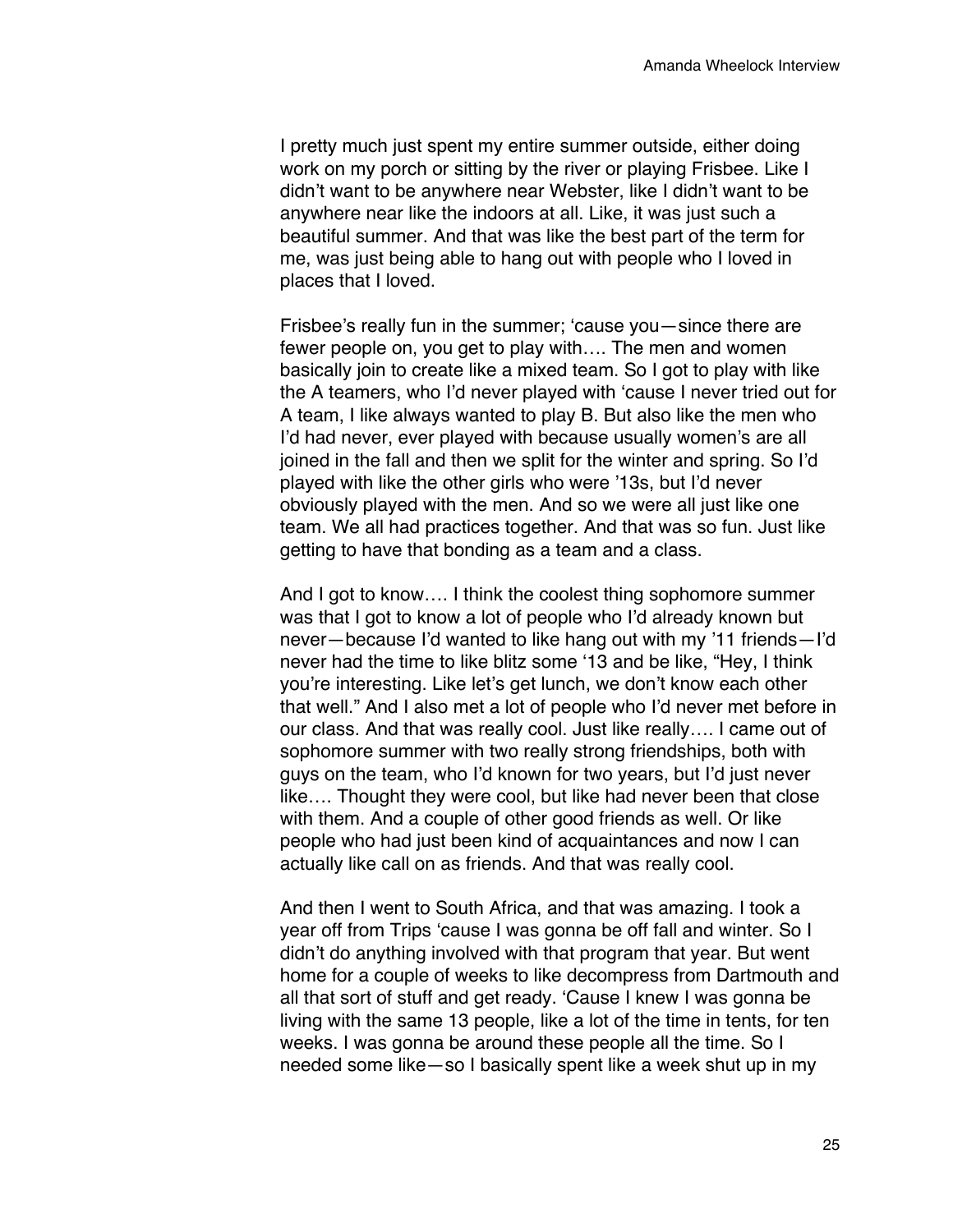I pretty much just spent my entire summer outside, either doing work on my porch or sitting by the river or playing Frisbee. Like I didn't want to be anywhere near Webster, like I didn't want to be anywhere near like the indoors at all. Like, it was just such a beautiful summer. And that was like the best part of the term for me, was just being able to hang out with people who I loved in places that I loved.

Frisbee's really fun in the summer; 'cause you—since there are fewer people on, you get to play with…. The men and women basically join to create like a mixed team. So I got to play with like the A teamers, who I'd never played with 'cause I never tried out for A team, I like always wanted to play B. But also like the men who I'd had never, ever played with because usually women's are all joined in the fall and then we split for the winter and spring. So I'd played with like the other girls who were '13s, but I'd never obviously played with the men. And so we were all just like one team. We all had practices together. And that was so fun. Just like getting to have that bonding as a team and a class.

And I got to know…. I think the coolest thing sophomore summer was that I got to know a lot of people who I'd already known but never—because I'd wanted to like hang out with my '11 friends—I'd never had the time to like blitz some '13 and be like, "Hey, I think you're interesting. Like let's get lunch, we don't know each other that well." And I also met a lot of people who I'd never met before in our class. And that was really cool. Just like really…. I came out of sophomore summer with two really strong friendships, both with guys on the team, who I'd known for two years, but I'd just never like…. Thought they were cool, but like had never been that close with them. And a couple of other good friends as well. Or like people who had just been kind of acquaintances and now I can actually like call on as friends. And that was really cool.

And then I went to South Africa, and that was amazing. I took a year off from Trips 'cause I was gonna be off fall and winter. So I didn't do anything involved with that program that year. But went home for a couple of weeks to like decompress from Dartmouth and all that sort of stuff and get ready. 'Cause I knew I was gonna be living with the same 13 people, like a lot of the time in tents, for ten weeks. I was gonna be around these people all the time. So I needed some like—so I basically spent like a week shut up in my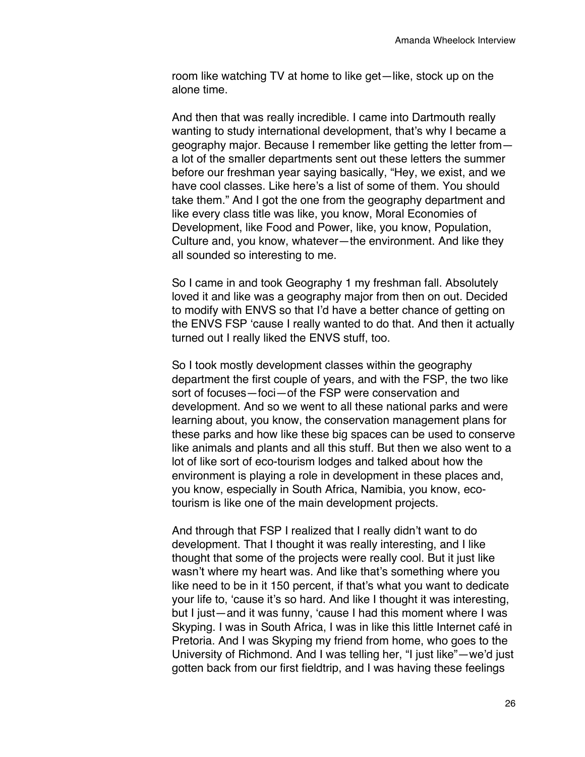room like watching TV at home to like get—like, stock up on the alone time.

And then that was really incredible. I came into Dartmouth really wanting to study international development, that's why I became a geography major. Because I remember like getting the letter from—a lot of the smaller departments sent out these letters the summer before our freshman year saying basically, "Hey, we exist, and we have cool classes. Like here's a list of some of them. You should take them." And I got the one from the geography department and like every class title was like, you know, Moral Economies of Development, like Food and Power, like, you know, Population, Culture and, you know, whatever—the environment. And like they all sounded so interesting to me.

So I came in and took Geography 1 my freshman fall. Absolutely loved it and like was a geography major from then on out. Decided to modify with ENVS so that I'd have a better chance of getting on the ENVS FSP 'cause I really wanted to do that. And then it actually turned out I really liked the ENVS stuff, too.

So I took mostly development classes within the geography department the first couple of years, and with the FSP, the two like sort of focuses—foci—of the FSP were conservation and development. And so we went to all these national parks and were learning about, you know, the conservation management plans for these parks and how like these big spaces can be used to conserve like animals and plants and all this stuff. But then we also went to a lot of like sort of eco-tourism lodges and talked about how the environment is playing a role in development in these places and, you know, especially in South Africa, Namibia, you know, eco-tourism is like one of the main development projects.

And through that FSP I realized that I really didn't want to do development. That I thought it was really interesting, and I like thought that some of the projects were really cool. But it just like wasn't where my heart was. And like that's something where you like need to be in it 150 percent, if that's what you want to dedicate your life to, 'cause it's so hard. And like I thought it was interesting, but I just—and it was funny, 'cause I had this moment where I was Skyping. I was in South Africa, I was in like this little Internet café in Pretoria. And I was Skyping my friend from home, who goes to the University of Richmond. And I was telling her, "I just like"—we'd just gotten back from our first fieldtrip, and I was having these feelings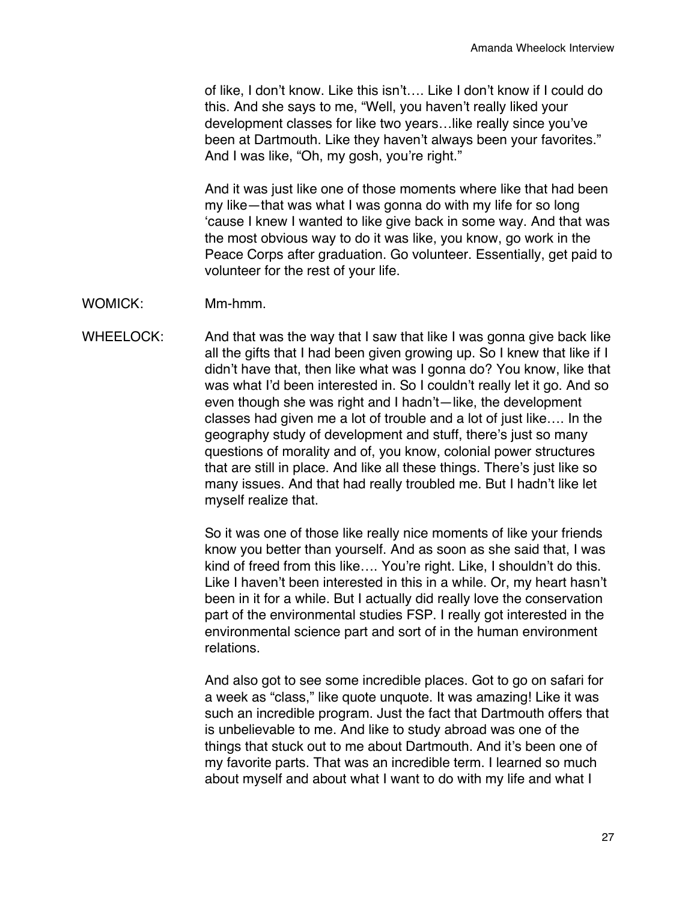of like, I don't know. Like this isn't…. Like I don't know if I could do this. And she says to me, "Well, you haven't really liked your development classes for like two years…like really since you've been at Dartmouth. Like they haven't always been your favorites." And I was like, "Oh, my gosh, you're right."

And it was just like one of those moments where like that had been my like—that was what I was gonna do with my life for so long 'cause I knew I wanted to like give back in some way. And that was the most obvious way to do it was like, you know, go work in the Peace Corps after graduation. Go volunteer. Essentially, get paid to volunteer for the rest of your life.

WOMICK: Mm-hmm.

WHEELOCK: And that was the way that I saw that like I was gonna give back like all the gifts that I had been given growing up. So I knew that like if I didn't have that, then like what was I gonna do? You know, like that was what I'd been interested in. So I couldn't really let it go. And so even though she was right and I hadn't—like, the development classes had given me a lot of trouble and a lot of just like…. In the geography study of development and stuff, there's just so many questions of morality and of, you know, colonial power structures that are still in place. And like all these things. There's just like so many issues. And that had really troubled me. But I hadn't like let myself realize that.

So it was one of those like really nice moments of like your friends know you better than yourself. And as soon as she said that, I was kind of freed from this like…. You're right. Like, I shouldn't do this. Like I haven't been interested in this in a while. Or, my heart hasn't been in it for a while. But I actually did really love the conservation part of the environmental studies FSP. I really got interested in the environmental science part and sort of in the human environment relations.

And also got to see some incredible places. Got to go on safari for a week as "class," like quote unquote. It was amazing! Like it was such an incredible program. Just the fact that Dartmouth offers that is unbelievable to me. And like to study abroad was one of the things that stuck out to me about Dartmouth. And it's been one of my favorite parts. That was an incredible term. I learned so much about myself and about what I want to do with my life and what I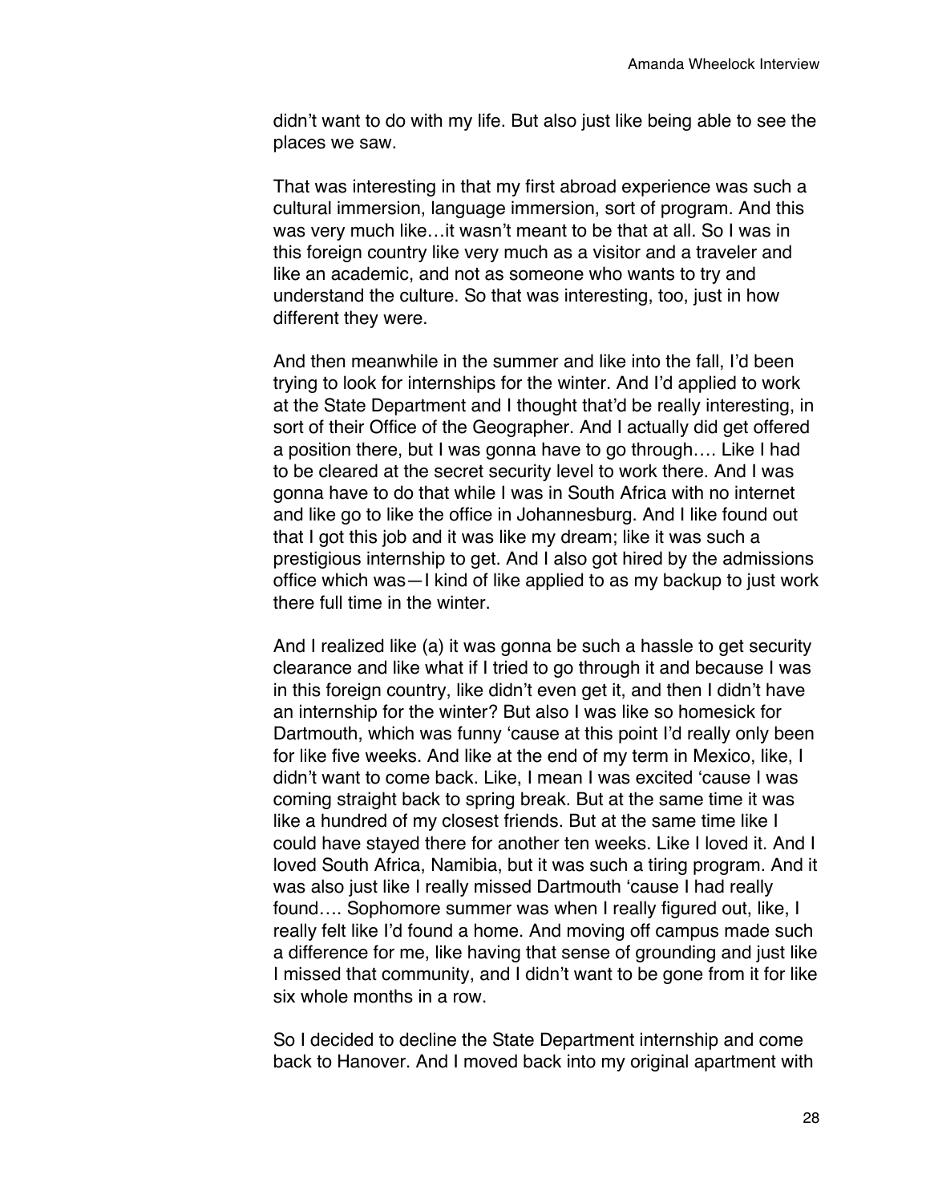didn't want to do with my life. But also just like being able to see the places we saw.

That was interesting in that my first abroad experience was such a cultural immersion, language immersion, sort of program. And this was very much like…it wasn't meant to be that at all. So I was in this foreign country like very much as a visitor and a traveler and like an academic, and not as someone who wants to try and understand the culture. So that was interesting, too, just in how different they were.

And then meanwhile in the summer and like into the fall, I'd been trying to look for internships for the winter. And I'd applied to work at the State Department and I thought that'd be really interesting, in sort of their Office of the Geographer. And I actually did get offered a position there, but I was gonna have to go through…. Like I had to be cleared at the secret security level to work there. And I was gonna have to do that while I was in South Africa with no internet and like go to like the office in Johannesburg. And I like found out that I got this job and it was like my dream; like it was such a prestigious internship to get. And I also got hired by the admissions office which was—I kind of like applied to as my backup to just work there full time in the winter.

And I realized like (a) it was gonna be such a hassle to get security clearance and like what if I tried to go through it and because I was in this foreign country, like didn't even get it, and then I didn't have an internship for the winter? But also I was like so homesick for Dartmouth, which was funny 'cause at this point I'd really only been for like five weeks. And like at the end of my term in Mexico, like, I didn't want to come back. Like, I mean I was excited 'cause I was coming straight back to spring break. But at the same time it was like a hundred of my closest friends. But at the same time like I could have stayed there for another ten weeks. Like I loved it. And I loved South Africa, Namibia, but it was such a tiring program. And it was also just like I really missed Dartmouth 'cause I had really found…. Sophomore summer was when I really figured out, like, I really felt like I'd found a home. And moving off campus made such a difference for me, like having that sense of grounding and just like I missed that community, and I didn't want to be gone from it for like six whole months in a row.

So I decided to decline the State Department internship and come back to Hanover. And I moved back into my original apartment with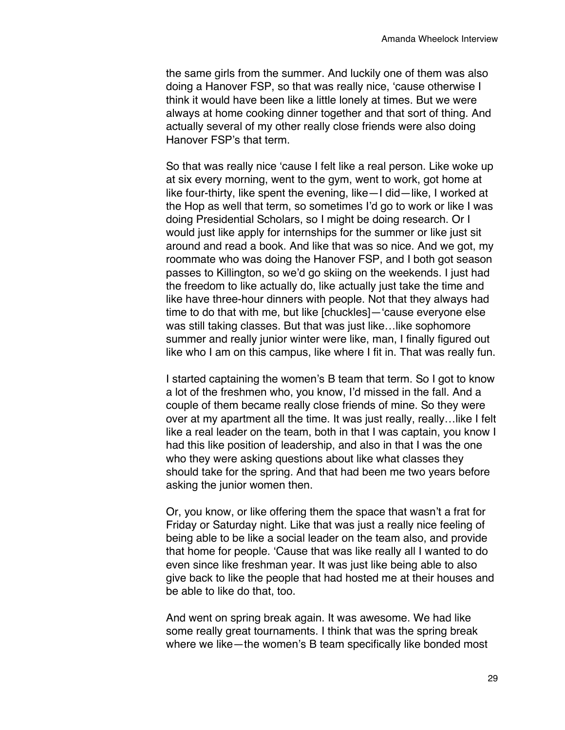the same girls from the summer. And luckily one of them was also doing a Hanover FSP, so that was really nice, 'cause otherwise I think it would have been like a little lonely at times. But we were always at home cooking dinner together and that sort of thing. And actually several of my other really close friends were also doing Hanover FSP's that term.

So that was really nice 'cause I felt like a real person. Like woke up at six every morning, went to the gym, went to work, got home at like four-thirty, like spent the evening, like—I did—like, I worked at the Hop as well that term, so sometimes I'd go to work or like I was doing Presidential Scholars, so I might be doing research. Or I would just like apply for internships for the summer or like just sit around and read a book. And like that was so nice. And we got, my roommate who was doing the Hanover FSP, and I both got season passes to Killington, so we'd go skiing on the weekends. I just had the freedom to like actually do, like actually just take the time and like have three-hour dinners with people. Not that they always had time to do that with me, but like [chuckles]—'cause everyone else was still taking classes. But that was just like…like sophomore summer and really junior winter were like, man, I finally figured out like who I am on this campus, like where I fit in. That was really fun.

I started captaining the women's B team that term. So I got to know a lot of the freshmen who, you know, I'd missed in the fall. And a couple of them became really close friends of mine. So they were over at my apartment all the time. It was just really, really…like I felt like a real leader on the team, both in that I was captain, you know I had this like position of leadership, and also in that I was the one who they were asking questions about like what classes they should take for the spring. And that had been me two years before asking the junior women then.

Or, you know, or like offering them the space that wasn't a frat for Friday or Saturday night. Like that was just a really nice feeling of being able to be like a social leader on the team also, and provide that home for people. 'Cause that was like really all I wanted to do even since like freshman year. It was just like being able to also give back to like the people that had hosted me at their houses and be able to like do that, too.

And went on spring break again. It was awesome. We had like some really great tournaments. I think that was the spring break where we like—the women's B team specifically like bonded most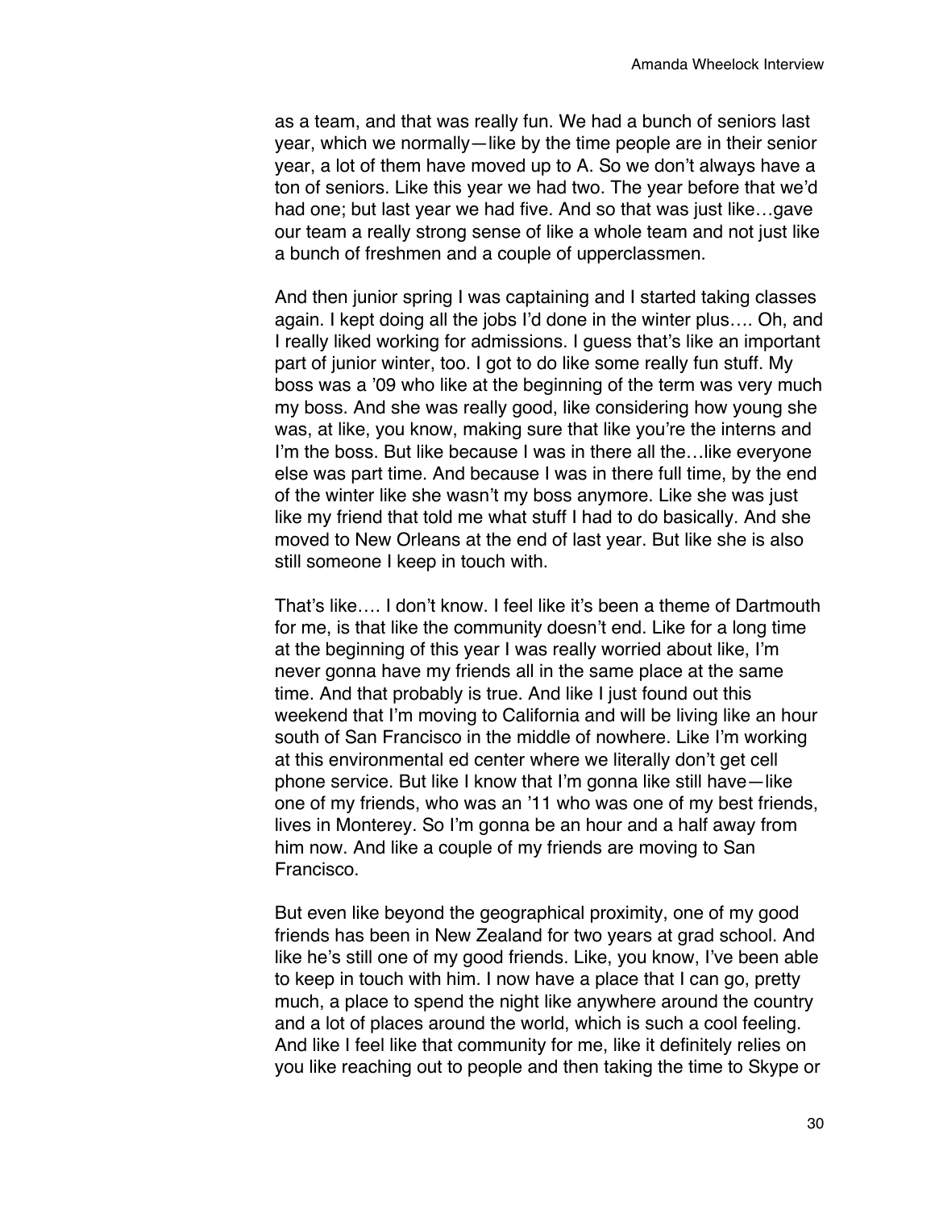as a team, and that was really fun. We had a bunch of seniors last year, which we normally—like by the time people are in their senior year, a lot of them have moved up to A. So we don't always have a ton of seniors. Like this year we had two. The year before that we'd had one; but last year we had five. And so that was just like…gave our team a really strong sense of like a whole team and not just like a bunch of freshmen and a couple of upperclassmen.

And then junior spring I was captaining and I started taking classes again. I kept doing all the jobs I'd done in the winter plus…. Oh, and I really liked working for admissions. I guess that's like an important part of junior winter, too. I got to do like some really fun stuff. My boss was a '09 who like at the beginning of the term was very much my boss. And she was really good, like considering how young she was, at like, you know, making sure that like you're the interns and I'm the boss. But like because I was in there all the…like everyone else was part time. And because I was in there full time, by the end of the winter like she wasn't my boss anymore. Like she was just like my friend that told me what stuff I had to do basically. And she moved to New Orleans at the end of last year. But like she is also still someone I keep in touch with.

That's like…. I don't know. I feel like it's been a theme of Dartmouth for me, is that like the community doesn't end. Like for a long time at the beginning of this year I was really worried about like, I'm never gonna have my friends all in the same place at the same time. And that probably is true. And like I just found out this weekend that I'm moving to California and will be living like an hour south of San Francisco in the middle of nowhere. Like I'm working at this environmental ed center where we literally don't get cell phone service. But like I know that I'm gonna like still have—like one of my friends, who was an '11 who was one of my best friends, lives in Monterey. So I'm gonna be an hour and a half away from him now. And like a couple of my friends are moving to San Francisco.

But even like beyond the geographical proximity, one of my good friends has been in New Zealand for two years at grad school. And like he's still one of my good friends. Like, you know, I've been able to keep in touch with him. I now have a place that I can go, pretty much, a place to spend the night like anywhere around the country and a lot of places around the world, which is such a cool feeling. And like I feel like that community for me, like it definitely relies on you like reaching out to people and then taking the time to Skype or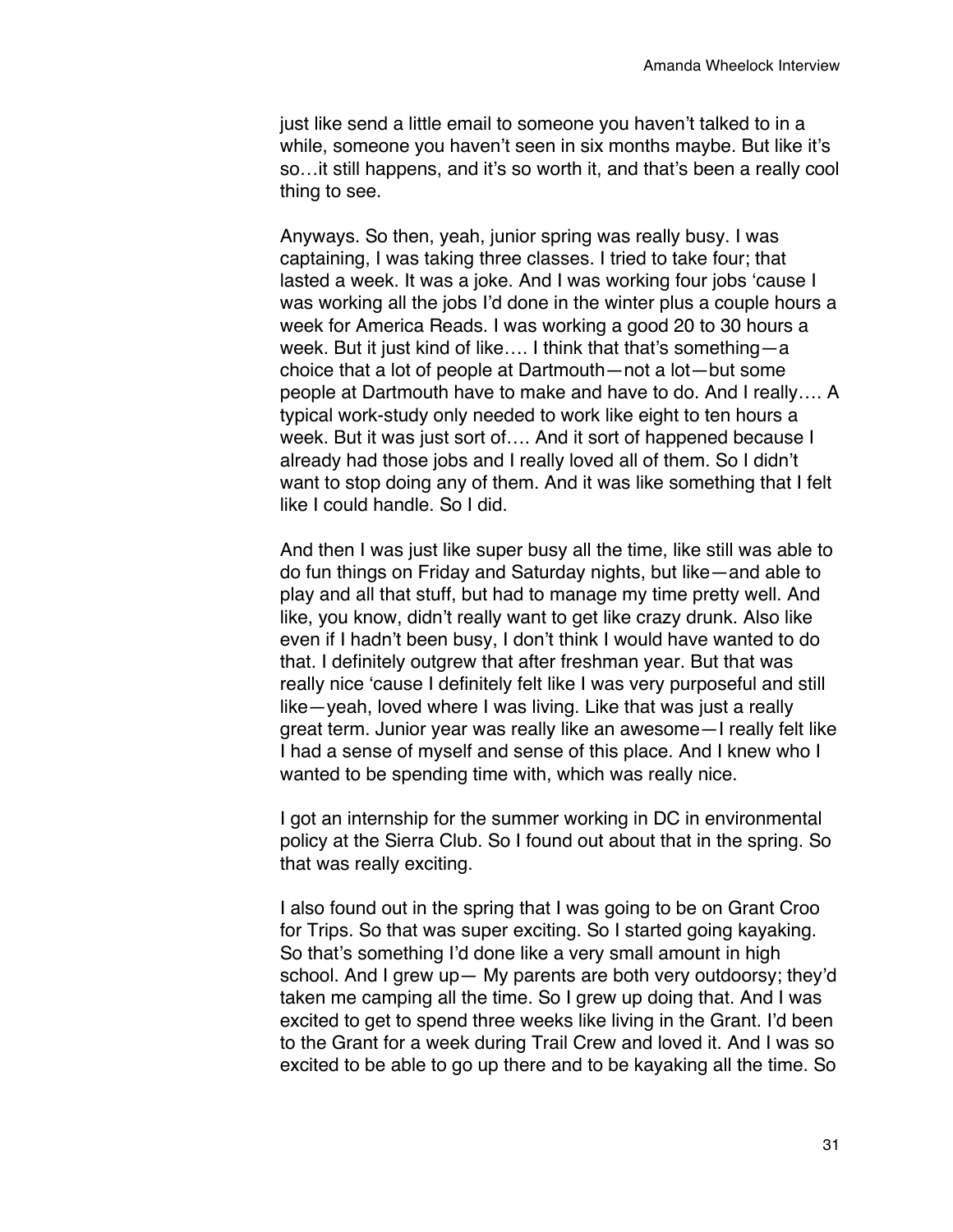just like send a little email to someone you haven't talked to in a while, someone you haven't seen in six months maybe. But like it's so…it still happens, and it's so worth it, and that's been a really cool thing to see.

Anyways. So then, yeah, junior spring was really busy. I was captaining, I was taking three classes. I tried to take four; that lasted a week. It was a joke. And I was working four jobs 'cause I was working all the jobs I'd done in the winter plus a couple hours a week for America Reads. I was working a good 20 to 30 hours a week. But it just kind of like…. I think that that's something—a choice that a lot of people at Dartmouth—not a lot—but some people at Dartmouth have to make and have to do. And I really…. A typical work-study only needed to work like eight to ten hours a week. But it was just sort of…. And it sort of happened because I already had those jobs and I really loved all of them. So I didn't want to stop doing any of them. And it was like something that I felt like I could handle. So I did.

And then I was just like super busy all the time, like still was able to do fun things on Friday and Saturday nights, but like—and able to play and all that stuff, but had to manage my time pretty well. And like, you know, didn't really want to get like crazy drunk. Also like even if I hadn't been busy, I don't think I would have wanted to do that. I definitely outgrew that after freshman year. But that was really nice 'cause I definitely felt like I was very purposeful and still like—yeah, loved where I was living. Like that was just a really great term. Junior year was really like an awesome—I really felt like I had a sense of myself and sense of this place. And I knew who I wanted to be spending time with, which was really nice.

I got an internship for the summer working in DC in environmental policy at the Sierra Club. So I found out about that in the spring. So that was really exciting.

I also found out in the spring that I was going to be on Grant Croo for Trips. So that was super exciting. So I started going kayaking. So that's something I'd done like a very small amount in high school. And I grew up— My parents are both very outdoorsy; they'd taken me camping all the time. So I grew up doing that. And I was excited to get to spend three weeks like living in the Grant. I'd been to the Grant for a week during Trail Crew and loved it. And I was so excited to be able to go up there and to be kayaking all the time. So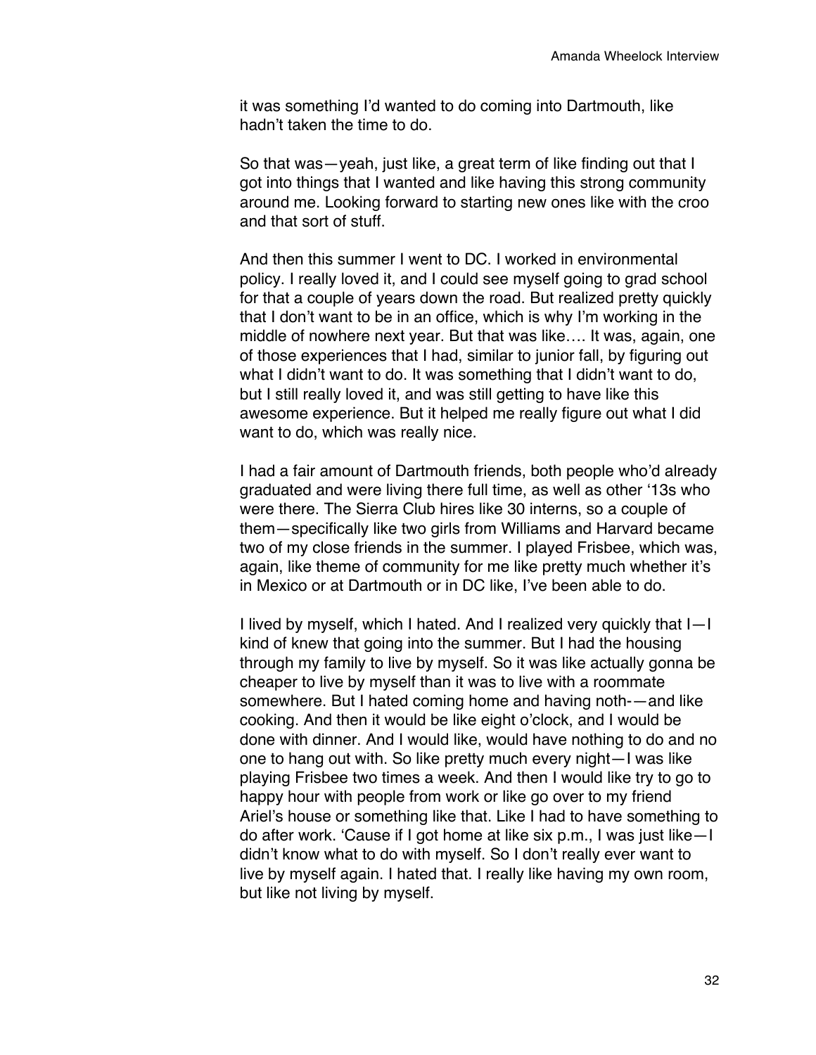it was something I'd wanted to do coming into Dartmouth, like hadn't taken the time to do.

So that was—yeah, just like, a great term of like finding out that I got into things that I wanted and like having this strong community around me. Looking forward to starting new ones like with the croo and that sort of stuff.

And then this summer I went to DC. I worked in environmental policy. I really loved it, and I could see myself going to grad school for that a couple of years down the road. But realized pretty quickly that I don't want to be in an office, which is why I'm working in the middle of nowhere next year. But that was like…. It was, again, one of those experiences that I had, similar to junior fall, by figuring out what I didn't want to do. It was something that I didn't want to do, but I still really loved it, and was still getting to have like this awesome experience. But it helped me really figure out what I did want to do, which was really nice.

I had a fair amount of Dartmouth friends, both people who'd already graduated and were living there full time, as well as other '13s who were there. The Sierra Club hires like 30 interns, so a couple of them—specifically like two girls from Williams and Harvard became two of my close friends in the summer. I played Frisbee, which was, again, like theme of community for me like pretty much whether it's in Mexico or at Dartmouth or in DC like, I've been able to do.

I lived by myself, which I hated. And I realized very quickly that I—I kind of knew that going into the summer. But I had the housing through my family to live by myself. So it was like actually gonna be cheaper to live by myself than it was to live with a roommate somewhere. But I hated coming home and having noth-—and like cooking. And then it would be like eight o'clock, and I would be done with dinner. And I would like, would have nothing to do and no one to hang out with. So like pretty much every night—I was like playing Frisbee two times a week. And then I would like try to go to happy hour with people from work or like go over to my friend Ariel's house or something like that. Like I had to have something to do after work. 'Cause if I got home at like six p.m., I was just like—I didn't know what to do with myself. So I don't really ever want to live by myself again. I hated that. I really like having my own room, but like not living by myself.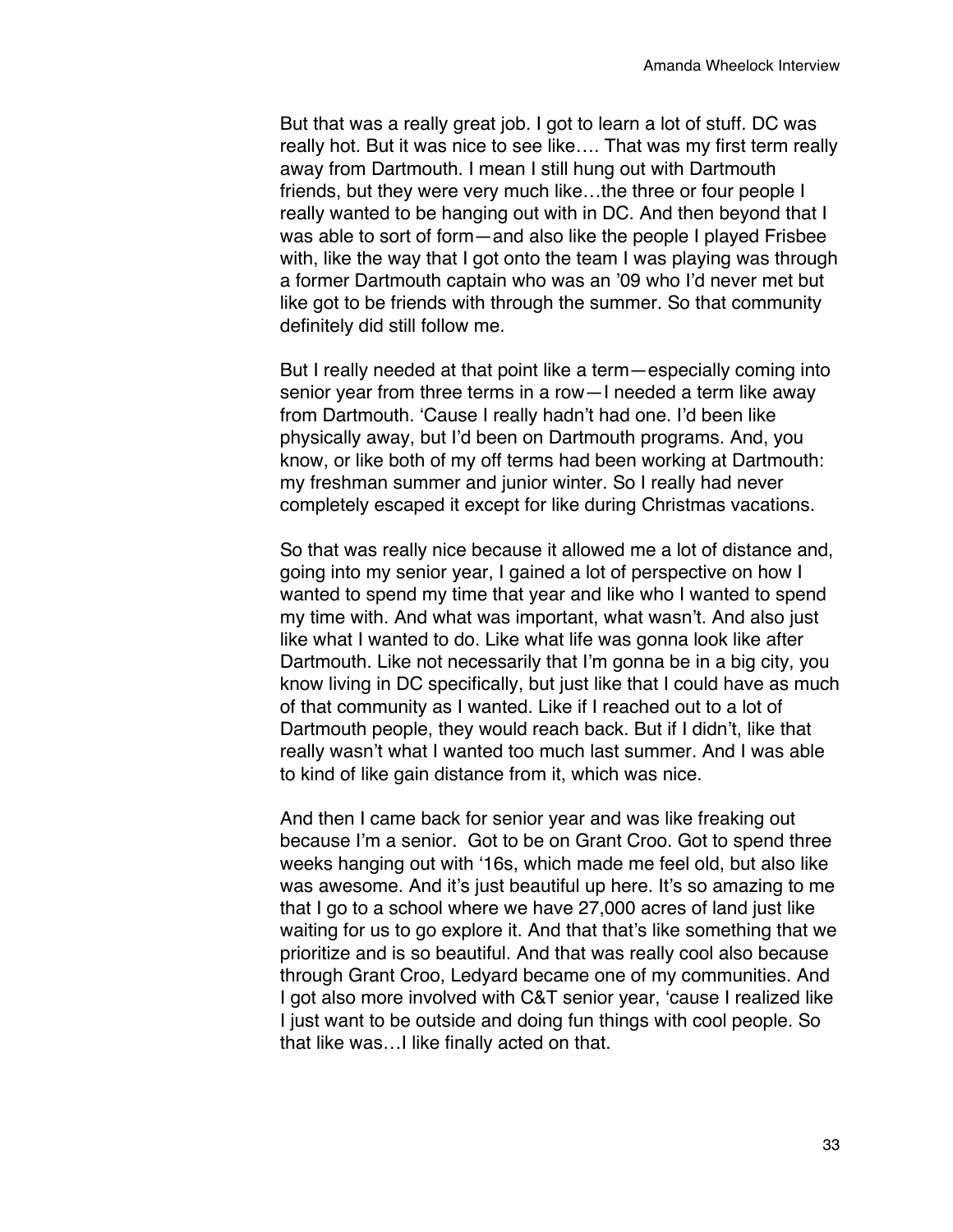But that was a really great job. I got to learn a lot of stuff. DC was really hot. But it was nice to see like…. That was my first term really away from Dartmouth. I mean I still hung out with Dartmouth friends, but they were very much like…the three or four people I really wanted to be hanging out with in DC. And then beyond that I was able to sort of form—and also like the people I played Frisbee with, like the way that I got onto the team I was playing was through a former Dartmouth captain who was an '09 who I'd never met but like got to be friends with through the summer. So that community definitely did still follow me.

But I really needed at that point like a term—especially coming into senior year from three terms in a row—I needed a term like away from Dartmouth. 'Cause I really hadn't had one. I'd been like physically away, but I'd been on Dartmouth programs. And, you know, or like both of my off terms had been working at Dartmouth: my freshman summer and junior winter. So I really had never completely escaped it except for like during Christmas vacations.

So that was really nice because it allowed me a lot of distance and, going into my senior year, I gained a lot of perspective on how I wanted to spend my time that year and like who I wanted to spend my time with. And what was important, what wasn't. And also just like what I wanted to do. Like what life was gonna look like after Dartmouth. Like not necessarily that I'm gonna be in a big city, you know living in DC specifically, but just like that I could have as much of that community as I wanted. Like if I reached out to a lot of Dartmouth people, they would reach back. But if I didn't, like that really wasn't what I wanted too much last summer. And I was able to kind of like gain distance from it, which was nice.

And then I came back for senior year and was like freaking out because I'm a senior. Got to be on Grant Croo. Got to spend three weeks hanging out with '16s, which made me feel old, but also like was awesome. And it's just beautiful up here. It's so amazing to me that I go to a school where we have 27,000 acres of land just like waiting for us to go explore it. And that that's like something that we prioritize and is so beautiful. And that was really cool also because through Grant Croo, Ledyard became one of my communities. And I got also more involved with C&T senior year, 'cause I realized like I just want to be outside and doing fun things with cool people. So that like was…I like finally acted on that.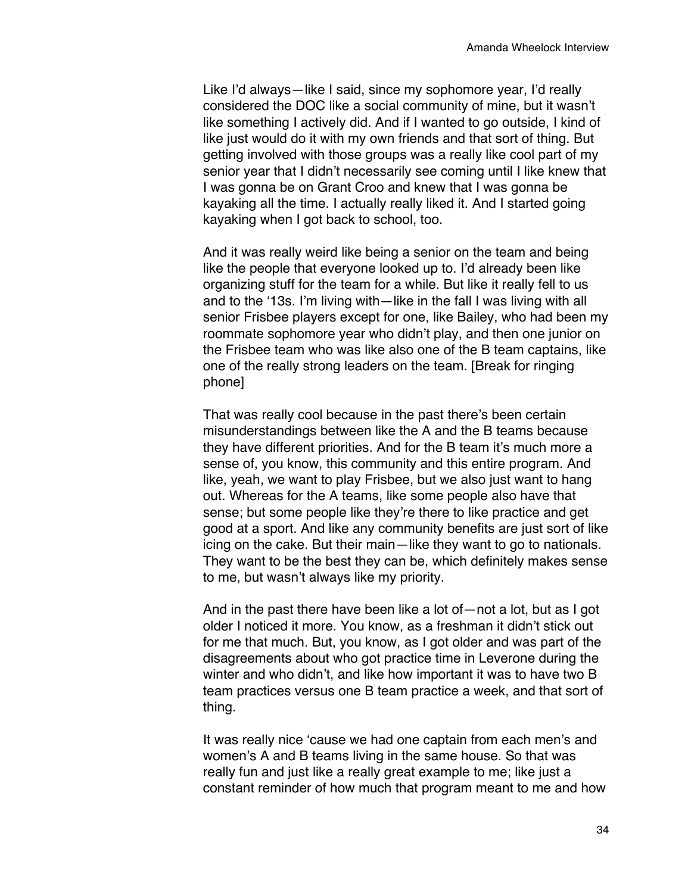Like I'd always—like I said, since my sophomore year, I'd really considered the DOC like a social community of mine, but it wasn't like something I actively did. And if I wanted to go outside, I kind of like just would do it with my own friends and that sort of thing. But getting involved with those groups was a really like cool part of my senior year that I didn't necessarily see coming until I like knew that I was gonna be on Grant Croo and knew that I was gonna be kayaking all the time. I actually really liked it. And I started going kayaking when I got back to school, too.

And it was really weird like being a senior on the team and being like the people that everyone looked up to. I'd already been like organizing stuff for the team for a while. But like it really fell to us and to the '13s. I'm living with—like in the fall I was living with all senior Frisbee players except for one, like Bailey, who had been my roommate sophomore year who didn't play, and then one junior on the Frisbee team who was like also one of the B team captains, like one of the really strong leaders on the team. [Break for ringing phone]

That was really cool because in the past there's been certain misunderstandings between like the A and the B teams because they have different priorities. And for the B team it's much more a sense of, you know, this community and this entire program. And like, yeah, we want to play Frisbee, but we also just want to hang out. Whereas for the A teams, like some people also have that sense; but some people like they're there to like practice and get good at a sport. And like any community benefits are just sort of like icing on the cake. But their main—like they want to go to nationals. They want to be the best they can be, which definitely makes sense to me, but wasn't always like my priority.

And in the past there have been like a lot of—not a lot, but as I got older I noticed it more. You know, as a freshman it didn't stick out for me that much. But, you know, as I got older and was part of the disagreements about who got practice time in Leverone during the winter and who didn't, and like how important it was to have two B team practices versus one B team practice a week, and that sort of thing.

It was really nice 'cause we had one captain from each men's and women's A and B teams living in the same house. So that was really fun and just like a really great example to me; like just a constant reminder of how much that program meant to me and how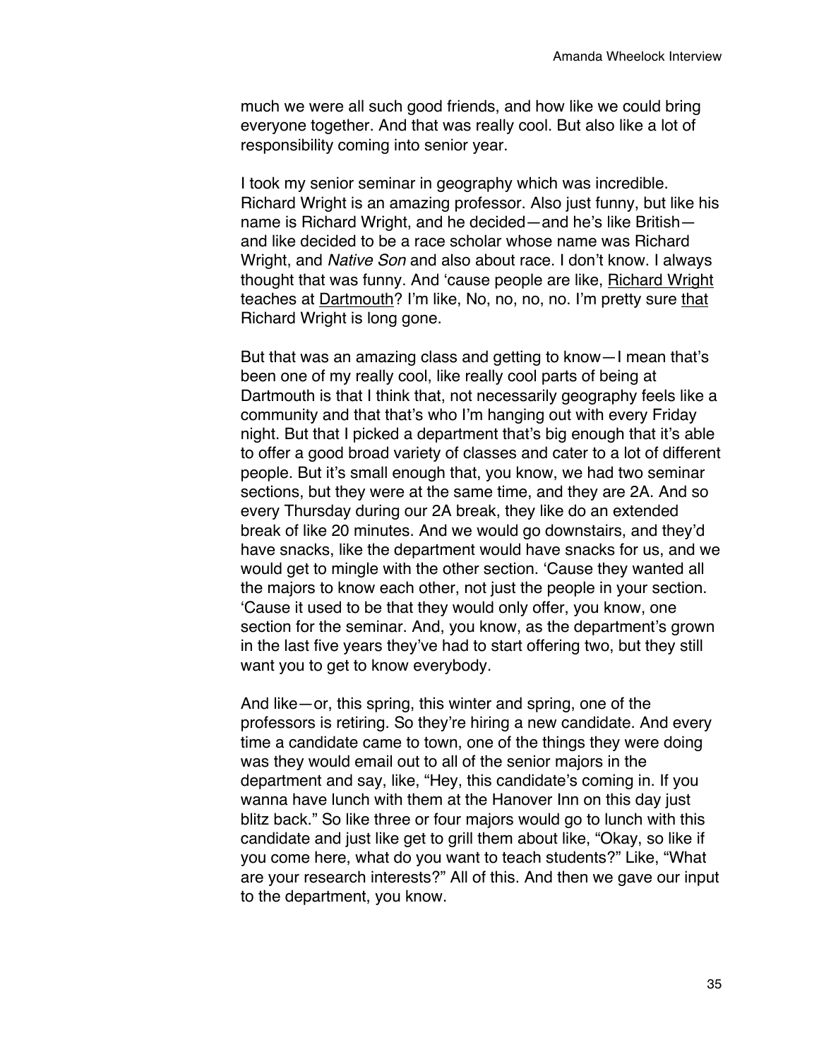much we were all such good friends, and how like we could bring everyone together. And that was really cool. But also like a lot of responsibility coming into senior year.

I took my senior seminar in geography which was incredible. Richard Wright is an amazing professor. Also just funny, but like his name is Richard Wright, and he decided—and he's like British—and like decided to be a race scholar whose name was Richard Wright, and *Native Son* and also about race. I don't know. I always thought that was funny. And 'cause people are like, Richard Wright teaches at Dartmouth? I'm like, No, no, no, no. I'm pretty sure that Richard Wright is long gone.

But that was an amazing class and getting to know—I mean that's been one of my really cool, like really cool parts of being at Dartmouth is that I think that, not necessarily geography feels like a community and that that's who I'm hanging out with every Friday night. But that I picked a department that's big enough that it's able to offer a good broad variety of classes and cater to a lot of different people. But it's small enough that, you know, we had two seminar sections, but they were at the same time, and they are 2A. And so every Thursday during our 2A break, they like do an extended break of like 20 minutes. And we would go downstairs, and they'd have snacks, like the department would have snacks for us, and we would get to mingle with the other section. 'Cause they wanted all the majors to know each other, not just the people in your section. 'Cause it used to be that they would only offer, you know, one section for the seminar. And, you know, as the department's grown in the last five years they've had to start offering two, but they still want you to get to know everybody.

And like—or, this spring, this winter and spring, one of the professors is retiring. So they're hiring a new candidate. And every time a candidate came to town, one of the things they were doing was they would email out to all of the senior majors in the department and say, like, "Hey, this candidate's coming in. If you wanna have lunch with them at the Hanover Inn on this day just blitz back." So like three or four majors would go to lunch with this candidate and just like get to grill them about like, "Okay, so like if you come here, what do you want to teach students?" Like, "What are your research interests?" All of this. And then we gave our input to the department, you know.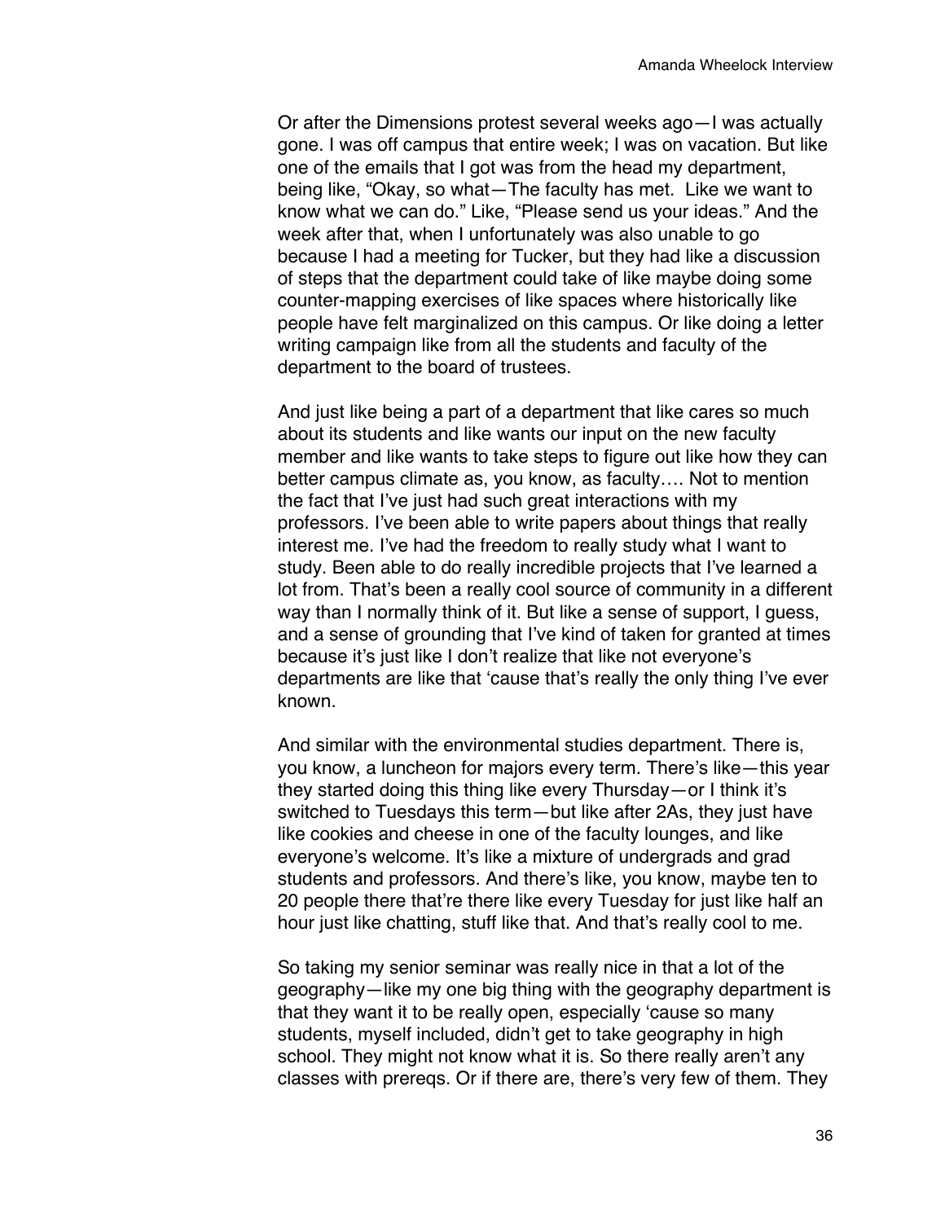Or after the Dimensions protest several weeks ago—I was actually gone. I was off campus that entire week; I was on vacation. But like one of the emails that I got was from the head my department, being like, "Okay, so what—The faculty has met. Like we want to know what we can do." Like, "Please send us your ideas." And the week after that, when I unfortunately was also unable to go because I had a meeting for Tucker, but they had like a discussion of steps that the department could take of like maybe doing some counter-mapping exercises of like spaces where historically like people have felt marginalized on this campus. Or like doing a letter writing campaign like from all the students and faculty of the department to the board of trustees.

And just like being a part of a department that like cares so much about its students and like wants our input on the new faculty member and like wants to take steps to figure out like how they can better campus climate as, you know, as faculty…. Not to mention the fact that I've just had such great interactions with my professors. I've been able to write papers about things that really interest me. I've had the freedom to really study what I want to study. Been able to do really incredible projects that I've learned a lot from. That's been a really cool source of community in a different way than I normally think of it. But like a sense of support, I guess, and a sense of grounding that I've kind of taken for granted at times because it's just like I don't realize that like not everyone's departments are like that 'cause that's really the only thing I've ever known.

And similar with the environmental studies department. There is, you know, a luncheon for majors every term. There's like—this year they started doing this thing like every Thursday—or I think it's switched to Tuesdays this term—but like after 2As, they just have like cookies and cheese in one of the faculty lounges, and like everyone's welcome. It's like a mixture of undergrads and grad students and professors. And there's like, you know, maybe ten to 20 people there that're there like every Tuesday for just like half an hour just like chatting, stuff like that. And that's really cool to me.

So taking my senior seminar was really nice in that a lot of the geography—like my one big thing with the geography department is that they want it to be really open, especially 'cause so many students, myself included, didn't get to take geography in high school. They might not know what it is. So there really aren't any classes with prereqs. Or if there are, there's very few of them. They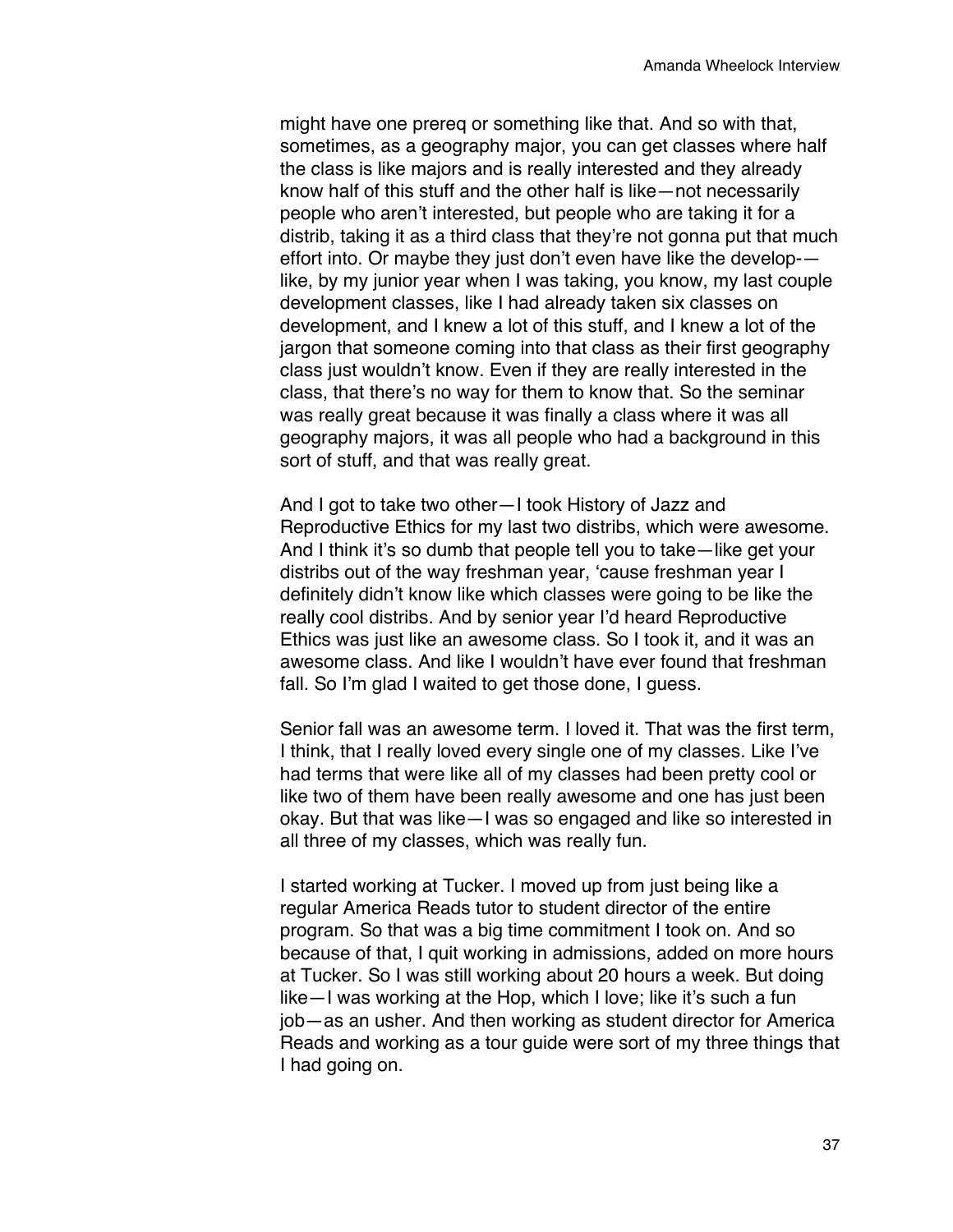might have one prereq or something like that. And so with that, sometimes, as a geography major, you can get classes where half the class is like majors and is really interested and they already know half of this stuff and the other half is like—not necessarily people who aren't interested, but people who are taking it for a distrib, taking it as a third class that they're not gonna put that much effort into. Or maybe they just don't even have like the develop-—like, by my junior year when I was taking, you know, my last couple development classes, like I had already taken six classes on development, and I knew a lot of this stuff, and I knew a lot of the jargon that someone coming into that class as their first geography class just wouldn't know. Even if they are really interested in the class, that there's no way for them to know that. So the seminar was really great because it was finally a class where it was all geography majors, it was all people who had a background in this sort of stuff, and that was really great.

And I got to take two other—I took History of Jazz and Reproductive Ethics for my last two distribs, which were awesome. And I think it's so dumb that people tell you to take—like get your distribs out of the way freshman year, 'cause freshman year I definitely didn't know like which classes were going to be like the really cool distribs. And by senior year I'd heard Reproductive Ethics was just like an awesome class. So I took it, and it was an awesome class. And like I wouldn't have ever found that freshman fall. So I'm glad I waited to get those done, I guess.

Senior fall was an awesome term. I loved it. That was the first term, I think, that I really loved every single one of my classes. Like I've had terms that were like all of my classes had been pretty cool or like two of them have been really awesome and one has just been okay. But that was like—I was so engaged and like so interested in all three of my classes, which was really fun.

I started working at Tucker. I moved up from just being like a regular America Reads tutor to student director of the entire program. So that was a big time commitment I took on. And so because of that, I quit working in admissions, added on more hours at Tucker. So I was still working about 20 hours a week. But doing like—I was working at the Hop, which I love; like it's such a fun job—as an usher. And then working as student director for America Reads and working as a tour guide were sort of my three things that I had going on.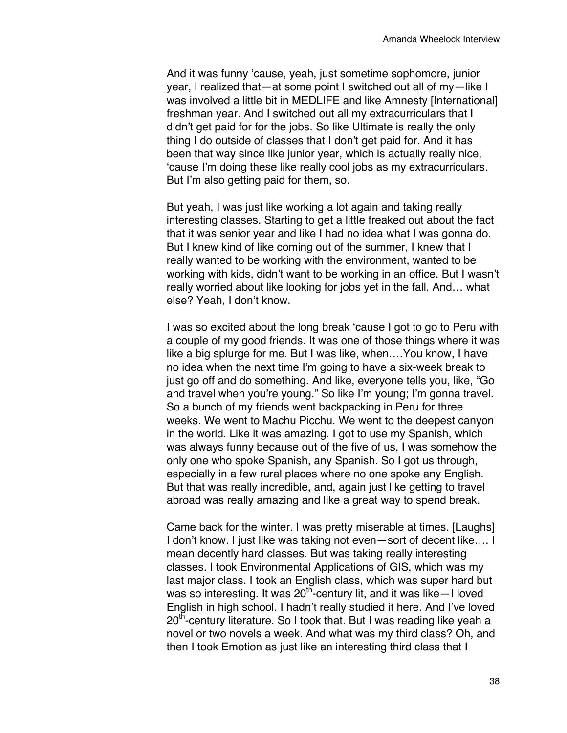And it was funny 'cause, yeah, just sometime sophomore, junior year, I realized that—at some point I switched out all of my—like I was involved a little bit in MEDLIFE and like Amnesty [International] freshman year. And I switched out all my extracurriculars that I didn't get paid for for the jobs. So like Ultimate is really the only thing I do outside of classes that I don't get paid for. And it has been that way since like junior year, which is actually really nice, 'cause I'm doing these like really cool jobs as my extracurriculars. But I'm also getting paid for them, so.

But yeah, I was just like working a lot again and taking really interesting classes. Starting to get a little freaked out about the fact that it was senior year and like I had no idea what I was gonna do. But I knew kind of like coming out of the summer, I knew that I really wanted to be working with the environment, wanted to be working with kids, didn't want to be working in an office. But I wasn't really worried about like looking for jobs yet in the fall. And… what else? Yeah, I don't know.

I was so excited about the long break 'cause I got to go to Peru with a couple of my good friends. It was one of those things where it was like a big splurge for me. But I was like, when….You know, I have no idea when the next time I'm going to have a six-week break to just go off and do something. And like, everyone tells you, like, "Go and travel when you're young." So like I'm young; I'm gonna travel. So a bunch of my friends went backpacking in Peru for three weeks. We went to Machu Picchu. We went to the deepest canyon in the world. Like it was amazing. I got to use my Spanish, which was always funny because out of the five of us, I was somehow the only one who spoke Spanish, any Spanish. So I got us through, especially in a few rural places where no one spoke any English. But that was really incredible, and, again just like getting to travel abroad was really amazing and like a great way to spend break.

Came back for the winter. I was pretty miserable at times. [Laughs] I don't know. I just like was taking not even—sort of decent like…. I mean decently hard classes. But was taking really interesting classes. I took Environmental Applications of GIS, which was my last major class. I took an English class, which was super hard but was so interesting. It was 20th-century lit, and it was like—I loved English in high school. I hadn't really studied it here. And I've loved 20th-century literature. So I took that. But I was reading like yeah a novel or two novels a week. And what was my third class? Oh, and then I took Emotion as just like an interesting third class that I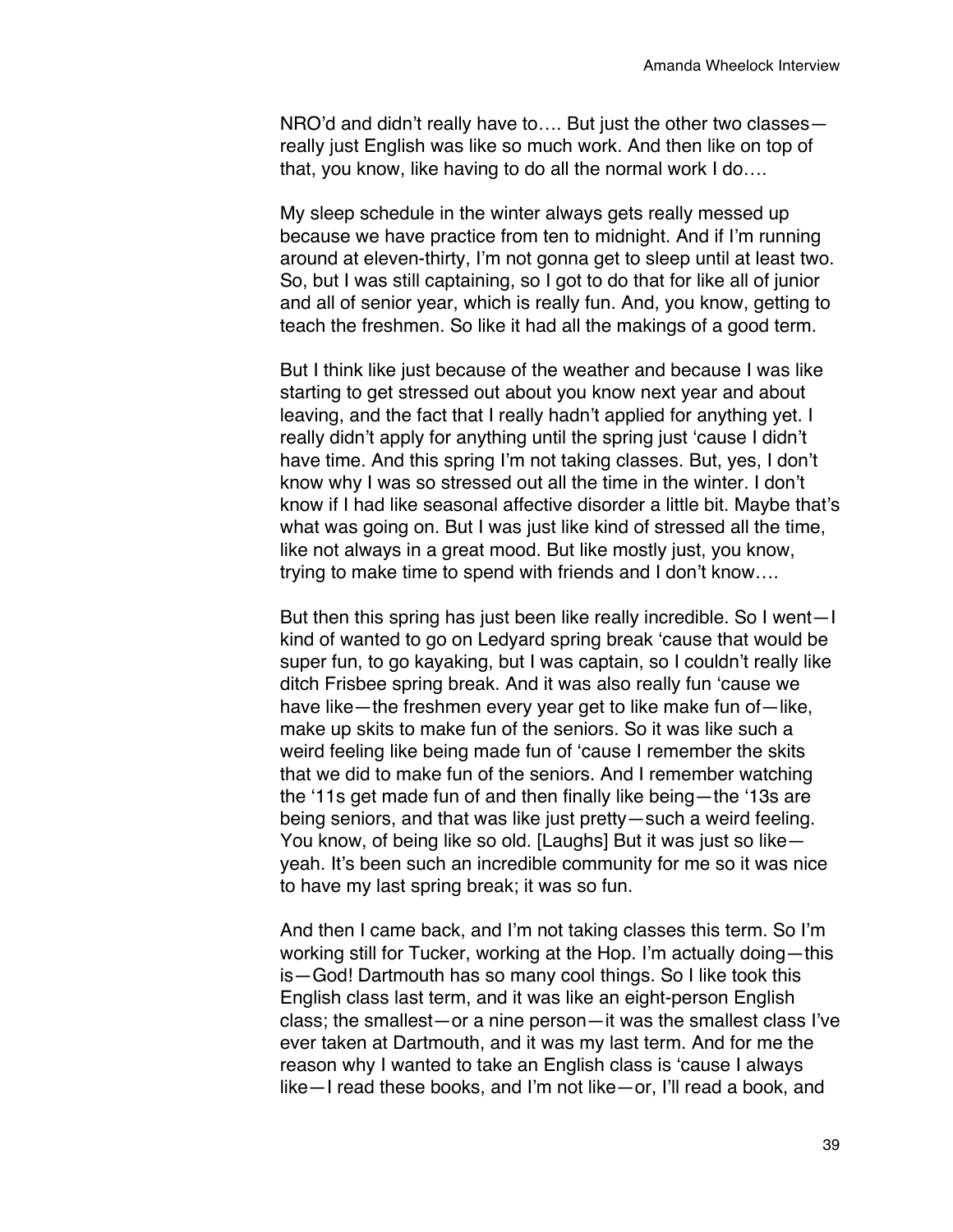NRO'd and didn't really have to…. But just the other two classes—really just English was like so much work. And then like on top of that, you know, like having to do all the normal work I do….

My sleep schedule in the winter always gets really messed up because we have practice from ten to midnight. And if I'm running around at eleven-thirty, I'm not gonna get to sleep until at least two. So, but I was still captaining, so I got to do that for like all of junior and all of senior year, which is really fun. And, you know, getting to teach the freshmen. So like it had all the makings of a good term.

But I think like just because of the weather and because I was like starting to get stressed out about you know next year and about leaving, and the fact that I really hadn't applied for anything yet. I really didn't apply for anything until the spring just 'cause I didn't have time. And this spring I'm not taking classes. But, yes, I don't know why I was so stressed out all the time in the winter. I don't know if I had like seasonal affective disorder a little bit. Maybe that's what was going on. But I was just like kind of stressed all the time, like not always in a great mood. But like mostly just, you know, trying to make time to spend with friends and I don't know….

But then this spring has just been like really incredible. So I went—I kind of wanted to go on Ledyard spring break 'cause that would be super fun, to go kayaking, but I was captain, so I couldn't really like ditch Frisbee spring break. And it was also really fun 'cause we have like—the freshmen every year get to like make fun of—like, make up skits to make fun of the seniors. So it was like such a weird feeling like being made fun of 'cause I remember the skits that we did to make fun of the seniors. And I remember watching the '11s get made fun of and then finally like being—the '13s are being seniors, and that was like just pretty—such a weird feeling. You know, of being like so old. [Laughs] But it was just so like—yeah. It's been such an incredible community for me so it was nice to have my last spring break; it was so fun.

And then I came back, and I'm not taking classes this term. So I'm working still for Tucker, working at the Hop. I'm actually doing—this is—God! Dartmouth has so many cool things. So I like took this English class last term, and it was like an eight-person English class; the smallest—or a nine person—it was the smallest class I've ever taken at Dartmouth, and it was my last term. And for me the reason why I wanted to take an English class is 'cause I always like—I read these books, and I'm not like—or, I'll read a book, and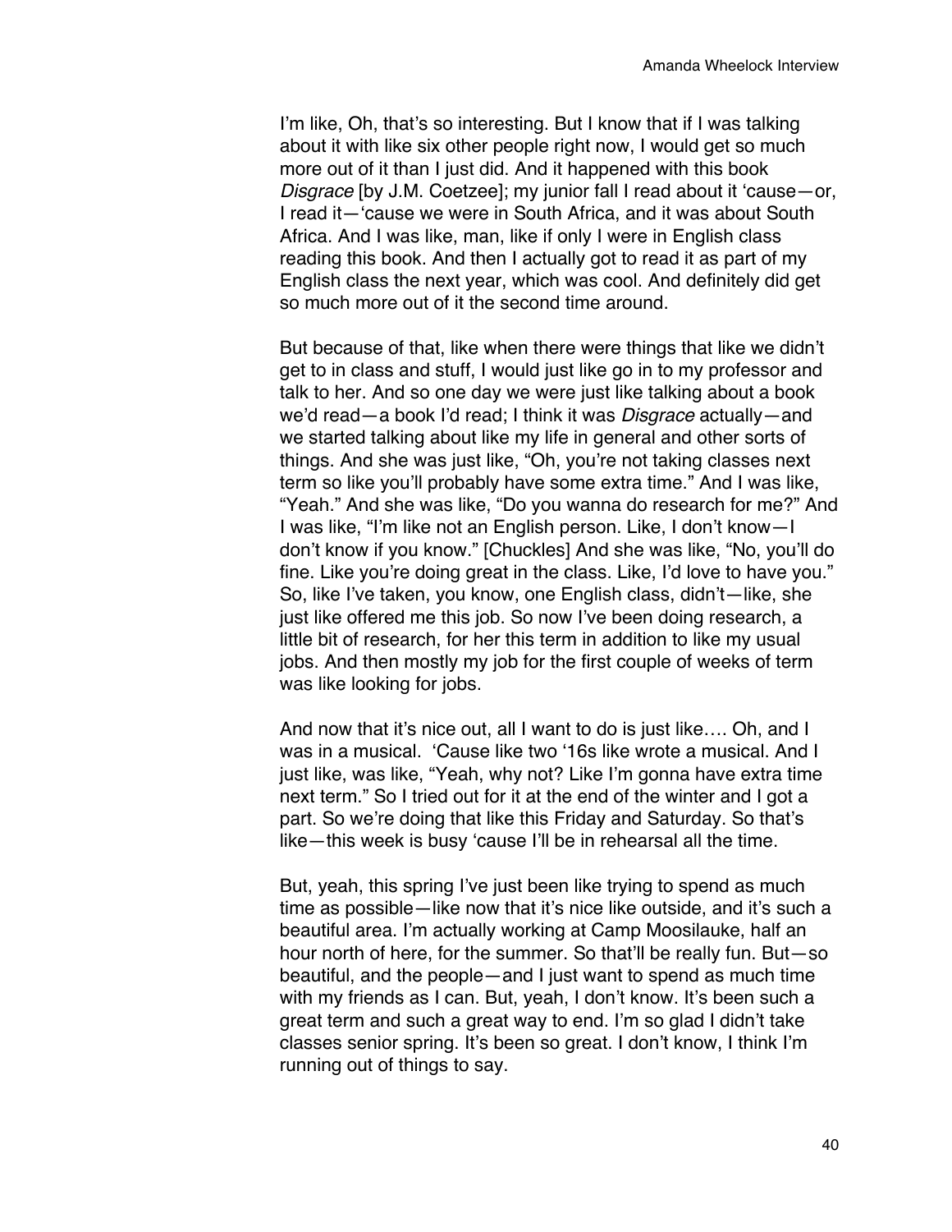I'm like, Oh, that's so interesting. But I know that if I was talking about it with like six other people right now, I would get so much more out of it than I just did. And it happened with this book *Disgrace* [by J.M. Coetzee]; my junior fall I read about it 'cause—or, I read it—'cause we were in South Africa, and it was about South Africa. And I was like, man, like if only I were in English class reading this book. And then I actually got to read it as part of my English class the next year, which was cool. And definitely did get so much more out of it the second time around.

But because of that, like when there were things that like we didn't get to in class and stuff, I would just like go in to my professor and talk to her. And so one day we were just like talking about a book we'd read—a book I'd read; I think it was *Disgrace* actually—and we started talking about like my life in general and other sorts of things. And she was just like, "Oh, you're not taking classes next term so like you'll probably have some extra time." And I was like, "Yeah." And she was like, "Do you wanna do research for me?" And I was like, "I'm like not an English person. Like, I don't know—I don't know if you know." [Chuckles] And she was like, "No, you'll do fine. Like you're doing great in the class. Like, I'd love to have you." So, like I've taken, you know, one English class, didn't—like, she just like offered me this job. So now I've been doing research, a little bit of research, for her this term in addition to like my usual jobs. And then mostly my job for the first couple of weeks of term was like looking for jobs.

And now that it's nice out, all I want to do is just like…. Oh, and I was in a musical. 'Cause like two '16s like wrote a musical. And I just like, was like, "Yeah, why not? Like I'm gonna have extra time next term." So I tried out for it at the end of the winter and I got a part. So we're doing that like this Friday and Saturday. So that's like—this week is busy 'cause I'll be in rehearsal all the time.

But, yeah, this spring I've just been like trying to spend as much time as possible—like now that it's nice like outside, and it's such a beautiful area. I'm actually working at Camp Moosilauke, half an hour north of here, for the summer. So that'll be really fun. But—so beautiful, and the people—and I just want to spend as much time with my friends as I can. But, yeah, I don't know. It's been such a great term and such a great way to end. I'm so glad I didn't take classes senior spring. It's been so great. I don't know, I think I'm running out of things to say.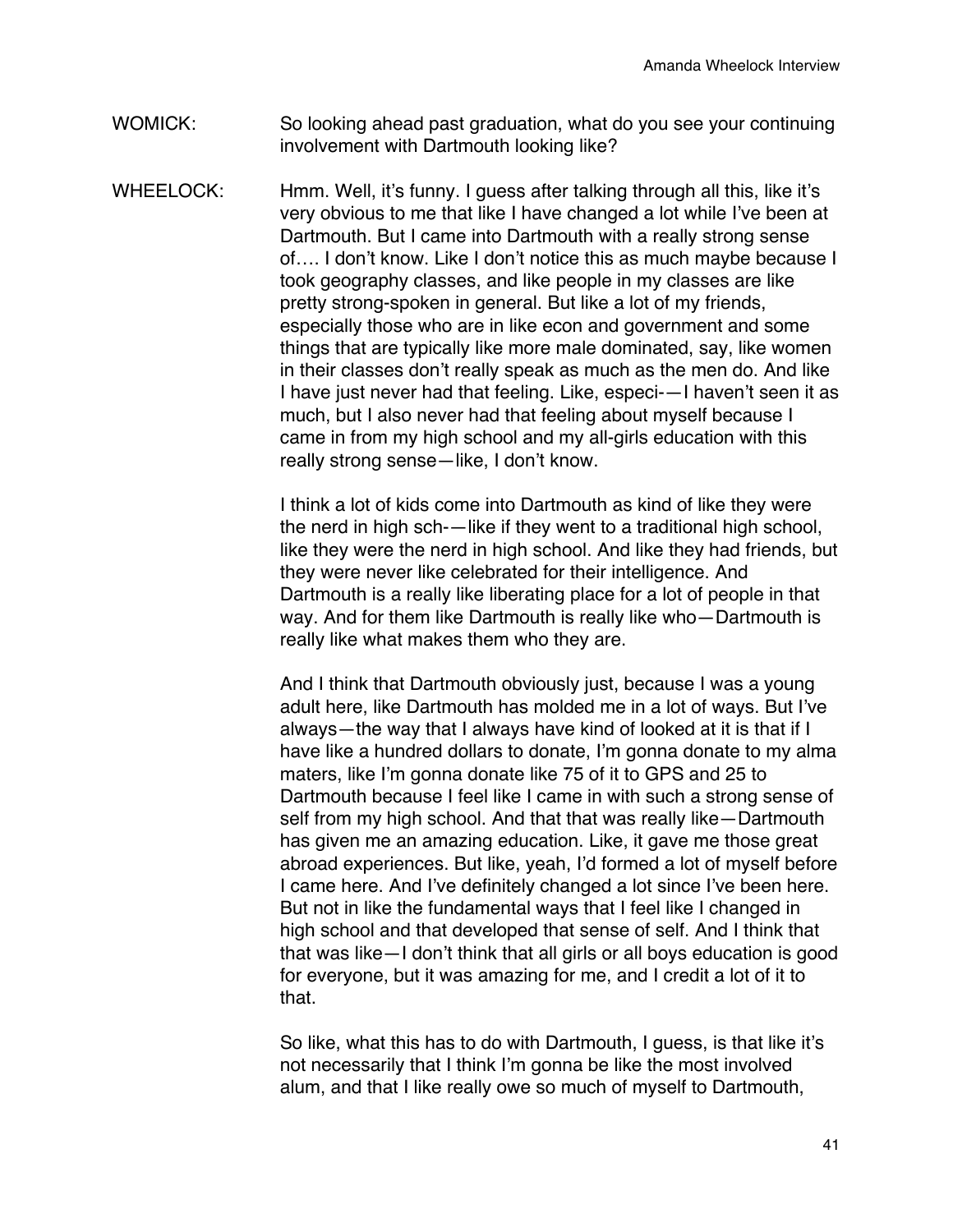WOMICK: So looking ahead past graduation, what do you see your continuing involvement with Dartmouth looking like?

WHEELOCK: Hmm. Well, it's funny. I guess after talking through all this, like it's very obvious to me that like I have changed a lot while I've been at Dartmouth. But I came into Dartmouth with a really strong sense of…. I don't know. Like I don't notice this as much maybe because I took geography classes, and like people in my classes are like pretty strong-spoken in general. But like a lot of my friends, especially those who are in like econ and government and some things that are typically like more male dominated, say, like women in their classes don't really speak as much as the men do. And like I have just never had that feeling. Like, especi-—I haven't seen it as much, but I also never had that feeling about myself because I came in from my high school and my all-girls education with this really strong sense—like, I don't know.

I think a lot of kids come into Dartmouth as kind of like they were the nerd in high sch-—like if they went to a traditional high school, like they were the nerd in high school. And like they had friends, but they were never like celebrated for their intelligence. And Dartmouth is a really like liberating place for a lot of people in that way. And for them like Dartmouth is really like who—Dartmouth is really like what makes them who they are.

And I think that Dartmouth obviously just, because I was a young adult here, like Dartmouth has molded me in a lot of ways. But I've always—the way that I always have kind of looked at it is that if I have like a hundred dollars to donate, I'm gonna donate to my alma maters, like I'm gonna donate like 75 of it to GPS and 25 to Dartmouth because I feel like I came in with such a strong sense of self from my high school. And that that was really like—Dartmouth has given me an amazing education. Like, it gave me those great abroad experiences. But like, yeah, I'd formed a lot of myself before I came here. And I've definitely changed a lot since I've been here. But not in like the fundamental ways that I feel like I changed in high school and that developed that sense of self. And I think that that was like—I don't think that all girls or all boys education is good for everyone, but it was amazing for me, and I credit a lot of it to that.

So like, what this has to do with Dartmouth, I guess, is that like it's not necessarily that I think I'm gonna be like the most involved alum, and that I like really owe so much of myself to Dartmouth,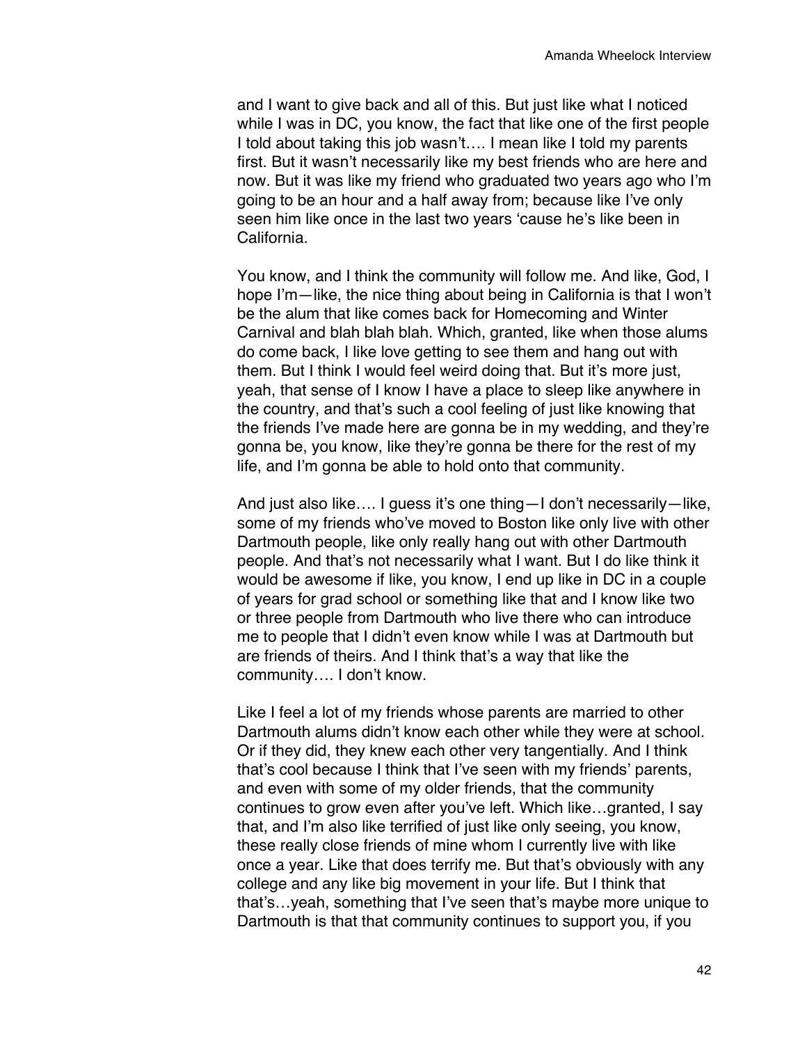and I want to give back and all of this. But just like what I noticed while I was in DC, you know, the fact that like one of the first people I told about taking this job wasn't…. I mean like I told my parents first. But it wasn't necessarily like my best friends who are here and now. But it was like my friend who graduated two years ago who I'm going to be an hour and a half away from; because like I've only seen him like once in the last two years 'cause he's like been in California.

You know, and I think the community will follow me. And like, God, I hope I'm—like, the nice thing about being in California is that I won't be the alum that like comes back for Homecoming and Winter Carnival and blah blah blah. Which, granted, like when those alums do come back, I like love getting to see them and hang out with them. But I think I would feel weird doing that. But it's more just, yeah, that sense of I know I have a place to sleep like anywhere in the country, and that's such a cool feeling of just like knowing that the friends I've made here are gonna be in my wedding, and they're gonna be, you know, like they're gonna be there for the rest of my life, and I'm gonna be able to hold onto that community.

And just also like…. I guess it's one thing—I don't necessarily—like, some of my friends who've moved to Boston like only live with other Dartmouth people, like only really hang out with other Dartmouth people. And that's not necessarily what I want. But I do like think it would be awesome if like, you know, I end up like in DC in a couple of years for grad school or something like that and I know like two or three people from Dartmouth who live there who can introduce me to people that I didn't even know while I was at Dartmouth but are friends of theirs. And I think that's a way that like the community…. I don't know.

Like I feel a lot of my friends whose parents are married to other Dartmouth alums didn't know each other while they were at school. Or if they did, they knew each other very tangentially. And I think that's cool because I think that I've seen with my friends' parents, and even with some of my older friends, that the community continues to grow even after you've left. Which like…granted, I say that, and I'm also like terrified of just like only seeing, you know, these really close friends of mine whom I currently live with like once a year. Like that does terrify me. But that's obviously with any college and any like big movement in your life. But I think that that's…yeah, something that I've seen that's maybe more unique to Dartmouth is that that community continues to support you, if you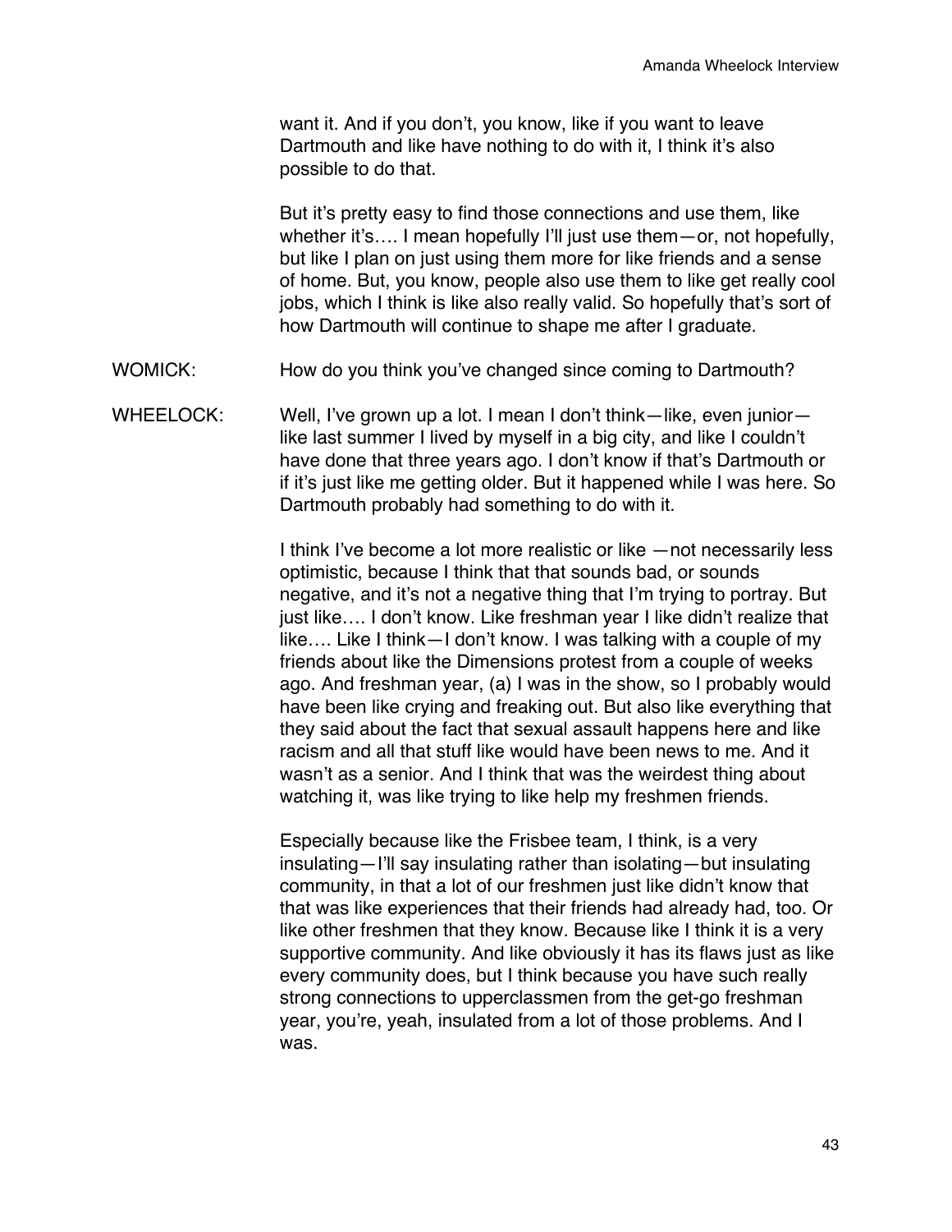want it. And if you don't, you know, like if you want to leave Dartmouth and like have nothing to do with it, I think it's also possible to do that.

But it's pretty easy to find those connections and use them, like whether it's…. I mean hopefully I'll just use them—or, not hopefully, but like I plan on just using them more for like friends and a sense of home. But, you know, people also use them to like get really cool jobs, which I think is like also really valid. So hopefully that's sort of how Dartmouth will continue to shape me after I graduate.

WOMICK: How do you think you've changed since coming to Dartmouth?

WHEELOCK: Well, I've grown up a lot. I mean I don't think—like, even junior—like last summer I lived by myself in a big city, and like I couldn't have done that three years ago. I don't know if that's Dartmouth or if it's just like me getting older. But it happened while I was here. So Dartmouth probably had something to do with it.

I think I've become a lot more realistic or like —not necessarily less optimistic, because I think that that sounds bad, or sounds negative, and it's not a negative thing that I'm trying to portray. But just like…. I don't know. Like freshman year I like didn't realize that like…. Like I think—I don't know. I was talking with a couple of my friends about like the Dimensions protest from a couple of weeks ago. And freshman year, (a) I was in the show, so I probably would have been like crying and freaking out. But also like everything that they said about the fact that sexual assault happens here and like racism and all that stuff like would have been news to me. And it wasn't as a senior. And I think that was the weirdest thing about watching it, was like trying to like help my freshmen friends.

Especially because like the Frisbee team, I think, is a very insulating—I'll say insulating rather than isolating—but insulating community, in that a lot of our freshmen just like didn't know that that was like experiences that their friends had already had, too. Or like other freshmen that they know. Because like I think it is a very supportive community. And like obviously it has its flaws just as like every community does, but I think because you have such really strong connections to upperclassmen from the get-go freshman year, you're, yeah, insulated from a lot of those problems. And I was.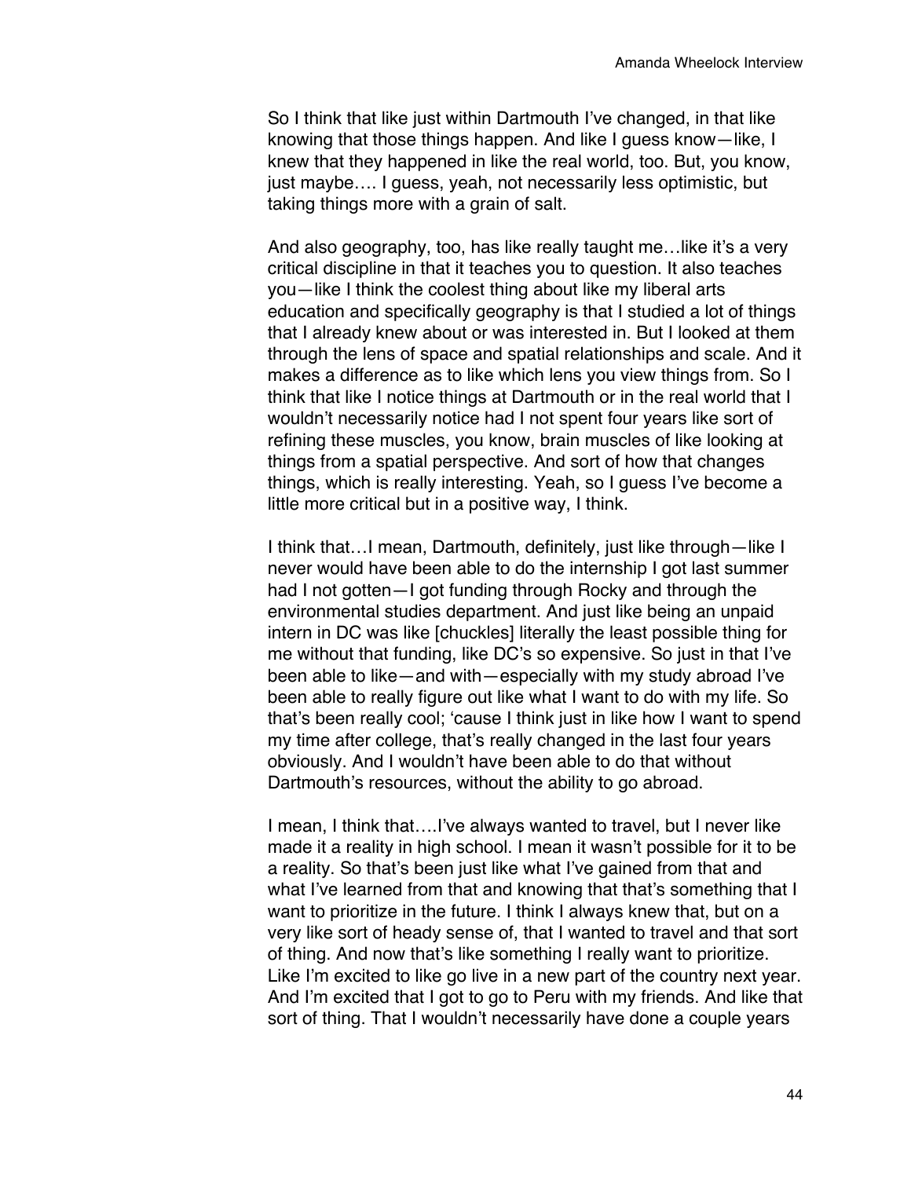So I think that like just within Dartmouth I've changed, in that like knowing that those things happen. And like I guess know—like, I knew that they happened in like the real world, too. But, you know, just maybe…. I guess, yeah, not necessarily less optimistic, but taking things more with a grain of salt.

And also geography, too, has like really taught me…like it's a very critical discipline in that it teaches you to question. It also teaches you—like I think the coolest thing about like my liberal arts education and specifically geography is that I studied a lot of things that I already knew about or was interested in. But I looked at them through the lens of space and spatial relationships and scale. And it makes a difference as to like which lens you view things from. So I think that like I notice things at Dartmouth or in the real world that I wouldn't necessarily notice had I not spent four years like sort of refining these muscles, you know, brain muscles of like looking at things from a spatial perspective. And sort of how that changes things, which is really interesting. Yeah, so I guess I've become a little more critical but in a positive way, I think.

I think that…I mean, Dartmouth, definitely, just like through—like I never would have been able to do the internship I got last summer had I not gotten—I got funding through Rocky and through the environmental studies department. And just like being an unpaid intern in DC was like [chuckles] literally the least possible thing for me without that funding, like DC's so expensive. So just in that I've been able to like—and with—especially with my study abroad I've been able to really figure out like what I want to do with my life. So that's been really cool; 'cause I think just in like how I want to spend my time after college, that's really changed in the last four years obviously. And I wouldn't have been able to do that without Dartmouth's resources, without the ability to go abroad.

I mean, I think that….I've always wanted to travel, but I never like made it a reality in high school. I mean it wasn't possible for it to be a reality. So that's been just like what I've gained from that and what I've learned from that and knowing that that's something that I want to prioritize in the future. I think I always knew that, but on a very like sort of heady sense of, that I wanted to travel and that sort of thing. And now that's like something I really want to prioritize. Like I'm excited to like go live in a new part of the country next year. And I'm excited that I got to go to Peru with my friends. And like that sort of thing. That I wouldn't necessarily have done a couple years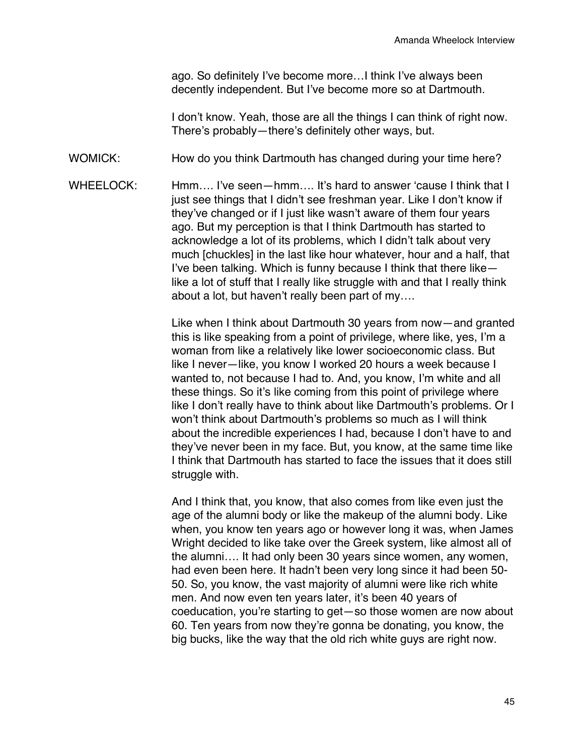ago. So definitely I've become more…I think I've always been decently independent. But I've become more so at Dartmouth.

I don't know. Yeah, those are all the things I can think of right now. There's probably—there's definitely other ways, but.

WOMICK: How do you think Dartmouth has changed during your time here?

WHEELOCK: Hmm…. I've seen—hmm…. It's hard to answer 'cause I think that I just see things that I didn't see freshman year. Like I don't know if they've changed or if I just like wasn't aware of them four years ago. But my perception is that I think Dartmouth has started to acknowledge a lot of its problems, which I didn't talk about very much [chuckles] in the last like hour whatever, hour and a half, that I've been talking. Which is funny because I think that there like—like a lot of stuff that I really like struggle with and that I really think about a lot, but haven't really been part of my….

Like when I think about Dartmouth 30 years from now—and granted this is like speaking from a point of privilege, where like, yes, I'm a woman from like a relatively like lower socioeconomic class. But like I never—like, you know I worked 20 hours a week because I wanted to, not because I had to. And, you know, I'm white and all these things. So it's like coming from this point of privilege where like I don't really have to think about like Dartmouth's problems. Or I won't think about Dartmouth's problems so much as I will think about the incredible experiences I had, because I don't have to and they've never been in my face. But, you know, at the same time like I think that Dartmouth has started to face the issues that it does still struggle with.

And I think that, you know, that also comes from like even just the age of the alumni body or like the makeup of the alumni body. Like when, you know ten years ago or however long it was, when James Wright decided to like take over the Greek system, like almost all of the alumni…. It had only been 30 years since women, any women, had even been here. It hadn't been very long since it had been 50-50. So, you know, the vast majority of alumni were like rich white men. And now even ten years later, it's been 40 years of coeducation, you're starting to get—so those women are now about 60. Ten years from now they're gonna be donating, you know, the big bucks, like the way that the old rich white guys are right now.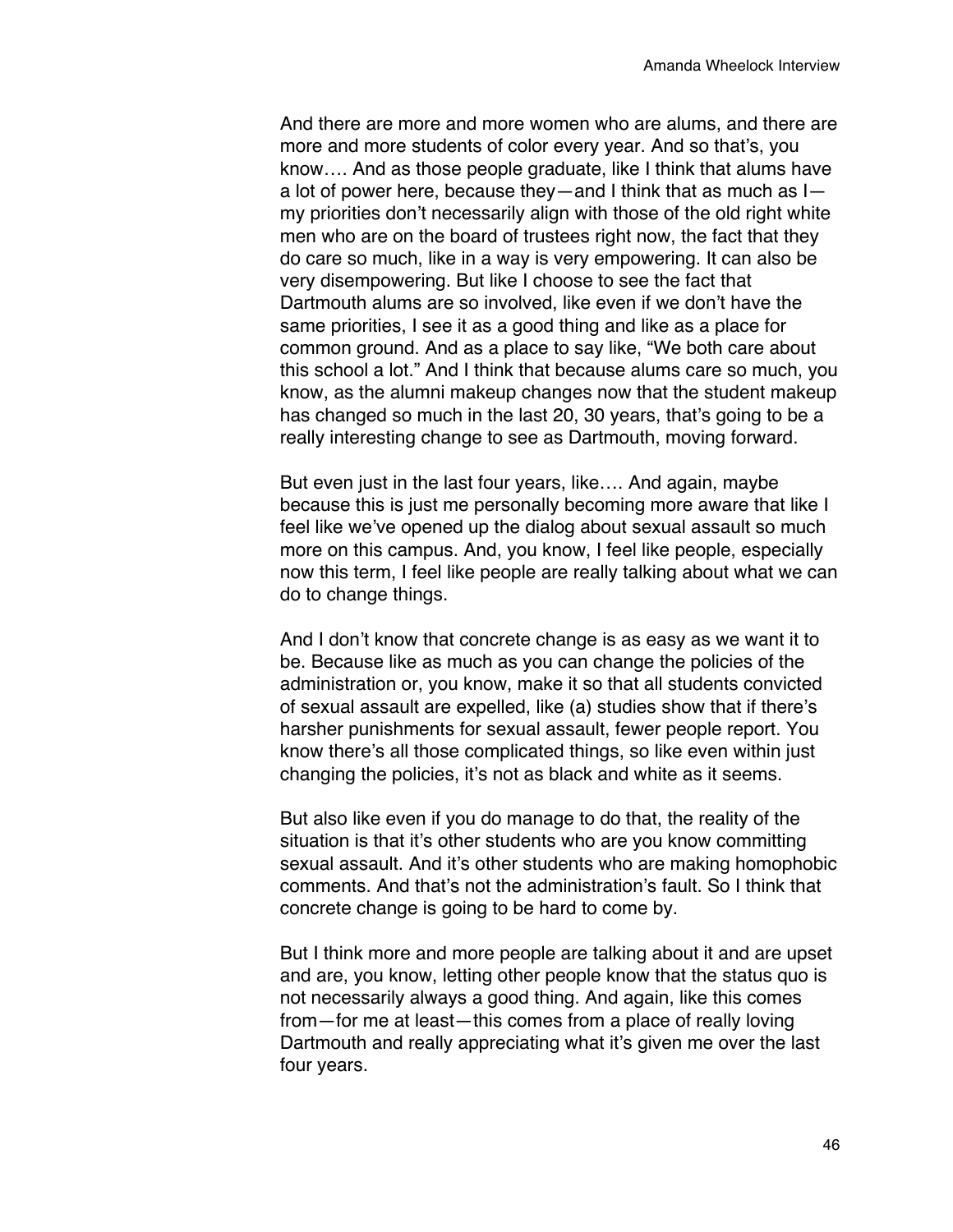And there are more and more women who are alums, and there are more and more students of color every year. And so that's, you know…. And as those people graduate, like I think that alums have a lot of power here, because they—and I think that as much as I—my priorities don't necessarily align with those of the old right white men who are on the board of trustees right now, the fact that they do care so much, like in a way is very empowering. It can also be very disempowering. But like I choose to see the fact that Dartmouth alums are so involved, like even if we don't have the same priorities, I see it as a good thing and like as a place for common ground. And as a place to say like, "We both care about this school a lot." And I think that because alums care so much, you know, as the alumni makeup changes now that the student makeup has changed so much in the last 20, 30 years, that's going to be a really interesting change to see as Dartmouth, moving forward.

But even just in the last four years, like…. And again, maybe because this is just me personally becoming more aware that like I feel like we've opened up the dialog about sexual assault so much more on this campus. And, you know, I feel like people, especially now this term, I feel like people are really talking about what we can do to change things.

And I don't know that concrete change is as easy as we want it to be. Because like as much as you can change the policies of the administration or, you know, make it so that all students convicted of sexual assault are expelled, like (a) studies show that if there's harsher punishments for sexual assault, fewer people report. You know there's all those complicated things, so like even within just changing the policies, it's not as black and white as it seems.

But also like even if you do manage to do that, the reality of the situation is that it's other students who are you know committing sexual assault. And it's other students who are making homophobic comments. And that's not the administration's fault. So I think that concrete change is going to be hard to come by.

But I think more and more people are talking about it and are upset and are, you know, letting other people know that the status quo is not necessarily always a good thing. And again, like this comes from—for me at least—this comes from a place of really loving Dartmouth and really appreciating what it's given me over the last four years.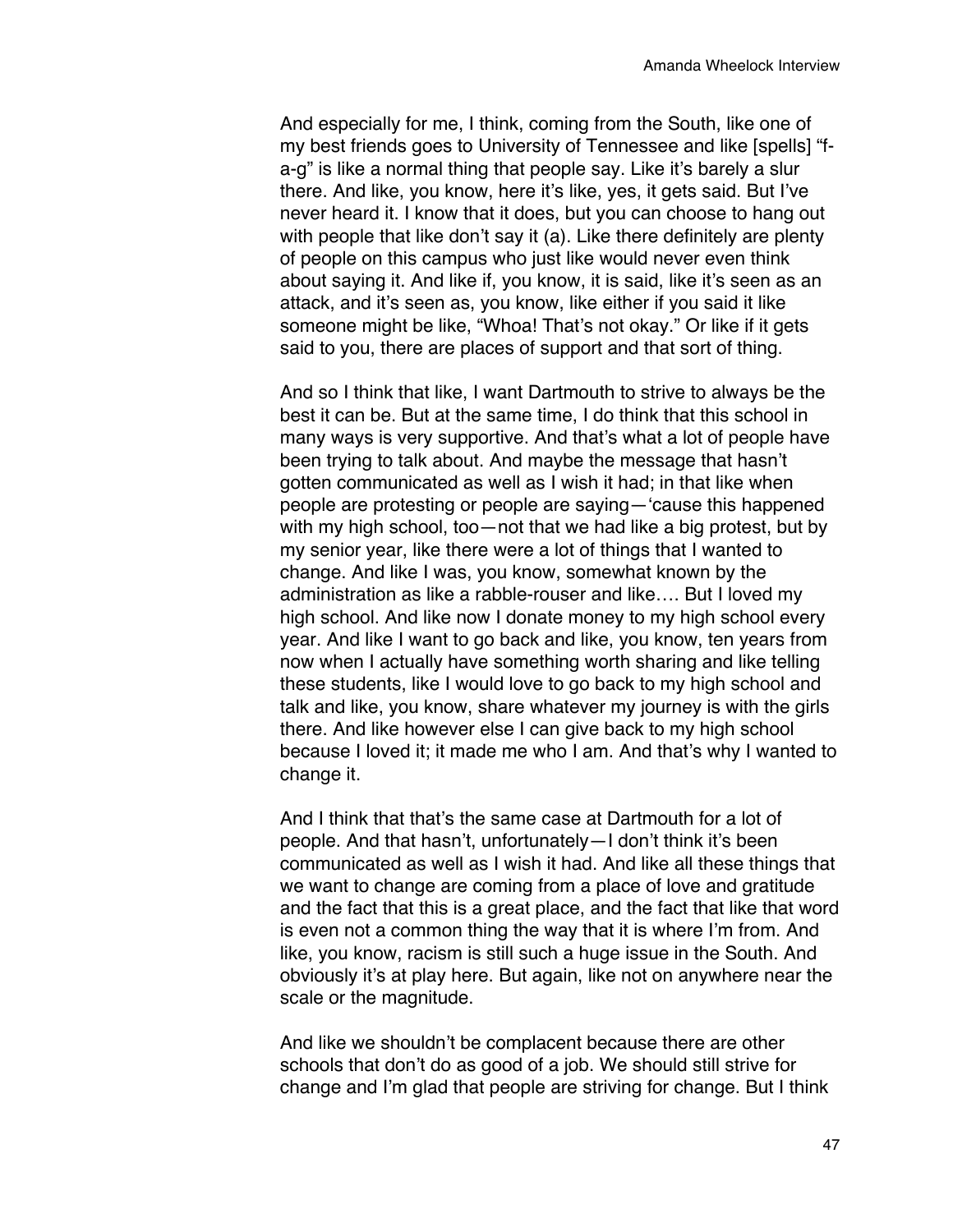And especially for me, I think, coming from the South, like one of my best friends goes to University of Tennessee and like [spells] "f-a-g" is like a normal thing that people say. Like it's barely a slur there. And like, you know, here it's like, yes, it gets said. But I've never heard it. I know that it does, but you can choose to hang out with people that like don't say it (a). Like there definitely are plenty of people on this campus who just like would never even think about saying it. And like if, you know, it is said, like it's seen as an attack, and it's seen as, you know, like either if you said it like someone might be like, "Whoa! That's not okay." Or like if it gets said to you, there are places of support and that sort of thing.

And so I think that like, I want Dartmouth to strive to always be the best it can be. But at the same time, I do think that this school in many ways is very supportive. And that's what a lot of people have been trying to talk about. And maybe the message that hasn't gotten communicated as well as I wish it had; in that like when people are protesting or people are saying—'cause this happened with my high school, too—not that we had like a big protest, but by my senior year, like there were a lot of things that I wanted to change. And like I was, you know, somewhat known by the administration as like a rabble-rouser and like…. But I loved my high school. And like now I donate money to my high school every year. And like I want to go back and like, you know, ten years from now when I actually have something worth sharing and like telling these students, like I would love to go back to my high school and talk and like, you know, share whatever my journey is with the girls there. And like however else I can give back to my high school because I loved it; it made me who I am. And that's why I wanted to change it.

And I think that that's the same case at Dartmouth for a lot of people. And that hasn't, unfortunately—I don't think it's been communicated as well as I wish it had. And like all these things that we want to change are coming from a place of love and gratitude and the fact that this is a great place, and the fact that like that word is even not a common thing the way that it is where I'm from. And like, you know, racism is still such a huge issue in the South. And obviously it's at play here. But again, like not on anywhere near the scale or the magnitude.

And like we shouldn't be complacent because there are other schools that don't do as good of a job. We should still strive for change and I'm glad that people are striving for change. But I think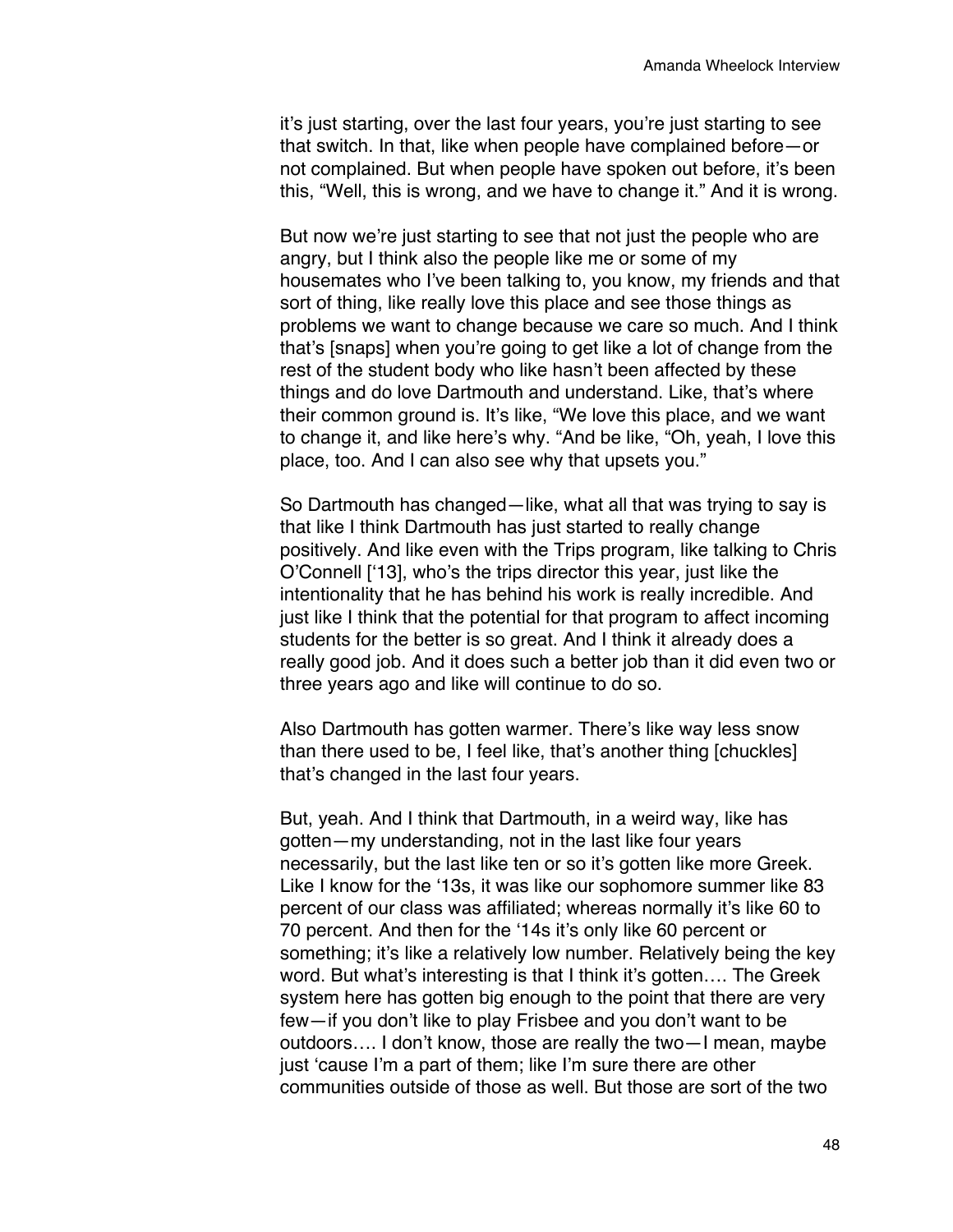it's just starting, over the last four years, you're just starting to see that switch. In that, like when people have complained before—or not complained. But when people have spoken out before, it's been this, "Well, this is wrong, and we have to change it." And it is wrong.

But now we're just starting to see that not just the people who are angry, but I think also the people like me or some of my housemates who I've been talking to, you know, my friends and that sort of thing, like really love this place and see those things as problems we want to change because we care so much. And I think that's [snaps] when you're going to get like a lot of change from the rest of the student body who like hasn't been affected by these things and do love Dartmouth and understand. Like, that's where their common ground is. It's like, "We love this place, and we want to change it, and like here's why. "And be like, "Oh, yeah, I love this place, too. And I can also see why that upsets you."

So Dartmouth has changed—like, what all that was trying to say is that like I think Dartmouth has just started to really change positively. And like even with the Trips program, like talking to Chris O'Connell ['13], who's the trips director this year, just like the intentionality that he has behind his work is really incredible. And just like I think that the potential for that program to affect incoming students for the better is so great. And I think it already does a really good job. And it does such a better job than it did even two or three years ago and like will continue to do so.

Also Dartmouth has gotten warmer. There's like way less snow than there used to be, I feel like, that's another thing [chuckles] that's changed in the last four years.

But, yeah. And I think that Dartmouth, in a weird way, like has gotten—my understanding, not in the last like four years necessarily, but the last like ten or so it's gotten like more Greek. Like I know for the '13s, it was like our sophomore summer like 83 percent of our class was affiliated; whereas normally it's like 60 to 70 percent. And then for the '14s it's only like 60 percent or something; it's like a relatively low number. Relatively being the key word. But what's interesting is that I think it's gotten…. The Greek system here has gotten big enough to the point that there are very few—if you don't like to play Frisbee and you don't want to be outdoors…. I don't know, those are really the two—I mean, maybe just 'cause I'm a part of them; like I'm sure there are other communities outside of those as well. But those are sort of the two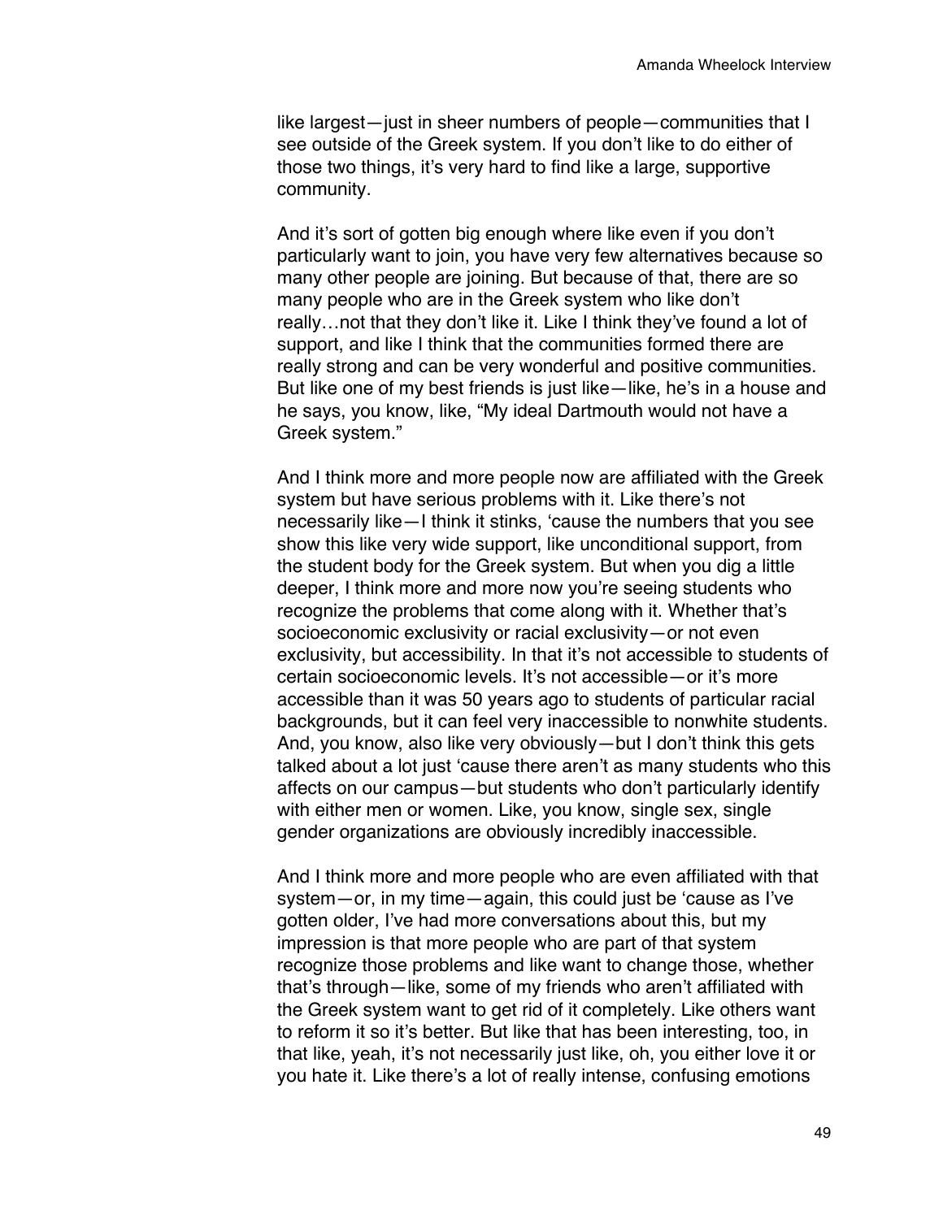like largest—just in sheer numbers of people—communities that I see outside of the Greek system. If you don't like to do either of those two things, it's very hard to find like a large, supportive community.

And it's sort of gotten big enough where like even if you don't particularly want to join, you have very few alternatives because so many other people are joining. But because of that, there are so many people who are in the Greek system who like don't really…not that they don't like it. Like I think they've found a lot of support, and like I think that the communities formed there are really strong and can be very wonderful and positive communities. But like one of my best friends is just like—like, he's in a house and he says, you know, like, "My ideal Dartmouth would not have a Greek system."

And I think more and more people now are affiliated with the Greek system but have serious problems with it. Like there's not necessarily like—I think it stinks, 'cause the numbers that you see show this like very wide support, like unconditional support, from the student body for the Greek system. But when you dig a little deeper, I think more and more now you're seeing students who recognize the problems that come along with it. Whether that's socioeconomic exclusivity or racial exclusivity—or not even exclusivity, but accessibility. In that it's not accessible to students of certain socioeconomic levels. It's not accessible—or it's more accessible than it was 50 years ago to students of particular racial backgrounds, but it can feel very inaccessible to nonwhite students. And, you know, also like very obviously—but I don't think this gets talked about a lot just 'cause there aren't as many students who this affects on our campus—but students who don't particularly identify with either men or women. Like, you know, single sex, single gender organizations are obviously incredibly inaccessible.

And I think more and more people who are even affiliated with that system—or, in my time—again, this could just be 'cause as I've gotten older, I've had more conversations about this, but my impression is that more people who are part of that system recognize those problems and like want to change those, whether that's through—like, some of my friends who aren't affiliated with the Greek system want to get rid of it completely. Like others want to reform it so it's better. But like that has been interesting, too, in that like, yeah, it's not necessarily just like, oh, you either love it or you hate it. Like there's a lot of really intense, confusing emotions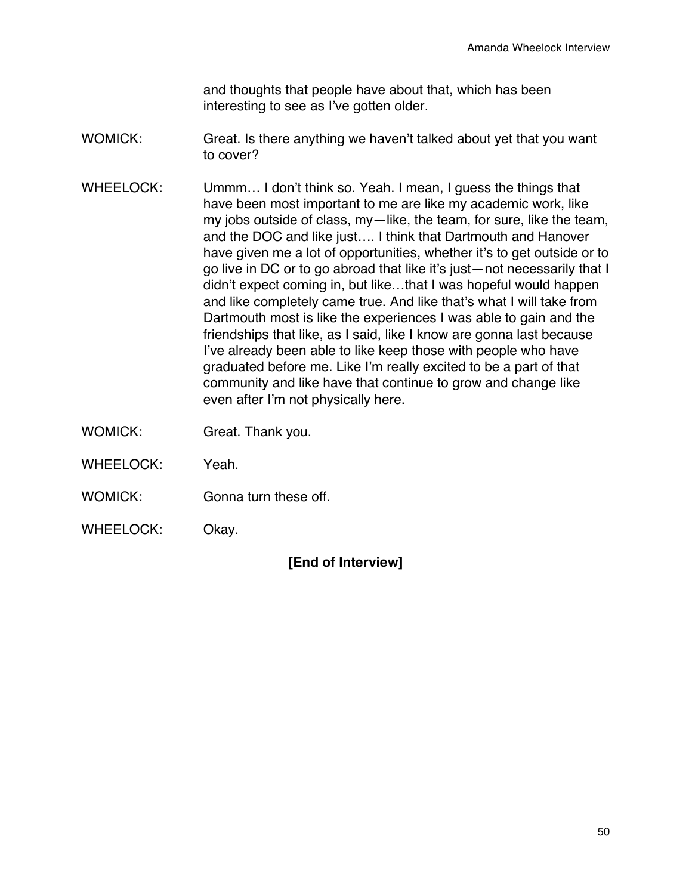and thoughts that people have about that, which has been interesting to see as I've gotten older.

WOMICK: Great. Is there anything we haven't talked about yet that you want to cover?

WHEELOCK: Ummm… I don't think so. Yeah. I mean, I guess the things that have been most important to me are like my academic work, like my jobs outside of class, my—like, the team, for sure, like the team, and the DOC and like just…. I think that Dartmouth and Hanover have given me a lot of opportunities, whether it's to get outside or to go live in DC or to go abroad that like it's just—not necessarily that I didn't expect coming in, but like…that I was hopeful would happen and like completely came true. And like that's what I will take from Dartmouth most is like the experiences I was able to gain and the friendships that like, as I said, like I know are gonna last because I've already been able to like keep those with people who have graduated before me. Like I'm really excited to be a part of that community and like have that continue to grow and change like even after I'm not physically here.

WOMICK: Great. Thank you.

WHEELOCK: Yeah.

WOMICK: Gonna turn these off.

WHEELOCK: Okay.

**[End of Interview]**